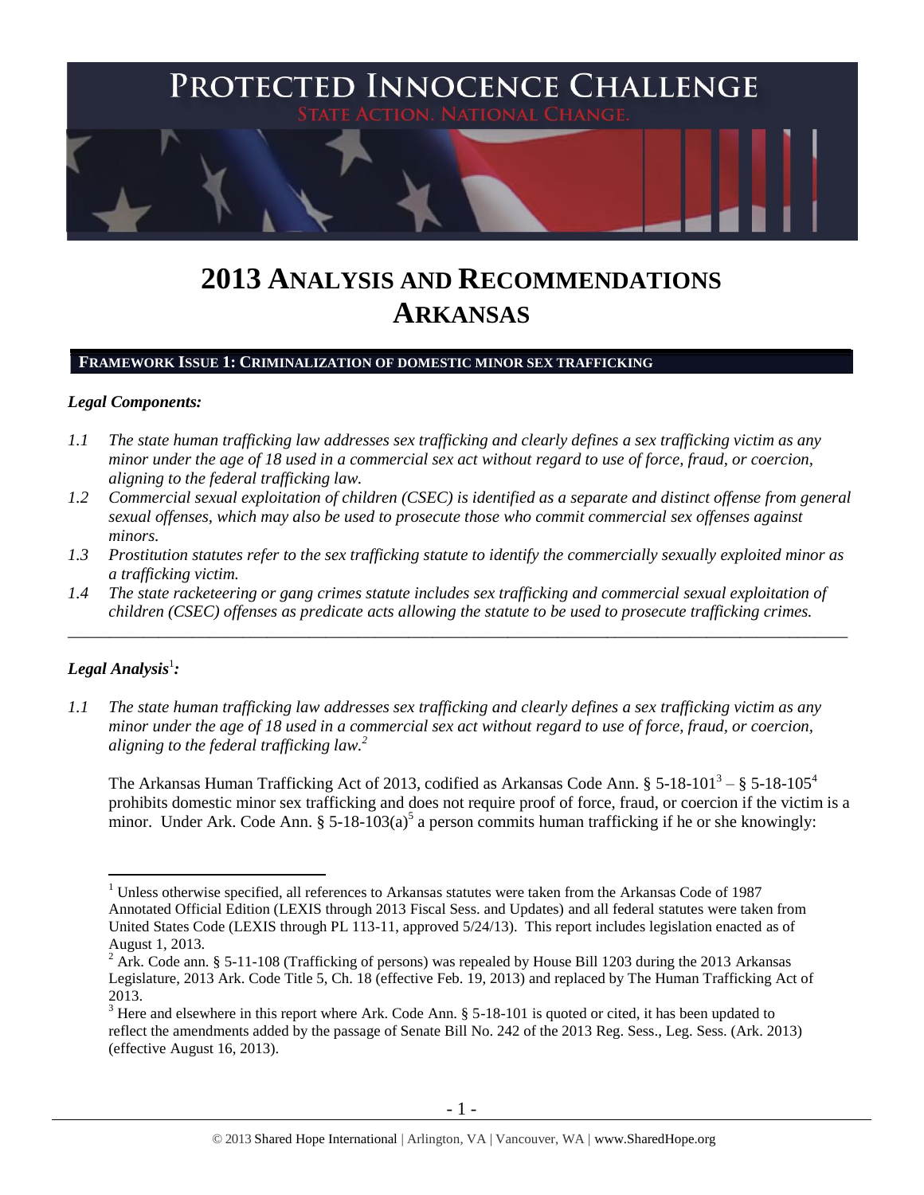# PROTECTED INNOCENCE CHALLENGE

STATE ACTION. NATIONAL CHANGE.

# 2013 ANALYSIS AND RECOMMENDATIONS ARKANSAS

## FRAMEWORK ISSUE 1: CRIMINALIZATION OF DOMESTIC MINOR SEX TRAFFICKING

### *Legal Components:*

*1.1 The state human trafficking law addresses sex trafficking and clearly defines a sex trafficking victim as any minor under the age of 18 used in a commercial sex act without regard to use of force, fraud, or coercion, aligning to the federal trafficking law.*

*1.2 Commercial sexual exploitation of children (CSEC) is identified as a separate and distinct offense from general sexual offenses, which may also be used to prosecute those who commit commercial sex offenses against minors.*

*1.3 Prostitution statutes refer to the sex trafficking statute to identify the commercially sexually exploited minor as a trafficking victim.*

*1.4 The state racketeering or gang crimes statute includes sex trafficking and commercial sexual exploitation of children (CSEC) offenses as predicate acts allowing the statute to be used to prosecute trafficking crimes.*

---

### *Legal Analysis*[1]*:*

*1.1 The state human trafficking law addresses sex trafficking and clearly defines a sex trafficking victim as any minor under the age of 18 used in a commercial sex act without regard to use of force, fraud, or coercion, aligning to the federal trafficking law.*[2]

The Arkansas Human Trafficking Act of 2013, codified as Arkansas Code Ann. § 5-18-101[3] – § 5-18-105[4] prohibits domestic minor sex trafficking and does not require proof of force, fraud, or coercion if the victim is a minor. Under Ark. Code Ann. § 5-18-103(a)[5] a person commits human trafficking if he or she knowingly:

---

[1] Unless otherwise specified, all references to Arkansas statutes were taken from the Arkansas Code of 1987 Annotated Official Edition (LEXIS through 2013 Fiscal Sess. and Updates) and all federal statutes were taken from United States Code (LEXIS through PL 113-11, approved 5/24/13). This report includes legislation enacted as of August 1, 2013.

[2] Ark. Code ann. § 5-11-108 (Trafficking of persons) was repealed by House Bill 1203 during the 2013 Arkansas Legislature, 2013 Ark. Code Title 5, Ch. 18 (effective Feb. 19, 2013) and replaced by The Human Trafficking Act of 2013.

[3] Here and elsewhere in this report where Ark. Code Ann. § 5-18-101 is quoted or cited, it has been updated to reflect the amendments added by the passage of Senate Bill No. 242 of the 2013 Reg. Sess., Leg. Sess. (Ark. 2013) (effective August 16, 2013).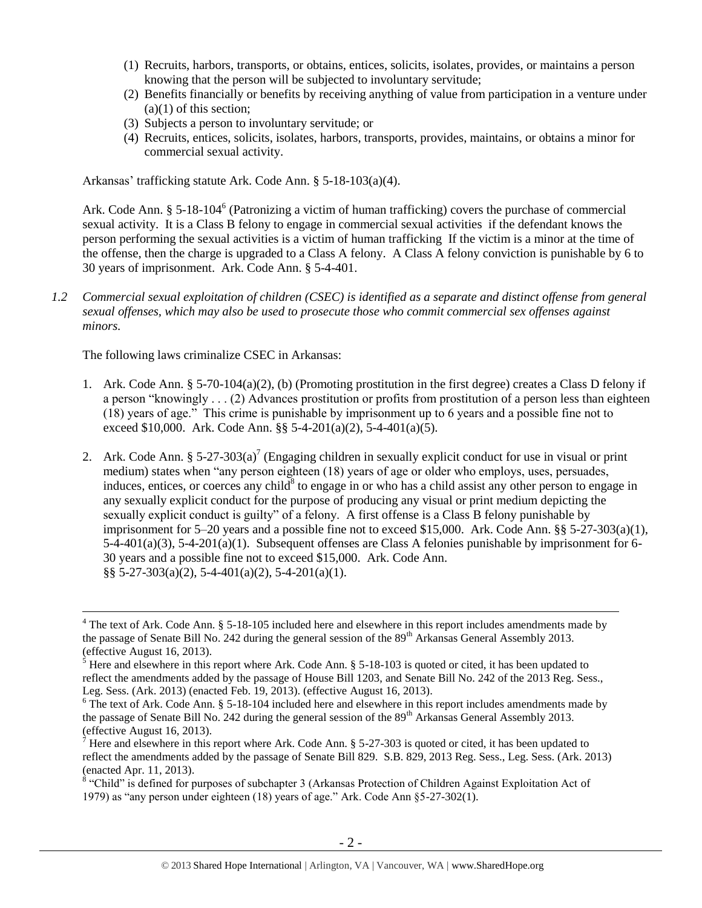(1) Recruits, harbors, transports, or obtains, entices, solicits, isolates, provides, or maintains a person knowing that the person will be subjected to involuntary servitude;
(2) Benefits financially or benefits by receiving anything of value from participation in a venture under (a)(1) of this section;
(3) Subjects a person to involuntary servitude; or
(4) Recruits, entices, solicits, isolates, harbors, transports, provides, maintains, or obtains a minor for commercial sexual activity.

Arkansas' trafficking statute Ark. Code Ann. § 5-18-103(a)(4).

Ark. Code Ann. § 5-18-104[6] (Patronizing a victim of human trafficking) covers the purchase of commercial sexual activity. It is a Class B felony to engage in commercial sexual activities if the defendant knows the person performing the sexual activities is a victim of human trafficking If the victim is a minor at the time of the offense, then the charge is upgraded to a Class A felony. A Class A felony conviction is punishable by 6 to 30 years of imprisonment. Ark. Code Ann. § 5-4-401.

*1.2 Commercial sexual exploitation of children (CSEC) is identified as a separate and distinct offense from general sexual offenses, which may also be used to prosecute those who commit commercial sex offenses against minors.*

The following laws criminalize CSEC in Arkansas:

1. Ark. Code Ann. § 5-70-104(a)(2), (b) (Promoting prostitution in the first degree) creates a Class D felony if a person "knowingly . . . (2) Advances prostitution or profits from prostitution of a person less than eighteen (18) years of age." This crime is punishable by imprisonment up to 6 years and a possible fine not to exceed $10,000. Ark. Code Ann. §§ 5-4-201(a)(2), 5-4-401(a)(5).

2. Ark. Code Ann. § 5-27-303(a)[7] (Engaging children in sexually explicit conduct for use in visual or print medium) states when "any person eighteen (18) years of age or older who employs, uses, persuades, induces, entices, or coerces any child[8] to engage in or who has a child assist any other person to engage in any sexually explicit conduct for the purpose of producing any visual or print medium depicting the sexually explicit conduct is guilty" of a felony. A first offense is a Class B felony punishable by imprisonment for 5–20 years and a possible fine not to exceed $15,000. Ark. Code Ann. §§ 5-27-303(a)(1), 5-4-401(a)(3), 5-4-201(a)(1). Subsequent offenses are Class A felonies punishable by imprisonment for 6-30 years and a possible fine not to exceed $15,000. Ark. Code Ann. §§ 5-27-303(a)(2), 5-4-401(a)(2), 5-4-201(a)(1).

---

[4] The text of Ark. Code Ann. § 5-18-105 included here and elsewhere in this report includes amendments made by the passage of Senate Bill No. 242 during the general session of the 89th Arkansas General Assembly 2013. (effective August 16, 2013).

[5] Here and elsewhere in this report where Ark. Code Ann. § 5-18-103 is quoted or cited, it has been updated to reflect the amendments added by the passage of House Bill 1203, and Senate Bill No. 242 of the 2013 Reg. Sess., Leg. Sess. (Ark. 2013) (enacted Feb. 19, 2013). (effective August 16, 2013).

[6] The text of Ark. Code Ann. § 5-18-104 included here and elsewhere in this report includes amendments made by the passage of Senate Bill No. 242 during the general session of the 89th Arkansas General Assembly 2013. (effective August 16, 2013).

[7] Here and elsewhere in this report where Ark. Code Ann. § 5-27-303 is quoted or cited, it has been updated to reflect the amendments added by the passage of Senate Bill 829. S.B. 829, 2013 Reg. Sess., Leg. Sess. (Ark. 2013) (enacted Apr. 11, 2013).

[8] "Child" is defined for purposes of subchapter 3 (Arkansas Protection of Children Against Exploitation Act of 1979) as "any person under eighteen (18) years of age." Ark. Code Ann §5-27-302(1).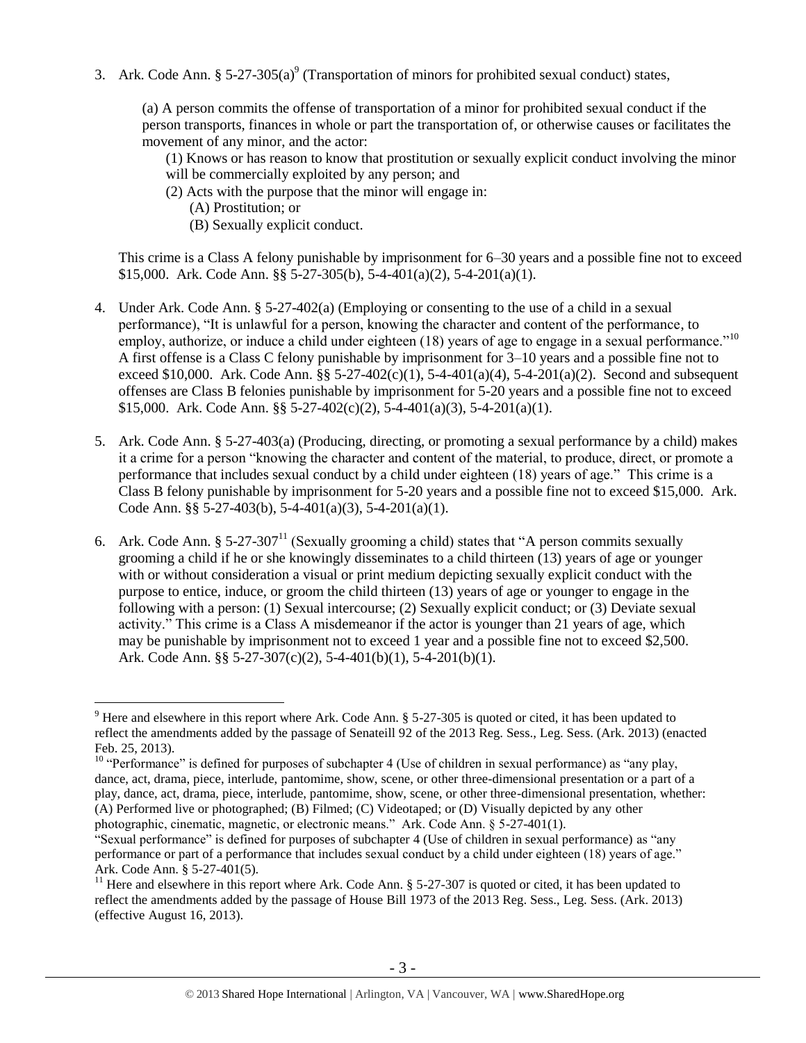3. Ark. Code Ann. § 5-27-305(a)[9] (Transportation of minors for prohibited sexual conduct) states,

   (a) A person commits the offense of transportation of a minor for prohibited sexual conduct if the person transports, finances in whole or part the transportation of, or otherwise causes or facilitates the movement of any minor, and the actor:
   
   (1) Knows or has reason to know that prostitution or sexually explicit conduct involving the minor will be commercially exploited by any person; and
   
   (2) Acts with the purpose that the minor will engage in:
   
   (A) Prostitution; or
   
   (B) Sexually explicit conduct.

   This crime is a Class A felony punishable by imprisonment for 6–30 years and a possible fine not to exceed $15,000. Ark. Code Ann. §§ 5-27-305(b), 5-4-401(a)(2), 5-4-201(a)(1).

4. Under Ark. Code Ann. § 5-27-402(a) (Employing or consenting to the use of a child in a sexual performance), "It is unlawful for a person, knowing the character and content of the performance, to employ, authorize, or induce a child under eighteen (18) years of age to engage in a sexual performance."[10] A first offense is a Class C felony punishable by imprisonment for 3–10 years and a possible fine not to exceed $10,000. Ark. Code Ann. §§ 5-27-402(c)(1), 5-4-401(a)(4), 5-4-201(a)(2). Second and subsequent offenses are Class B felonies punishable by imprisonment for 5-20 years and a possible fine not to exceed $15,000. Ark. Code Ann. §§ 5-27-402(c)(2), 5-4-401(a)(3), 5-4-201(a)(1).

5. Ark. Code Ann. § 5-27-403(a) (Producing, directing, or promoting a sexual performance by a child) makes it a crime for a person "knowing the character and content of the material, to produce, direct, or promote a performance that includes sexual conduct by a child under eighteen (18) years of age." This crime is a Class B felony punishable by imprisonment for 5-20 years and a possible fine not to exceed $15,000. Ark. Code Ann. §§ 5-27-403(b), 5-4-401(a)(3), 5-4-201(a)(1).

6. Ark. Code Ann. § 5-27-307[11] (Sexually grooming a child) states that "A person commits sexually grooming a child if he or she knowingly disseminates to a child thirteen (13) years of age or younger with or without consideration a visual or print medium depicting sexually explicit conduct with the purpose to entice, induce, or groom the child thirteen (13) years of age or younger to engage in the following with a person: (1) Sexual intercourse; (2) Sexually explicit conduct; or (3) Deviate sexual activity." This crime is a Class A misdemeanor if the actor is younger than 21 years of age, which may be punishable by imprisonment not to exceed 1 year and a possible fine not to exceed $2,500. Ark. Code Ann. §§ 5-27-307(c)(2), 5-4-401(b)(1), 5-4-201(b)(1).

---

[9] Here and elsewhere in this report where Ark. Code Ann. § 5-27-305 is quoted or cited, it has been updated to reflect the amendments added by the passage of Senateill 92 of the 2013 Reg. Sess., Leg. Sess. (Ark. 2013) (enacted Feb. 25, 2013).

[10] "Performance" is defined for purposes of subchapter 4 (Use of children in sexual performance) as "any play, dance, act, drama, piece, interlude, pantomime, show, scene, or other three-dimensional presentation or a part of a play, dance, act, drama, piece, interlude, pantomime, show, scene, or other three-dimensional presentation, whether: (A) Performed live or photographed; (B) Filmed; (C) Videotaped; or (D) Visually depicted by any other photographic, cinematic, magnetic, or electronic means." Ark. Code Ann. § 5-27-401(1).
"Sexual performance" is defined for purposes of subchapter 4 (Use of children in sexual performance) as "any performance or part of a performance that includes sexual conduct by a child under eighteen (18) years of age." Ark. Code Ann. § 5-27-401(5).

[11] Here and elsewhere in this report where Ark. Code Ann. § 5-27-307 is quoted or cited, it has been updated to reflect the amendments added by the passage of House Bill 1973 of the 2013 Reg. Sess., Leg. Sess. (Ark. 2013) (effective August 16, 2013).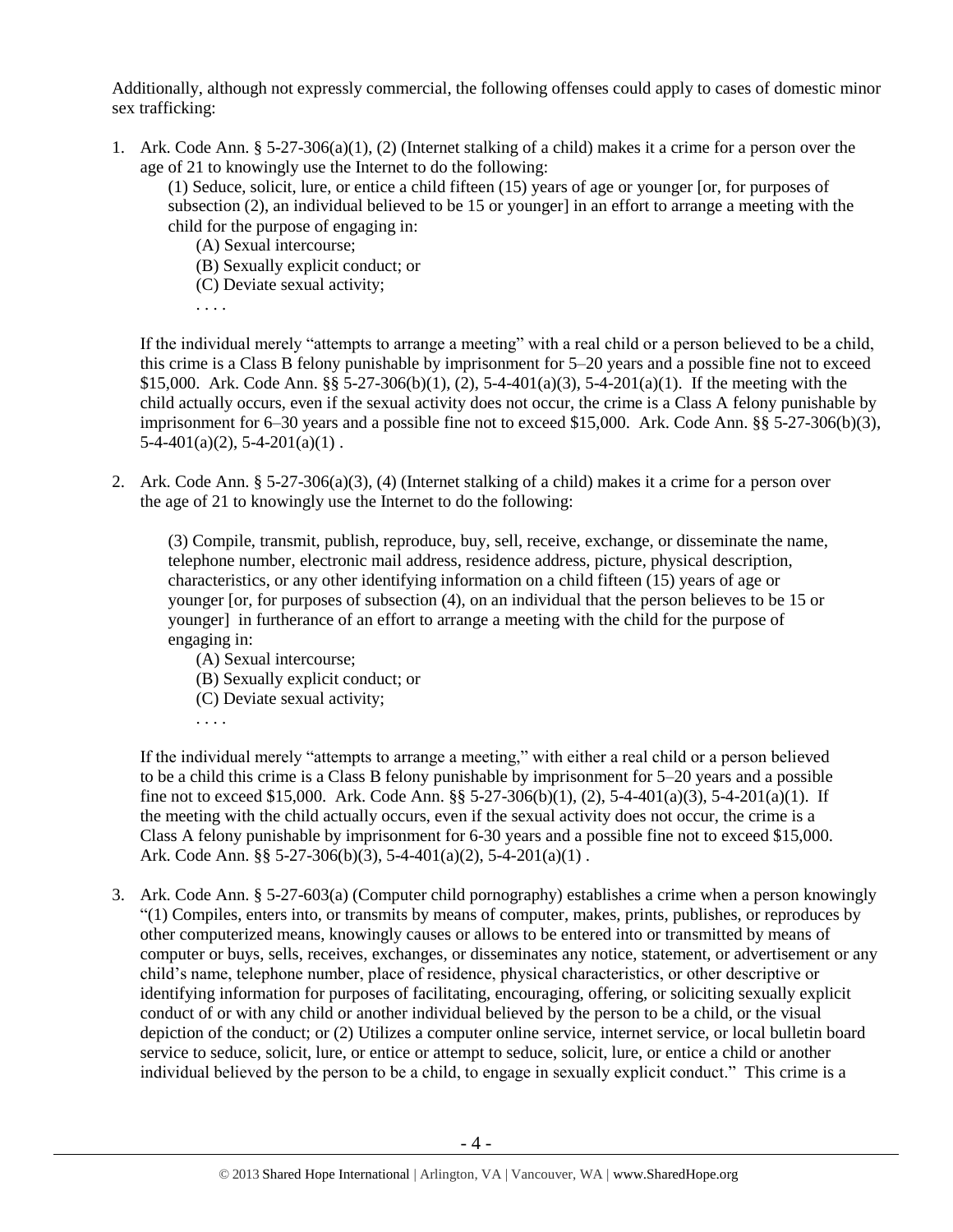Additionally, although not expressly commercial, the following offenses could apply to cases of domestic minor sex trafficking:

1. Ark. Code Ann. § 5-27-306(a)(1), (2) (Internet stalking of a child) makes it a crime for a person over the age of 21 to knowingly use the Internet to do the following:

   (1) Seduce, solicit, lure, or entice a child fifteen (15) years of age or younger [or, for purposes of subsection (2), an individual believed to be 15 or younger] in an effort to arrange a meeting with the child for the purpose of engaging in:

   (A) Sexual intercourse;
   (B) Sexually explicit conduct; or
   (C) Deviate sexual activity;
   . . . .

   If the individual merely "attempts to arrange a meeting" with a real child or a person believed to be a child, this crime is a Class B felony punishable by imprisonment for 5–20 years and a possible fine not to exceed $15,000. Ark. Code Ann. §§ 5-27-306(b)(1), (2), 5-4-401(a)(3), 5-4-201(a)(1). If the meeting with the child actually occurs, even if the sexual activity does not occur, the crime is a Class A felony punishable by imprisonment for 6–30 years and a possible fine not to exceed $15,000. Ark. Code Ann. §§ 5-27-306(b)(3), 5-4-401(a)(2), 5-4-201(a)(1) .

2. Ark. Code Ann. § 5-27-306(a)(3), (4) (Internet stalking of a child) makes it a crime for a person over the age of 21 to knowingly use the Internet to do the following:

   (3) Compile, transmit, publish, reproduce, buy, sell, receive, exchange, or disseminate the name, telephone number, electronic mail address, residence address, picture, physical description, characteristics, or any other identifying information on a child fifteen (15) years of age or younger [or, for purposes of subsection (4), on an individual that the person believes to be 15 or younger] in furtherance of an effort to arrange a meeting with the child for the purpose of engaging in:

   (A) Sexual intercourse;
   (B) Sexually explicit conduct; or
   (C) Deviate sexual activity;
   . . . .

   If the individual merely "attempts to arrange a meeting," with either a real child or a person believed to be a child this crime is a Class B felony punishable by imprisonment for 5–20 years and a possible fine not to exceed $15,000. Ark. Code Ann. §§ 5-27-306(b)(1), (2), 5-4-401(a)(3), 5-4-201(a)(1). If the meeting with the child actually occurs, even if the sexual activity does not occur, the crime is a Class A felony punishable by imprisonment for 6-30 years and a possible fine not to exceed $15,000. Ark. Code Ann. §§ 5-27-306(b)(3), 5-4-401(a)(2), 5-4-201(a)(1) .

3. Ark. Code Ann. § 5-27-603(a) (Computer child pornography) establishes a crime when a person knowingly "(1) Compiles, enters into, or transmits by means of computer, makes, prints, publishes, or reproduces by other computerized means, knowingly causes or allows to be entered into or transmitted by means of computer or buys, sells, receives, exchanges, or disseminates any notice, statement, or advertisement or any child's name, telephone number, place of residence, physical characteristics, or other descriptive or identifying information for purposes of facilitating, encouraging, offering, or soliciting sexually explicit conduct of or with any child or another individual believed by the person to be a child, or the visual depiction of the conduct; or (2) Utilizes a computer online service, internet service, or local bulletin board service to seduce, solicit, lure, or entice or attempt to seduce, solicit, lure, or entice a child or another individual believed by the person to be a child, to engage in sexually explicit conduct." This crime is a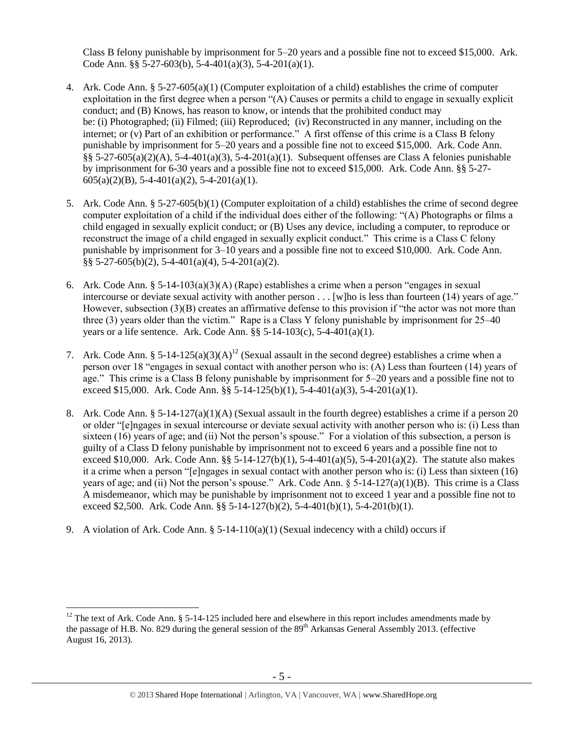Class B felony punishable by imprisonment for 5–20 years and a possible fine not to exceed $15,000. Ark. Code Ann. §§ 5-27-603(b), 5-4-401(a)(3), 5-4-201(a)(1).

4. Ark. Code Ann. § 5-27-605(a)(1) (Computer exploitation of a child) establishes the crime of computer exploitation in the first degree when a person "(A) Causes or permits a child to engage in sexually explicit conduct; and (B) Knows, has reason to know, or intends that the prohibited conduct may be: (i) Photographed; (ii) Filmed; (iii) Reproduced; (iv) Reconstructed in any manner, including on the internet; or (v) Part of an exhibition or performance." A first offense of this crime is a Class B felony punishable by imprisonment for 5–20 years and a possible fine not to exceed $15,000. Ark. Code Ann. §§ 5-27-605(a)(2)(A), 5-4-401(a)(3), 5-4-201(a)(1). Subsequent offenses are Class A felonies punishable by imprisonment for 6-30 years and a possible fine not to exceed $15,000. Ark. Code Ann. §§ 5-27-605(a)(2)(B), 5-4-401(a)(2), 5-4-201(a)(1).

5. Ark. Code Ann. § 5-27-605(b)(1) (Computer exploitation of a child) establishes the crime of second degree computer exploitation of a child if the individual does either of the following: "(A) Photographs or films a child engaged in sexually explicit conduct; or (B) Uses any device, including a computer, to reproduce or reconstruct the image of a child engaged in sexually explicit conduct." This crime is a Class C felony punishable by imprisonment for 3–10 years and a possible fine not to exceed $10,000. Ark. Code Ann. §§ 5-27-605(b)(2), 5-4-401(a)(4), 5-4-201(a)(2).

6. Ark. Code Ann. § 5-14-103(a)(3)(A) (Rape) establishes a crime when a person "engages in sexual intercourse or deviate sexual activity with another person . . . [w]ho is less than fourteen (14) years of age." However, subsection (3)(B) creates an affirmative defense to this provision if "the actor was not more than three (3) years older than the victim." Rape is a Class Y felony punishable by imprisonment for 25–40 years or a life sentence. Ark. Code Ann. §§ 5-14-103(c), 5-4-401(a)(1).

7. Ark. Code Ann. § 5-14-125(a)(3)(A)[12] (Sexual assault in the second degree) establishes a crime when a person over 18 "engages in sexual contact with another person who is: (A) Less than fourteen (14) years of age." This crime is a Class B felony punishable by imprisonment for 5–20 years and a possible fine not to exceed $15,000. Ark. Code Ann. §§ 5-14-125(b)(1), 5-4-401(a)(3), 5-4-201(a)(1).

8. Ark. Code Ann. § 5-14-127(a)(1)(A) (Sexual assault in the fourth degree) establishes a crime if a person 20 or older "[e]ngages in sexual intercourse or deviate sexual activity with another person who is: (i) Less than sixteen (16) years of age; and (ii) Not the person's spouse." For a violation of this subsection, a person is guilty of a Class D felony punishable by imprisonment not to exceed 6 years and a possible fine not to exceed $10,000. Ark. Code Ann. §§ 5-14-127(b)(1), 5-4-401(a)(5), 5-4-201(a)(2). The statute also makes it a crime when a person "[e]ngages in sexual contact with another person who is: (i) Less than sixteen (16) years of age; and (ii) Not the person's spouse." Ark. Code Ann. § 5-14-127(a)(1)(B). This crime is a Class A misdemeanor, which may be punishable by imprisonment not to exceed 1 year and a possible fine not to exceed $2,500. Ark. Code Ann. §§ 5-14-127(b)(2), 5-4-401(b)(1), 5-4-201(b)(1).

9. A violation of Ark. Code Ann. § 5-14-110(a)(1) (Sexual indecency with a child) occurs if

[12] The text of Ark. Code Ann. § 5-14-125 included here and elsewhere in this report includes amendments made by the passage of H.B. No. 829 during the general session of the 89th Arkansas General Assembly 2013. (effective August 16, 2013).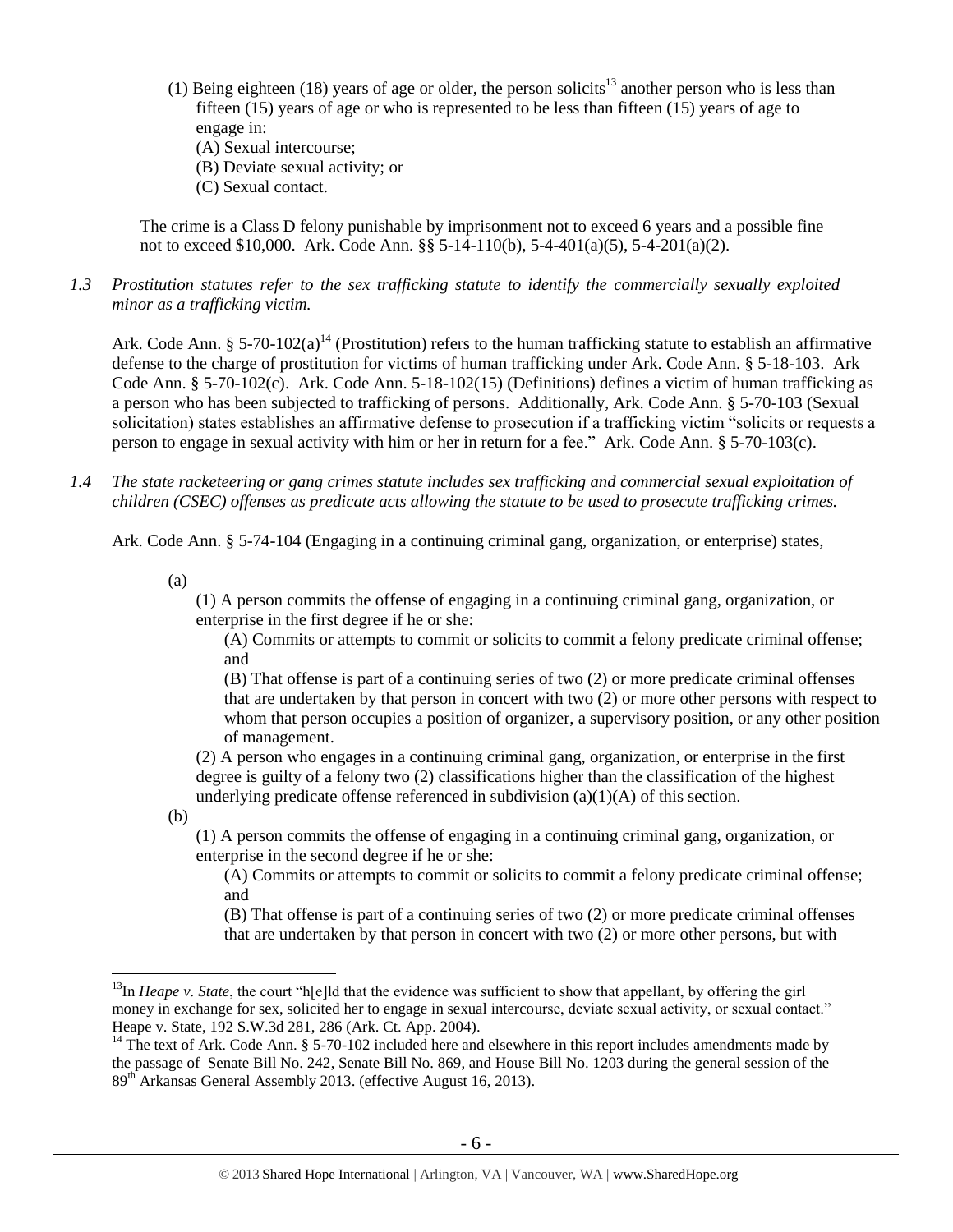(1) Being eighteen (18) years of age or older, the person solicits[13] another person who is less than fifteen (15) years of age or who is represented to be less than fifteen (15) years of age to engage in:
(A) Sexual intercourse;
(B) Deviate sexual activity; or
(C) Sexual contact.

The crime is a Class D felony punishable by imprisonment not to exceed 6 years and a possible fine not to exceed $10,000. Ark. Code Ann. §§ 5-14-110(b), 5-4-401(a)(5), 5-4-201(a)(2).

*1.3 Prostitution statutes refer to the sex trafficking statute to identify the commercially sexually exploited minor as a trafficking victim.*

Ark. Code Ann. § 5-70-102(a)[14] (Prostitution) refers to the human trafficking statute to establish an affirmative defense to the charge of prostitution for victims of human trafficking under Ark. Code Ann. § 5-18-103. Ark Code Ann. § 5-70-102(c). Ark. Code Ann. 5-18-102(15) (Definitions) defines a victim of human trafficking as a person who has been subjected to trafficking of persons. Additionally, Ark. Code Ann. § 5-70-103 (Sexual solicitation) states establishes an affirmative defense to prosecution if a trafficking victim "solicits or requests a person to engage in sexual activity with him or her in return for a fee." Ark. Code Ann. § 5-70-103(c).

*1.4 The state racketeering or gang crimes statute includes sex trafficking and commercial sexual exploitation of children (CSEC) offenses as predicate acts allowing the statute to be used to prosecute trafficking crimes.*

Ark. Code Ann. § 5-74-104 (Engaging in a continuing criminal gang, organization, or enterprise) states,

(a)
(1) A person commits the offense of engaging in a continuing criminal gang, organization, or enterprise in the first degree if he or she:
(A) Commits or attempts to commit or solicits to commit a felony predicate criminal offense; and
(B) That offense is part of a continuing series of two (2) or more predicate criminal offenses that are undertaken by that person in concert with two (2) or more other persons with respect to whom that person occupies a position of organizer, a supervisory position, or any other position of management.
(2) A person who engages in a continuing criminal gang, organization, or enterprise in the first degree is guilty of a felony two (2) classifications higher than the classification of the highest underlying predicate offense referenced in subdivision (a)(1)(A) of this section.

(b)
(1) A person commits the offense of engaging in a continuing criminal gang, organization, or enterprise in the second degree if he or she:
(A) Commits or attempts to commit or solicits to commit a felony predicate criminal offense; and
(B) That offense is part of a continuing series of two (2) or more predicate criminal offenses that are undertaken by that person in concert with two (2) or more other persons, but with

---

[13] In *Heape v. State*, the court "h[e]ld that the evidence was sufficient to show that appellant, by offering the girl money in exchange for sex, solicited her to engage in sexual intercourse, deviate sexual activity, or sexual contact." Heape v. State, 192 S.W.3d 281, 286 (Ark. Ct. App. 2004).

[14] The text of Ark. Code Ann. § 5-70-102 included here and elsewhere in this report includes amendments made by the passage of Senate Bill No. 242, Senate Bill No. 869, and House Bill No. 1203 during the general session of the 89th Arkansas General Assembly 2013. (effective August 16, 2013).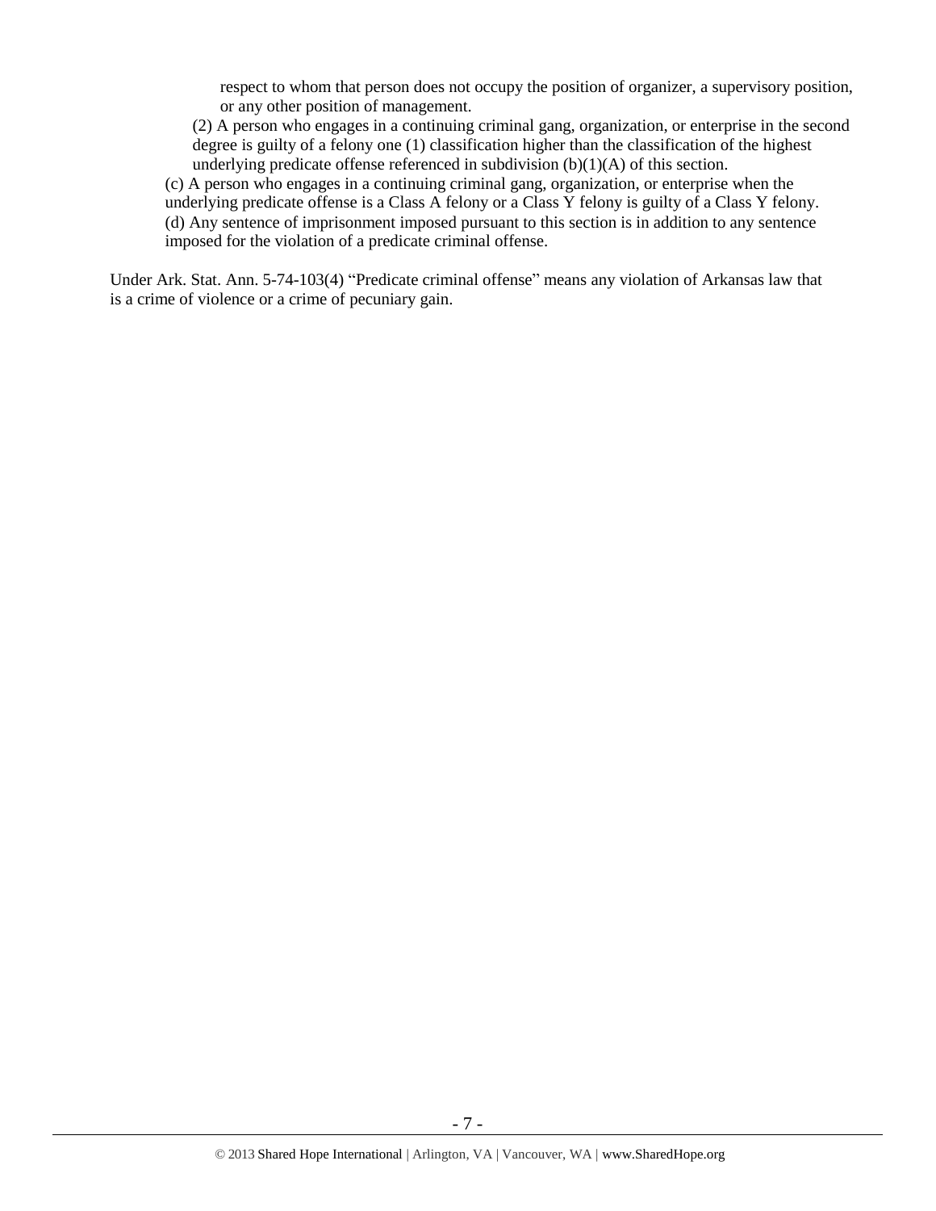respect to whom that person does not occupy the position of organizer, a supervisory position, or any other position of management.

(2) A person who engages in a continuing criminal gang, organization, or enterprise in the second degree is guilty of a felony one (1) classification higher than the classification of the highest underlying predicate offense referenced in subdivision (b)(1)(A) of this section.

(c) A person who engages in a continuing criminal gang, organization, or enterprise when the underlying predicate offense is a Class A felony or a Class Y felony is guilty of a Class Y felony.

(d) Any sentence of imprisonment imposed pursuant to this section is in addition to any sentence imposed for the violation of a predicate criminal offense.

Under Ark. Stat. Ann. 5-74-103(4) "Predicate criminal offense" means any violation of Arkansas law that is a crime of violence or a crime of pecuniary gain.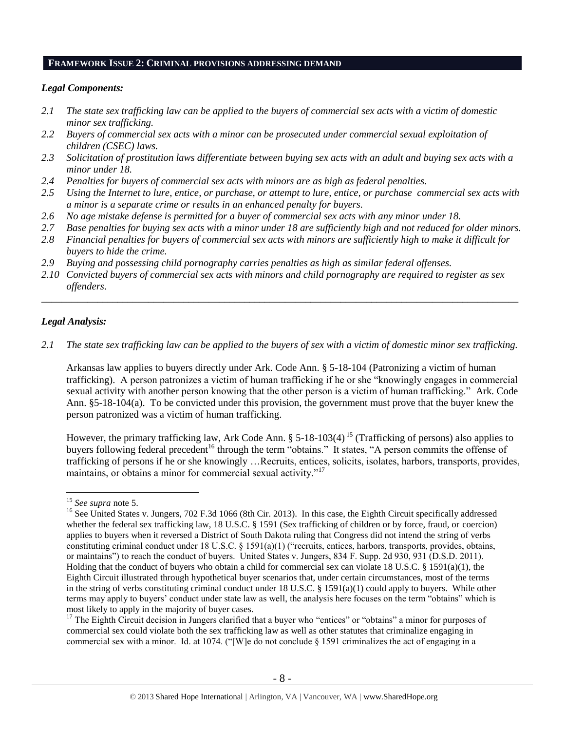## FRAMEWORK ISSUE 2: CRIMINAL PROVISIONS ADDRESSING DEMAND

### *Legal Components:*

- *2.1 The state sex trafficking law can be applied to the buyers of commercial sex acts with a victim of domestic minor sex trafficking.*
- *2.2 Buyers of commercial sex acts with a minor can be prosecuted under commercial sexual exploitation of children (CSEC) laws.*
- *2.3 Solicitation of prostitution laws differentiate between buying sex acts with an adult and buying sex acts with a minor under 18.*
- *2.4 Penalties for buyers of commercial sex acts with minors are as high as federal penalties.*
- *2.5 Using the Internet to lure, entice, or purchase, or attempt to lure, entice, or purchase commercial sex acts with a minor is a separate crime or results in an enhanced penalty for buyers.*
- *2.6 No age mistake defense is permitted for a buyer of commercial sex acts with any minor under 18.*
- *2.7 Base penalties for buying sex acts with a minor under 18 are sufficiently high and not reduced for older minors.*
- *2.8 Financial penalties for buyers of commercial sex acts with minors are sufficiently high to make it difficult for buyers to hide the crime.*
- *2.9 Buying and possessing child pornography carries penalties as high as similar federal offenses.*
- *2.10 Convicted buyers of commercial sex acts with minors and child pornography are required to register as sex offenders.*

---

### *Legal Analysis:*

*2.1 The state sex trafficking law can be applied to the buyers of sex with a victim of domestic minor sex trafficking.*

Arkansas law applies to buyers directly under Ark. Code Ann. § 5-18-104 (Patronizing a victim of human trafficking). A person patronizes a victim of human trafficking if he or she "knowingly engages in commercial sexual activity with another person knowing that the other person is a victim of human trafficking." Ark. Code Ann. §5-18-104(a). To be convicted under this provision, the government must prove that the buyer knew the person patronized was a victim of human trafficking.

However, the primary trafficking law, Ark Code Ann. § 5-18-103(4)[15] (Trafficking of persons) also applies to buyers following federal precedent[16] through the term "obtains." It states, "A person commits the offense of trafficking of persons if he or she knowingly …Recruits, entices, solicits, isolates, harbors, transports, provides, maintains, or obtains a minor for commercial sexual activity."[17]

---

[15] *See supra* note 5.

[16] See United States v. Jungers, 702 F.3d 1066 (8th Cir. 2013). In this case, the Eighth Circuit specifically addressed whether the federal sex trafficking law, 18 U.S.C. § 1591 (Sex trafficking of children or by force, fraud, or coercion) applies to buyers when it reversed a District of South Dakota ruling that Congress did not intend the string of verbs constituting criminal conduct under 18 U.S.C. § 1591(a)(1) ("recruits, entices, harbors, transports, provides, obtains, or maintains") to reach the conduct of buyers. United States v. Jungers, 834 F. Supp. 2d 930, 931 (D.S.D. 2011). Holding that the conduct of buyers who obtain a child for commercial sex can violate 18 U.S.C. § 1591(a)(1), the Eighth Circuit illustrated through hypothetical buyer scenarios that, under certain circumstances, most of the terms in the string of verbs constituting criminal conduct under 18 U.S.C. § 1591(a)(1) could apply to buyers. While other terms may apply to buyers' conduct under state law as well, the analysis here focuses on the term "obtains" which is most likely to apply in the majority of buyer cases.

[17] The Eighth Circuit decision in Jungers clarified that a buyer who "entices" or "obtains" a minor for purposes of commercial sex could violate both the sex trafficking law as well as other statutes that criminalize engaging in commercial sex with a minor. Id. at 1074. ("[W]e do not conclude § 1591 criminalizes the act of engaging in a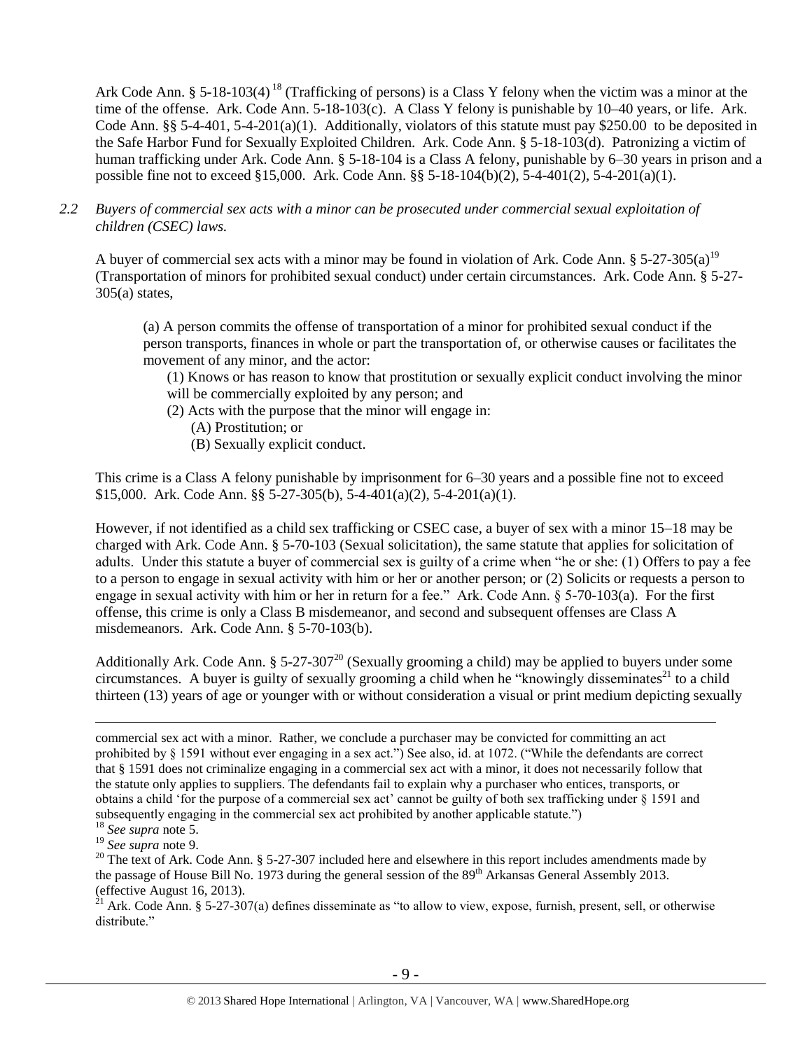Ark Code Ann. § 5-18-103(4) [18] (Trafficking of persons) is a Class Y felony when the victim was a minor at the time of the offense. Ark. Code Ann. 5-18-103(c). A Class Y felony is punishable by 10–40 years, or life. Ark. Code Ann. §§ 5-4-401, 5-4-201(a)(1). Additionally, violators of this statute must pay $250.00 to be deposited in the Safe Harbor Fund for Sexually Exploited Children. Ark. Code Ann. § 5-18-103(d). Patronizing a victim of human trafficking under Ark. Code Ann. § 5-18-104 is a Class A felony, punishable by 6–30 years in prison and a possible fine not to exceed §15,000. Ark. Code Ann. §§ 5-18-104(b)(2), 5-4-401(2), 5-4-201(a)(1).

*2.2 Buyers of commercial sex acts with a minor can be prosecuted under commercial sexual exploitation of children (CSEC) laws.*

A buyer of commercial sex acts with a minor may be found in violation of Ark. Code Ann. § 5-27-305(a)[19] (Transportation of minors for prohibited sexual conduct) under certain circumstances. Ark. Code Ann. § 5-27-305(a) states,

> (a) A person commits the offense of transportation of a minor for prohibited sexual conduct if the person transports, finances in whole or part the transportation of, or otherwise causes or facilitates the movement of any minor, and the actor:
>
> (1) Knows or has reason to know that prostitution or sexually explicit conduct involving the minor will be commercially exploited by any person; and
>
> (2) Acts with the purpose that the minor will engage in:
>
> (A) Prostitution; or
>
> (B) Sexually explicit conduct.

This crime is a Class A felony punishable by imprisonment for 6–30 years and a possible fine not to exceed $15,000. Ark. Code Ann. §§ 5-27-305(b), 5-4-401(a)(2), 5-4-201(a)(1).

However, if not identified as a child sex trafficking or CSEC case, a buyer of sex with a minor 15–18 may be charged with Ark. Code Ann. § 5-70-103 (Sexual solicitation), the same statute that applies for solicitation of adults. Under this statute a buyer of commercial sex is guilty of a crime when "he or she: (1) Offers to pay a fee to a person to engage in sexual activity with him or her or another person; or (2) Solicits or requests a person to engage in sexual activity with him or her in return for a fee." Ark. Code Ann. § 5-70-103(a). For the first offense, this crime is only a Class B misdemeanor, and second and subsequent offenses are Class A misdemeanors. Ark. Code Ann. § 5-70-103(b).

Additionally Ark. Code Ann. § 5-27-307[20] (Sexually grooming a child) may be applied to buyers under some circumstances. A buyer is guilty of sexually grooming a child when he "knowingly disseminates[21] to a child thirteen (13) years of age or younger with or without consideration a visual or print medium depicting sexually

---

commercial sex act with a minor. Rather, we conclude a purchaser may be convicted for committing an act prohibited by § 1591 without ever engaging in a sex act.") See also, id. at 1072. ("While the defendants are correct that § 1591 does not criminalize engaging in a commercial sex act with a minor, it does not necessarily follow that the statute only applies to suppliers. The defendants fail to explain why a purchaser who entices, transports, or obtains a child 'for the purpose of a commercial sex act' cannot be guilty of both sex trafficking under § 1591 and subsequently engaging in the commercial sex act prohibited by another applicable statute.")

[18] *See supra* note 5.

[19] *See supra* note 9.

[20] The text of Ark. Code Ann. § 5-27-307 included here and elsewhere in this report includes amendments made by the passage of House Bill No. 1973 during the general session of the 89th Arkansas General Assembly 2013. (effective August 16, 2013).

[21] Ark. Code Ann. § 5-27-307(a) defines disseminate as "to allow to view, expose, furnish, present, sell, or otherwise distribute."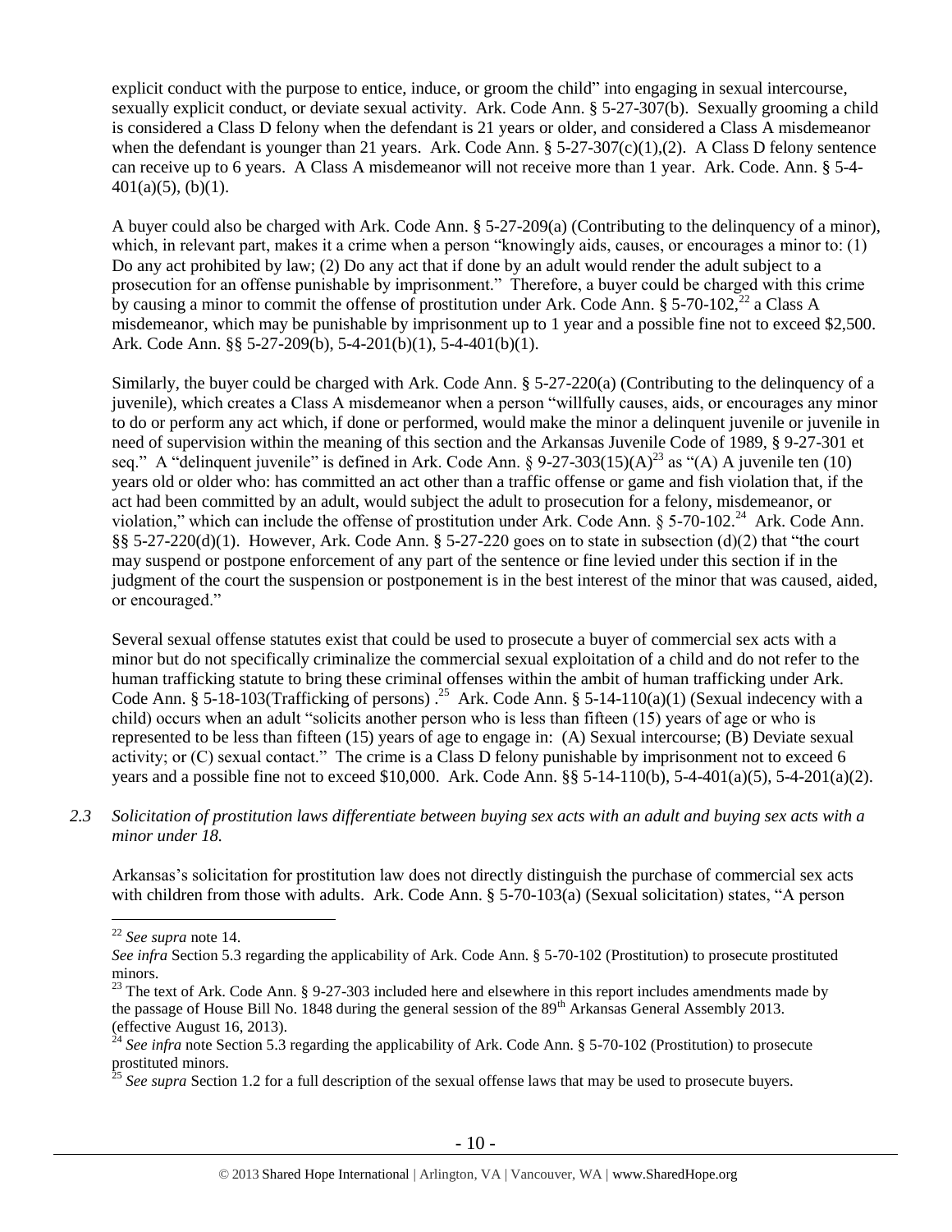explicit conduct with the purpose to entice, induce, or groom the child" into engaging in sexual intercourse, sexually explicit conduct, or deviate sexual activity. Ark. Code Ann. § 5-27-307(b). Sexually grooming a child is considered a Class D felony when the defendant is 21 years or older, and considered a Class A misdemeanor when the defendant is younger than 21 years. Ark. Code Ann. § 5-27-307(c)(1),(2). A Class D felony sentence can receive up to 6 years. A Class A misdemeanor will not receive more than 1 year. Ark. Code. Ann. § 5-4-401(a)(5), (b)(1).

A buyer could also be charged with Ark. Code Ann. § 5-27-209(a) (Contributing to the delinquency of a minor), which, in relevant part, makes it a crime when a person "knowingly aids, causes, or encourages a minor to: (1) Do any act prohibited by law; (2) Do any act that if done by an adult would render the adult subject to a prosecution for an offense punishable by imprisonment." Therefore, a buyer could be charged with this crime by causing a minor to commit the offense of prostitution under Ark. Code Ann. § 5-70-102,[22] a Class A misdemeanor, which may be punishable by imprisonment up to 1 year and a possible fine not to exceed $2,500. Ark. Code Ann. §§ 5-27-209(b), 5-4-201(b)(1), 5-4-401(b)(1).

Similarly, the buyer could be charged with Ark. Code Ann. § 5-27-220(a) (Contributing to the delinquency of a juvenile), which creates a Class A misdemeanor when a person "willfully causes, aids, or encourages any minor to do or perform any act which, if done or performed, would make the minor a delinquent juvenile or juvenile in need of supervision within the meaning of this section and the Arkansas Juvenile Code of 1989, § 9-27-301 et seq." A "delinquent juvenile" is defined in Ark. Code Ann. § 9-27-303(15)(A)[23] as "(A) A juvenile ten (10) years old or older who: has committed an act other than a traffic offense or game and fish violation that, if the act had been committed by an adult, would subject the adult to prosecution for a felony, misdemeanor, or violation," which can include the offense of prostitution under Ark. Code Ann. § 5-70-102.[24] Ark. Code Ann. §§ 5-27-220(d)(1). However, Ark. Code Ann. § 5-27-220 goes on to state in subsection (d)(2) that "the court may suspend or postpone enforcement of any part of the sentence or fine levied under this section if in the judgment of the court the suspension or postponement is in the best interest of the minor that was caused, aided, or encouraged."

Several sexual offense statutes exist that could be used to prosecute a buyer of commercial sex acts with a minor but do not specifically criminalize the commercial sexual exploitation of a child and do not refer to the human trafficking statute to bring these criminal offenses within the ambit of human trafficking under Ark. Code Ann. § 5-18-103(Trafficking of persons) .[25] Ark. Code Ann. § 5-14-110(a)(1) (Sexual indecency with a child) occurs when an adult "solicits another person who is less than fifteen (15) years of age or who is represented to be less than fifteen (15) years of age to engage in: (A) Sexual intercourse; (B) Deviate sexual activity; or (C) sexual contact." The crime is a Class D felony punishable by imprisonment not to exceed 6 years and a possible fine not to exceed $10,000. Ark. Code Ann. §§ 5-14-110(b), 5-4-401(a)(5), 5-4-201(a)(2).

*2.3 Solicitation of prostitution laws differentiate between buying sex acts with an adult and buying sex acts with a minor under 18.*

Arkansas's solicitation for prostitution law does not directly distinguish the purchase of commercial sex acts with children from those with adults. Ark. Code Ann. § 5-70-103(a) (Sexual solicitation) states, "A person

---

[22] *See supra* note 14.
*See infra* Section 5.3 regarding the applicability of Ark. Code Ann. § 5-70-102 (Prostitution) to prosecute prostituted minors.

[23] The text of Ark. Code Ann. § 9-27-303 included here and elsewhere in this report includes amendments made by the passage of House Bill No. 1848 during the general session of the 89th Arkansas General Assembly 2013. (effective August 16, 2013).

[24] *See infra* note Section 5.3 regarding the applicability of Ark. Code Ann. § 5-70-102 (Prostitution) to prosecute prostituted minors.

[25] *See supra* Section 1.2 for a full description of the sexual offense laws that may be used to prosecute buyers.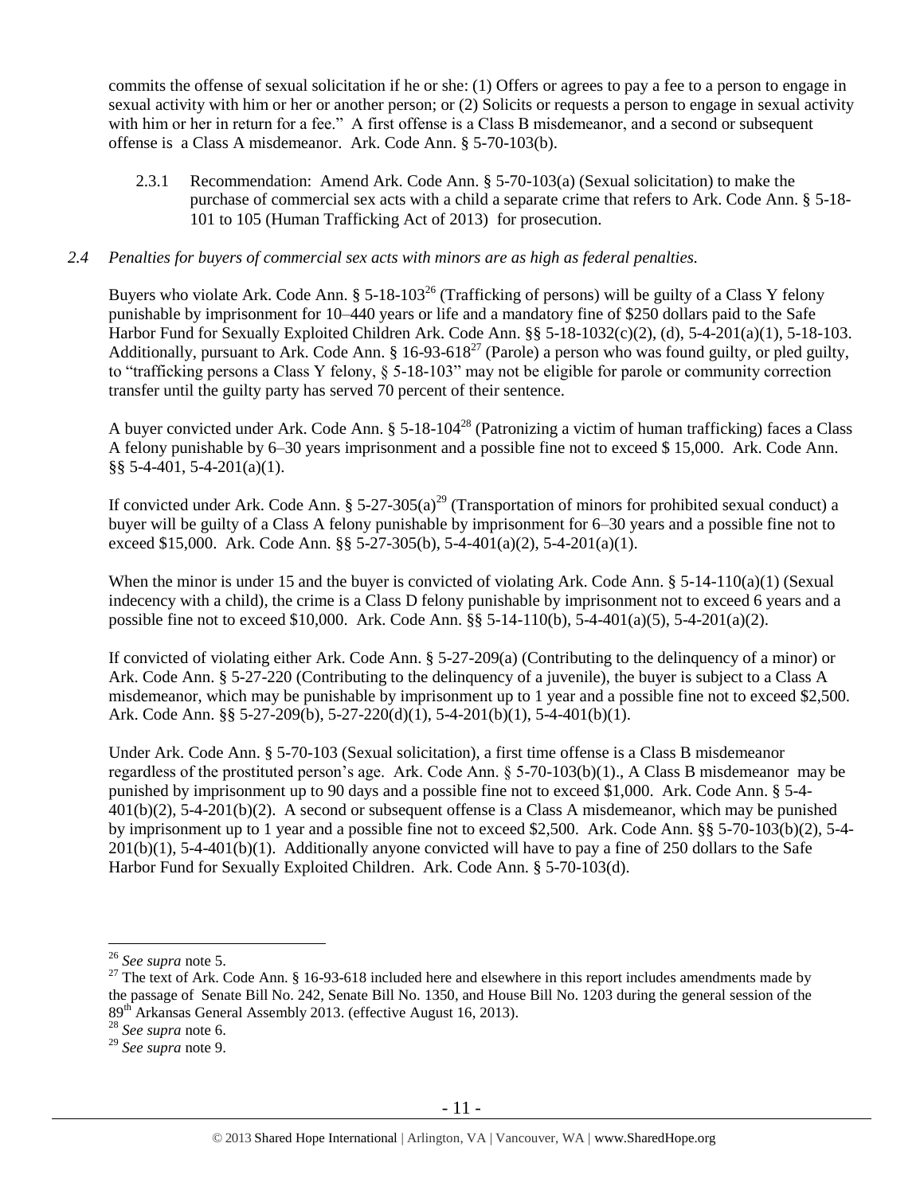commits the offense of sexual solicitation if he or she: (1) Offers or agrees to pay a fee to a person to engage in sexual activity with him or her or another person; or (2) Solicits or requests a person to engage in sexual activity with him or her in return for a fee." A first offense is a Class B misdemeanor, and a second or subsequent offense is a Class A misdemeanor. Ark. Code Ann. § 5-70-103(b).

2.3.1 Recommendation: Amend Ark. Code Ann. § 5-70-103(a) (Sexual solicitation) to make the purchase of commercial sex acts with a child a separate crime that refers to Ark. Code Ann. § 5-18-101 to 105 (Human Trafficking Act of 2013) for prosecution.

*2.4 Penalties for buyers of commercial sex acts with minors are as high as federal penalties.*

Buyers who violate Ark. Code Ann. § 5-18-103[26] (Trafficking of persons) will be guilty of a Class Y felony punishable by imprisonment for 10–440 years or life and a mandatory fine of $250 dollars paid to the Safe Harbor Fund for Sexually Exploited Children Ark. Code Ann. §§ 5-18-1032(c)(2), (d), 5-4-201(a)(1), 5-18-103. Additionally, pursuant to Ark. Code Ann. § 16-93-618[27] (Parole) a person who was found guilty, or pled guilty, to "trafficking persons a Class Y felony, § 5-18-103" may not be eligible for parole or community correction transfer until the guilty party has served 70 percent of their sentence.

A buyer convicted under Ark. Code Ann. § 5-18-104[28] (Patronizing a victim of human trafficking) faces a Class A felony punishable by 6–30 years imprisonment and a possible fine not to exceed $ 15,000. Ark. Code Ann. §§ 5-4-401, 5-4-201(a)(1).

If convicted under Ark. Code Ann. § 5-27-305(a)[29] (Transportation of minors for prohibited sexual conduct) a buyer will be guilty of a Class A felony punishable by imprisonment for 6–30 years and a possible fine not to exceed $15,000. Ark. Code Ann. §§ 5-27-305(b), 5-4-401(a)(2), 5-4-201(a)(1).

When the minor is under 15 and the buyer is convicted of violating Ark. Code Ann. § 5-14-110(a)(1) (Sexual indecency with a child), the crime is a Class D felony punishable by imprisonment not to exceed 6 years and a possible fine not to exceed $10,000. Ark. Code Ann. §§ 5-14-110(b), 5-4-401(a)(5), 5-4-201(a)(2).

If convicted of violating either Ark. Code Ann. § 5-27-209(a) (Contributing to the delinquency of a minor) or Ark. Code Ann. § 5-27-220 (Contributing to the delinquency of a juvenile), the buyer is subject to a Class A misdemeanor, which may be punishable by imprisonment up to 1 year and a possible fine not to exceed $2,500. Ark. Code Ann. §§ 5-27-209(b), 5-27-220(d)(1), 5-4-201(b)(1), 5-4-401(b)(1).

Under Ark. Code Ann. § 5-70-103 (Sexual solicitation), a first time offense is a Class B misdemeanor regardless of the prostituted person's age. Ark. Code Ann. § 5-70-103(b)(1)., A Class B misdemeanor may be punished by imprisonment up to 90 days and a possible fine not to exceed $1,000. Ark. Code Ann. § 5-4-401(b)(2), 5-4-201(b)(2). A second or subsequent offense is a Class A misdemeanor, which may be punished by imprisonment up to 1 year and a possible fine not to exceed $2,500. Ark. Code Ann. §§ 5-70-103(b)(2), 5-4-201(b)(1), 5-4-401(b)(1). Additionally anyone convicted will have to pay a fine of 250 dollars to the Safe Harbor Fund for Sexually Exploited Children. Ark. Code Ann. § 5-70-103(d).

---

[26] *See supra* note 5.

[27] The text of Ark. Code Ann. § 16-93-618 included here and elsewhere in this report includes amendments made by the passage of Senate Bill No. 242, Senate Bill No. 1350, and House Bill No. 1203 during the general session of the 89th Arkansas General Assembly 2013. (effective August 16, 2013).

[28] *See supra* note 6.

[29] *See supra* note 9.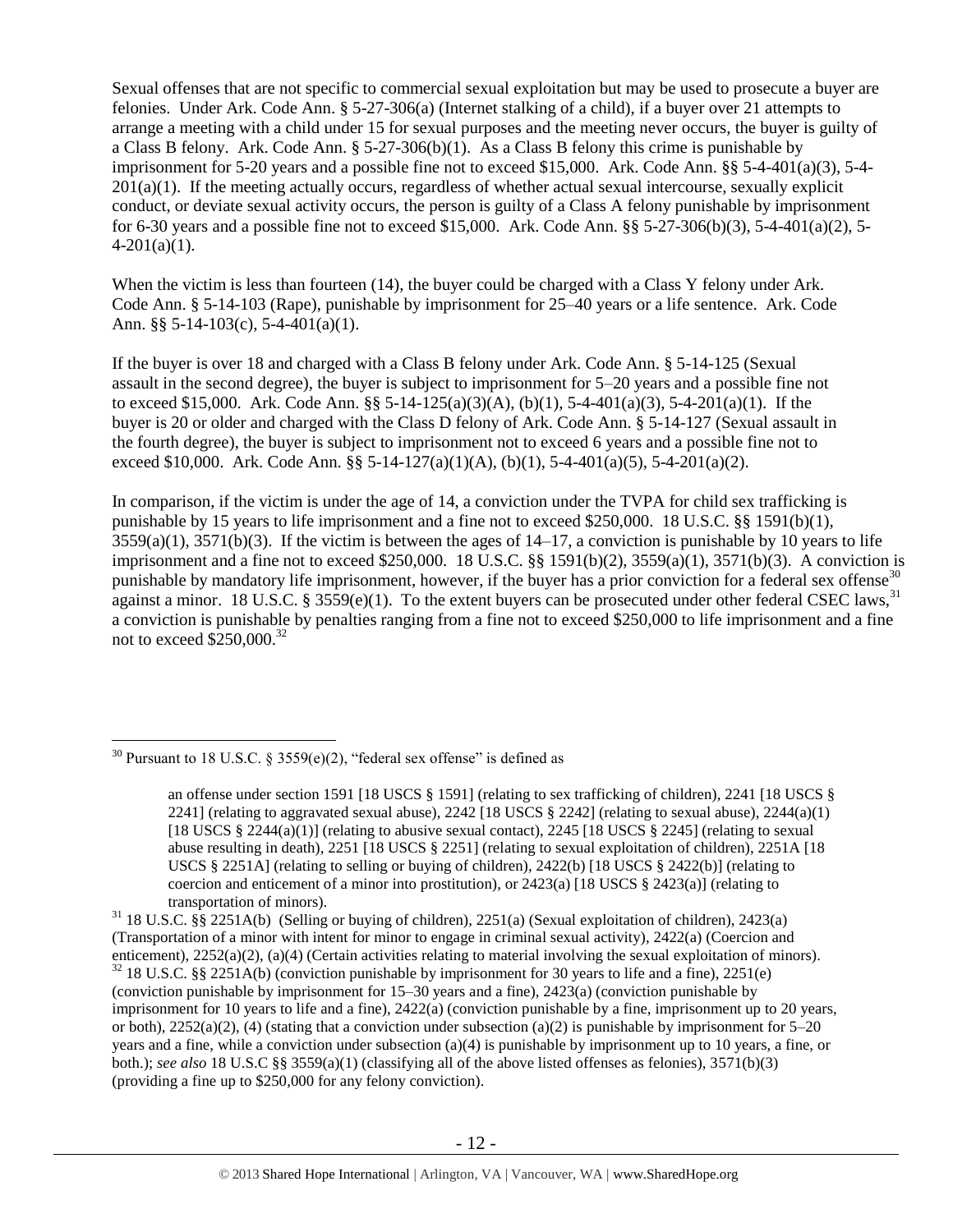Sexual offenses that are not specific to commercial sexual exploitation but may be used to prosecute a buyer are felonies. Under Ark. Code Ann. § 5-27-306(a) (Internet stalking of a child), if a buyer over 21 attempts to arrange a meeting with a child under 15 for sexual purposes and the meeting never occurs, the buyer is guilty of a Class B felony. Ark. Code Ann. § 5-27-306(b)(1). As a Class B felony this crime is punishable by imprisonment for 5-20 years and a possible fine not to exceed $15,000. Ark. Code Ann. §§ 5-4-401(a)(3), 5-4-201(a)(1). If the meeting actually occurs, regardless of whether actual sexual intercourse, sexually explicit conduct, or deviate sexual activity occurs, the person is guilty of a Class A felony punishable by imprisonment for 6-30 years and a possible fine not to exceed $15,000. Ark. Code Ann. §§ 5-27-306(b)(3), 5-4-401(a)(2), 5-4-201(a)(1).

When the victim is less than fourteen (14), the buyer could be charged with a Class Y felony under Ark. Code Ann. § 5-14-103 (Rape), punishable by imprisonment for 25–40 years or a life sentence. Ark. Code Ann. §§ 5-14-103(c), 5-4-401(a)(1).

If the buyer is over 18 and charged with a Class B felony under Ark. Code Ann. § 5-14-125 (Sexual assault in the second degree), the buyer is subject to imprisonment for 5–20 years and a possible fine not to exceed $15,000. Ark. Code Ann. §§ 5-14-125(a)(3)(A), (b)(1), 5-4-401(a)(3), 5-4-201(a)(1). If the buyer is 20 or older and charged with the Class D felony of Ark. Code Ann. § 5-14-127 (Sexual assault in the fourth degree), the buyer is subject to imprisonment not to exceed 6 years and a possible fine not to exceed $10,000. Ark. Code Ann. §§ 5-14-127(a)(1)(A), (b)(1), 5-4-401(a)(5), 5-4-201(a)(2).

In comparison, if the victim is under the age of 14, a conviction under the TVPA for child sex trafficking is punishable by 15 years to life imprisonment and a fine not to exceed $250,000. 18 U.S.C. §§ 1591(b)(1), 3559(a)(1), 3571(b)(3). If the victim is between the ages of 14–17, a conviction is punishable by 10 years to life imprisonment and a fine not to exceed $250,000. 18 U.S.C. §§ 1591(b)(2), 3559(a)(1), 3571(b)(3). A conviction is punishable by mandatory life imprisonment, however, if the buyer has a prior conviction for a federal sex offense[30] against a minor. 18 U.S.C. § 3559(e)(1). To the extent buyers can be prosecuted under other federal CSEC laws,[31] a conviction is punishable by penalties ranging from a fine not to exceed $250,000 to life imprisonment and a fine not to exceed $250,000.[32]

---

[30] Pursuant to 18 U.S.C. § 3559(e)(2), "federal sex offense" is defined as

> an offense under section 1591 [18 USCS § 1591] (relating to sex trafficking of children), 2241 [18 USCS § 2241] (relating to aggravated sexual abuse), 2242 [18 USCS § 2242] (relating to sexual abuse), 2244(a)(1) [18 USCS § 2244(a)(1)] (relating to abusive sexual contact), 2245 [18 USCS § 2245] (relating to sexual abuse resulting in death), 2251 [18 USCS § 2251] (relating to sexual exploitation of children), 2251A [18 USCS § 2251A] (relating to selling or buying of children), 2422(b) [18 USCS § 2422(b)] (relating to coercion and enticement of a minor into prostitution), or 2423(a) [18 USCS § 2423(a)] (relating to transportation of minors).

[31] 18 U.S.C. §§ 2251A(b) (Selling or buying of children), 2251(a) (Sexual exploitation of children), 2423(a) (Transportation of a minor with intent for minor to engage in criminal sexual activity), 2422(a) (Coercion and enticement), 2252(a)(2), (a)(4) (Certain activities relating to material involving the sexual exploitation of minors).

[32] 18 U.S.C. §§ 2251A(b) (conviction punishable by imprisonment for 30 years to life and a fine), 2251(e) (conviction punishable by imprisonment for 15–30 years and a fine), 2423(a) (conviction punishable by imprisonment for 10 years to life and a fine), 2422(a) (conviction punishable by a fine, imprisonment up to 20 years, or both), 2252(a)(2), (4) (stating that a conviction under subsection (a)(2) is punishable by imprisonment for 5–20 years and a fine, while a conviction under subsection (a)(4) is punishable by imprisonment up to 10 years, a fine, or both.); *see also* 18 U.S.C §§ 3559(a)(1) (classifying all of the above listed offenses as felonies), 3571(b)(3) (providing a fine up to $250,000 for any felony conviction).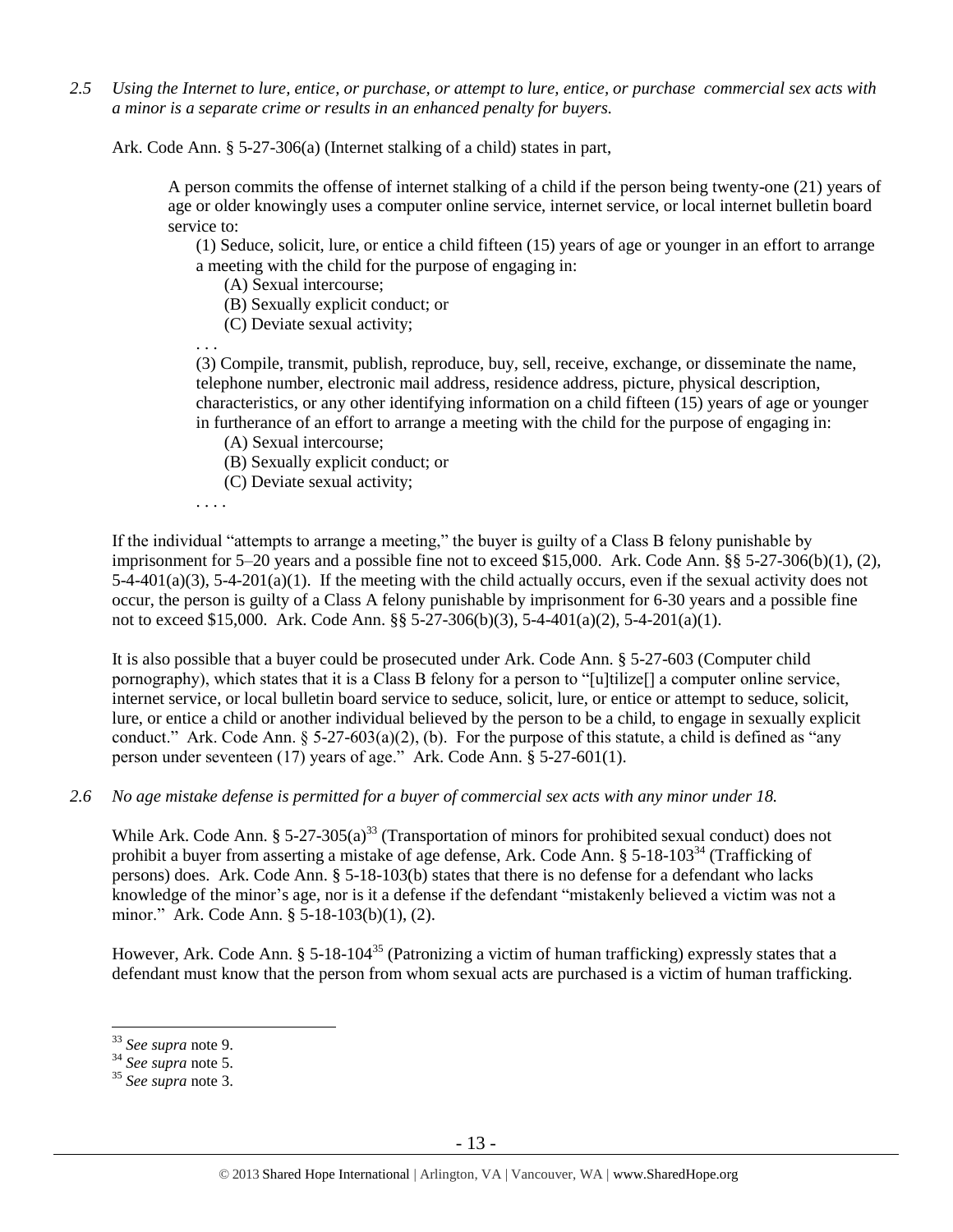*2.5 Using the Internet to lure, entice, or purchase, or attempt to lure, entice, or purchase commercial sex acts with a minor is a separate crime or results in an enhanced penalty for buyers.*

Ark. Code Ann. § 5-27-306(a) (Internet stalking of a child) states in part,

> A person commits the offense of internet stalking of a child if the person being twenty-one (21) years of age or older knowingly uses a computer online service, internet service, or local internet bulletin board service to:
>
> (1) Seduce, solicit, lure, or entice a child fifteen (15) years of age or younger in an effort to arrange a meeting with the child for the purpose of engaging in:
>
> (A) Sexual intercourse;
>
> (B) Sexually explicit conduct; or
>
> (C) Deviate sexual activity;
>
> . . .
>
> (3) Compile, transmit, publish, reproduce, buy, sell, receive, exchange, or disseminate the name, telephone number, electronic mail address, residence address, picture, physical description, characteristics, or any other identifying information on a child fifteen (15) years of age or younger in furtherance of an effort to arrange a meeting with the child for the purpose of engaging in:
>
> (A) Sexual intercourse;
>
> (B) Sexually explicit conduct; or
>
> (C) Deviate sexual activity;
>
> . . . .

If the individual "attempts to arrange a meeting," the buyer is guilty of a Class B felony punishable by imprisonment for 5–20 years and a possible fine not to exceed $15,000. Ark. Code Ann. §§ 5-27-306(b)(1), (2), 5-4-401(a)(3), 5-4-201(a)(1). If the meeting with the child actually occurs, even if the sexual activity does not occur, the person is guilty of a Class A felony punishable by imprisonment for 6-30 years and a possible fine not to exceed $15,000. Ark. Code Ann. §§ 5-27-306(b)(3), 5-4-401(a)(2), 5-4-201(a)(1).

It is also possible that a buyer could be prosecuted under Ark. Code Ann. § 5-27-603 (Computer child pornography), which states that it is a Class B felony for a person to "[u]tilize[] a computer online service, internet service, or local bulletin board service to seduce, solicit, lure, or entice or attempt to seduce, solicit, lure, or entice a child or another individual believed by the person to be a child, to engage in sexually explicit conduct." Ark. Code Ann. § 5-27-603(a)(2), (b). For the purpose of this statute, a child is defined as "any person under seventeen (17) years of age." Ark. Code Ann. § 5-27-601(1).

*2.6 No age mistake defense is permitted for a buyer of commercial sex acts with any minor under 18.*

While Ark. Code Ann. § 5-27-305(a)[33] (Transportation of minors for prohibited sexual conduct) does not prohibit a buyer from asserting a mistake of age defense, Ark. Code Ann. § 5-18-103[34] (Trafficking of persons) does. Ark. Code Ann. § 5-18-103(b) states that there is no defense for a defendant who lacks knowledge of the minor's age, nor is it a defense if the defendant "mistakenly believed a victim was not a minor." Ark. Code Ann. § 5-18-103(b)(1), (2).

However, Ark. Code Ann. § 5-18-104[35] (Patronizing a victim of human trafficking) expressly states that a defendant must know that the person from whom sexual acts are purchased is a victim of human trafficking.

---

[33] *See supra* note 9.

[34] *See supra* note 5.

[35] *See supra* note 3.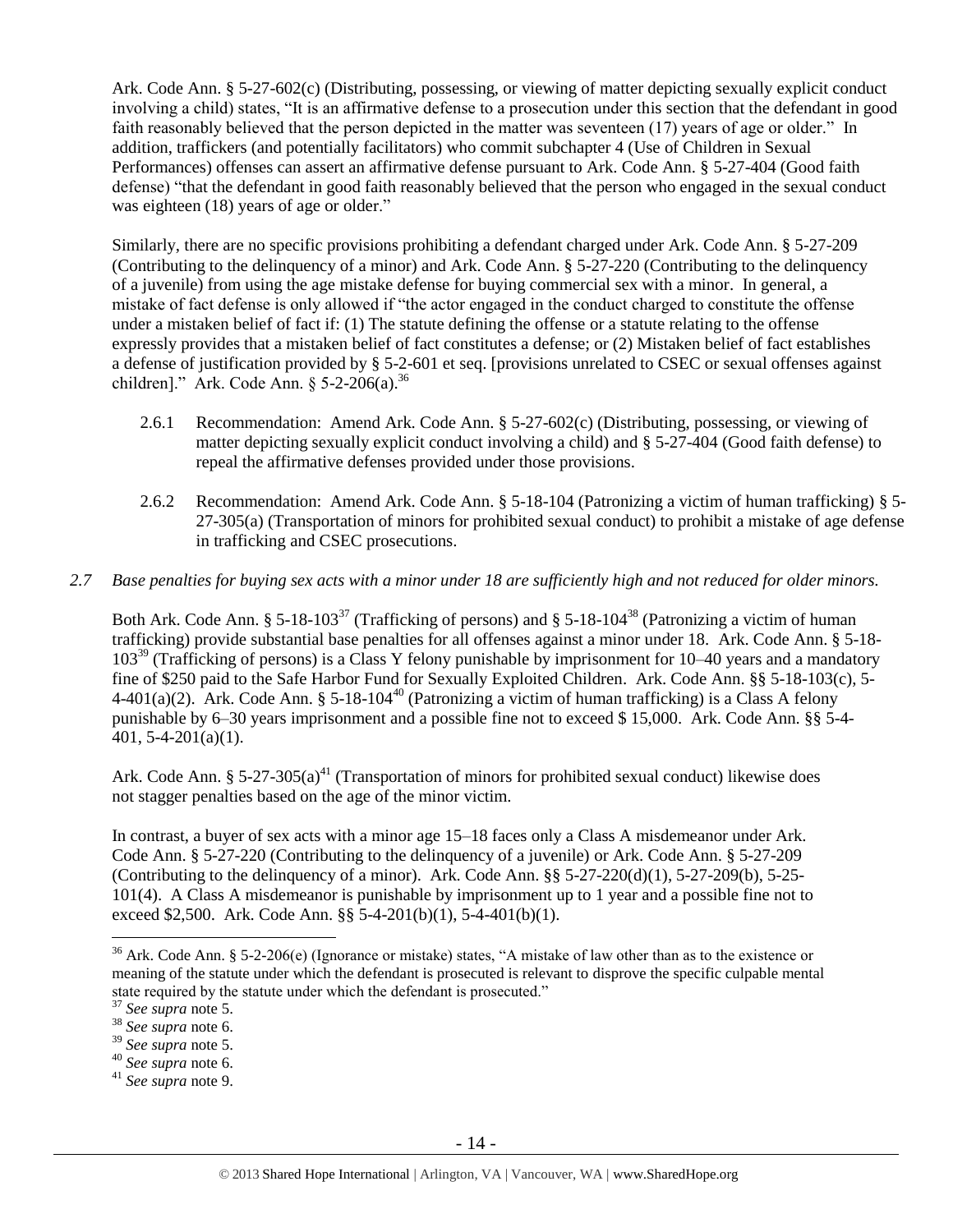Ark. Code Ann. § 5-27-602(c) (Distributing, possessing, or viewing of matter depicting sexually explicit conduct involving a child) states, "It is an affirmative defense to a prosecution under this section that the defendant in good faith reasonably believed that the person depicted in the matter was seventeen (17) years of age or older." In addition, traffickers (and potentially facilitators) who commit subchapter 4 (Use of Children in Sexual Performances) offenses can assert an affirmative defense pursuant to Ark. Code Ann. § 5-27-404 (Good faith defense) "that the defendant in good faith reasonably believed that the person who engaged in the sexual conduct was eighteen (18) years of age or older."

Similarly, there are no specific provisions prohibiting a defendant charged under Ark. Code Ann. § 5-27-209 (Contributing to the delinquency of a minor) and Ark. Code Ann. § 5-27-220 (Contributing to the delinquency of a juvenile) from using the age mistake defense for buying commercial sex with a minor. In general, a mistake of fact defense is only allowed if "the actor engaged in the conduct charged to constitute the offense under a mistaken belief of fact if: (1) The statute defining the offense or a statute relating to the offense expressly provides that a mistaken belief of fact constitutes a defense; or (2) Mistaken belief of fact establishes a defense of justification provided by § 5-2-601 et seq. [provisions unrelated to CSEC or sexual offenses against children]." Ark. Code Ann. § 5-2-206(a).[36]

2.6.1 Recommendation: Amend Ark. Code Ann. § 5-27-602(c) (Distributing, possessing, or viewing of matter depicting sexually explicit conduct involving a child) and § 5-27-404 (Good faith defense) to repeal the affirmative defenses provided under those provisions.

2.6.2 Recommendation: Amend Ark. Code Ann. § 5-18-104 (Patronizing a victim of human trafficking) § 5-27-305(a) (Transportation of minors for prohibited sexual conduct) to prohibit a mistake of age defense in trafficking and CSEC prosecutions.

*2.7 Base penalties for buying sex acts with a minor under 18 are sufficiently high and not reduced for older minors.*

Both Ark. Code Ann. § 5-18-103[37] (Trafficking of persons) and § 5-18-104[38] (Patronizing a victim of human trafficking) provide substantial base penalties for all offenses against a minor under 18. Ark. Code Ann. § 5-18-103[39] (Trafficking of persons) is a Class Y felony punishable by imprisonment for 10–40 years and a mandatory fine of $250 paid to the Safe Harbor Fund for Sexually Exploited Children. Ark. Code Ann. §§ 5-18-103(c), 5-4-401(a)(2). Ark. Code Ann. § 5-18-104[40] (Patronizing a victim of human trafficking) is a Class A felony punishable by 6–30 years imprisonment and a possible fine not to exceed $ 15,000. Ark. Code Ann. §§ 5-4-401, 5-4-201(a)(1).

Ark. Code Ann. § 5-27-305(a)[41] (Transportation of minors for prohibited sexual conduct) likewise does not stagger penalties based on the age of the minor victim.

In contrast, a buyer of sex acts with a minor age 15–18 faces only a Class A misdemeanor under Ark. Code Ann. § 5-27-220 (Contributing to the delinquency of a juvenile) or Ark. Code Ann. § 5-27-209 (Contributing to the delinquency of a minor). Ark. Code Ann. §§ 5-27-220(d)(1), 5-27-209(b), 5-25-101(4). A Class A misdemeanor is punishable by imprisonment up to 1 year and a possible fine not to exceed $2,500. Ark. Code Ann. §§ 5-4-201(b)(1), 5-4-401(b)(1).

---

[36] Ark. Code Ann. § 5-2-206(e) (Ignorance or mistake) states, "A mistake of law other than as to the existence or meaning of the statute under which the defendant is prosecuted is relevant to disprove the specific culpable mental state required by the statute under which the defendant is prosecuted."

[37] *See supra* note 5.

[38] *See supra* note 6.

[39] *See supra* note 5.

[40] *See supra* note 6.

[41] *See supra* note 9.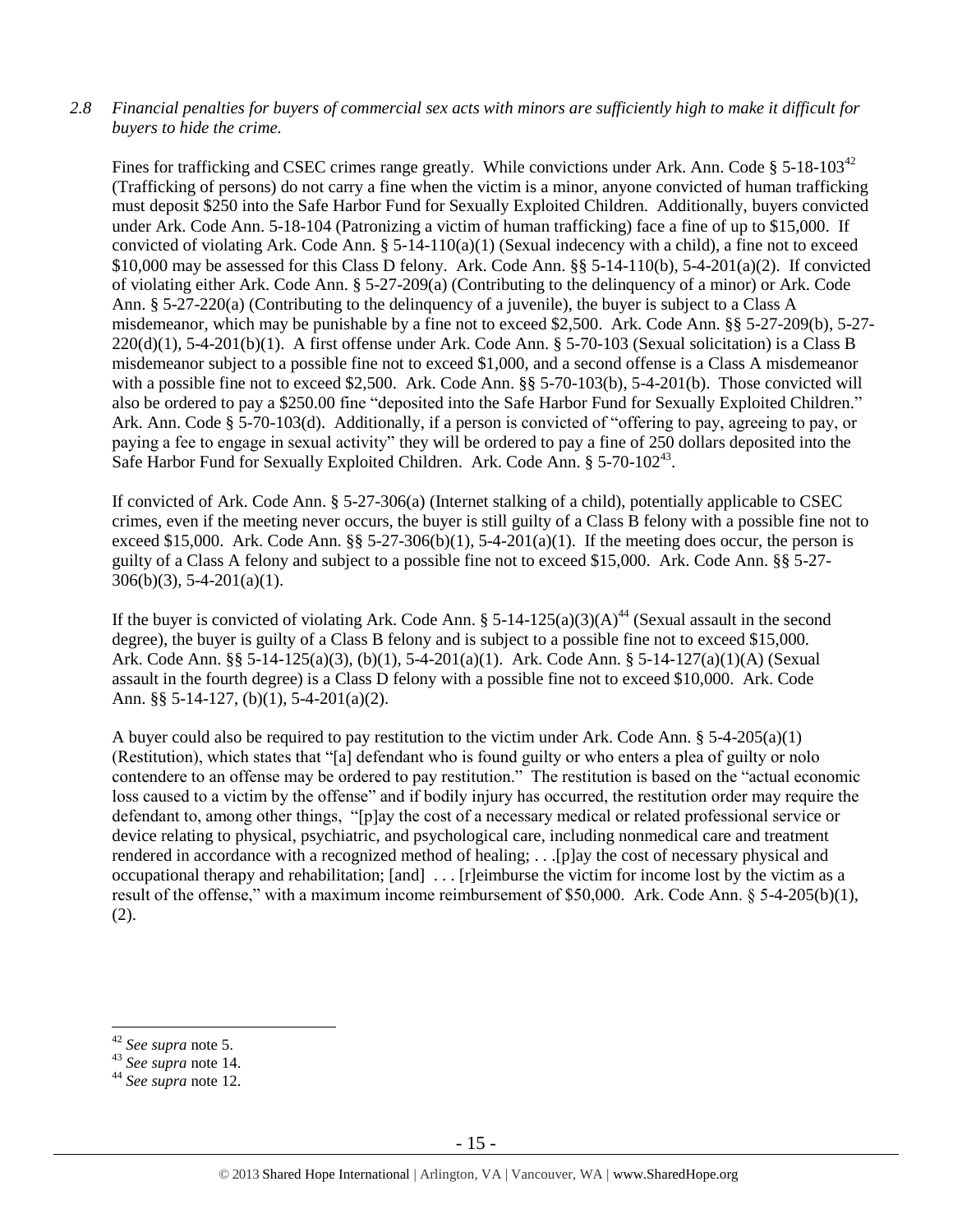*2.8 Financial penalties for buyers of commercial sex acts with minors are sufficiently high to make it difficult for buyers to hide the crime.*

Fines for trafficking and CSEC crimes range greatly. While convictions under Ark. Ann. Code § 5-18-103[42] (Trafficking of persons) do not carry a fine when the victim is a minor, anyone convicted of human trafficking must deposit $250 into the Safe Harbor Fund for Sexually Exploited Children. Additionally, buyers convicted under Ark. Code Ann. 5-18-104 (Patronizing a victim of human trafficking) face a fine of up to $15,000. If convicted of violating Ark. Code Ann. § 5-14-110(a)(1) (Sexual indecency with a child), a fine not to exceed $10,000 may be assessed for this Class D felony. Ark. Code Ann. §§ 5-14-110(b), 5-4-201(a)(2). If convicted of violating either Ark. Code Ann. § 5-27-209(a) (Contributing to the delinquency of a minor) or Ark. Code Ann. § 5-27-220(a) (Contributing to the delinquency of a juvenile), the buyer is subject to a Class A misdemeanor, which may be punishable by a fine not to exceed $2,500. Ark. Code Ann. §§ 5-27-209(b), 5-27-220(d)(1), 5-4-201(b)(1). A first offense under Ark. Code Ann. § 5-70-103 (Sexual solicitation) is a Class B misdemeanor subject to a possible fine not to exceed $1,000, and a second offense is a Class A misdemeanor with a possible fine not to exceed $2,500. Ark. Code Ann. §§ 5-70-103(b), 5-4-201(b). Those convicted will also be ordered to pay a $250.00 fine "deposited into the Safe Harbor Fund for Sexually Exploited Children." Ark. Ann. Code § 5-70-103(d). Additionally, if a person is convicted of "offering to pay, agreeing to pay, or paying a fee to engage in sexual activity" they will be ordered to pay a fine of 250 dollars deposited into the Safe Harbor Fund for Sexually Exploited Children. Ark. Code Ann. § 5-70-102[43].

If convicted of Ark. Code Ann. § 5-27-306(a) (Internet stalking of a child), potentially applicable to CSEC crimes, even if the meeting never occurs, the buyer is still guilty of a Class B felony with a possible fine not to exceed $15,000. Ark. Code Ann. §§ 5-27-306(b)(1), 5-4-201(a)(1). If the meeting does occur, the person is guilty of a Class A felony and subject to a possible fine not to exceed $15,000. Ark. Code Ann. §§ 5-27-306(b)(3), 5-4-201(a)(1).

If the buyer is convicted of violating Ark. Code Ann. § 5-14-125(a)(3)(A)[44] (Sexual assault in the second degree), the buyer is guilty of a Class B felony and is subject to a possible fine not to exceed $15,000. Ark. Code Ann. §§ 5-14-125(a)(3), (b)(1), 5-4-201(a)(1). Ark. Code Ann. § 5-14-127(a)(1)(A) (Sexual assault in the fourth degree) is a Class D felony with a possible fine not to exceed $10,000. Ark. Code Ann. §§ 5-14-127, (b)(1), 5-4-201(a)(2).

A buyer could also be required to pay restitution to the victim under Ark. Code Ann. § 5-4-205(a)(1) (Restitution), which states that "[a] defendant who is found guilty or who enters a plea of guilty or nolo contendere to an offense may be ordered to pay restitution." The restitution is based on the "actual economic loss caused to a victim by the offense" and if bodily injury has occurred, the restitution order may require the defendant to, among other things, "[p]ay the cost of a necessary medical or related professional service or device relating to physical, psychiatric, and psychological care, including nonmedical care and treatment rendered in accordance with a recognized method of healing; . . .[p]ay the cost of necessary physical and occupational therapy and rehabilitation; [and] . . . [r]eimburse the victim for income lost by the victim as a result of the offense," with a maximum income reimbursement of $50,000. Ark. Code Ann. § 5-4-205(b)(1), (2).

---

[42] *See supra* note 5.

[43] *See supra* note 14.

[44] *See supra* note 12.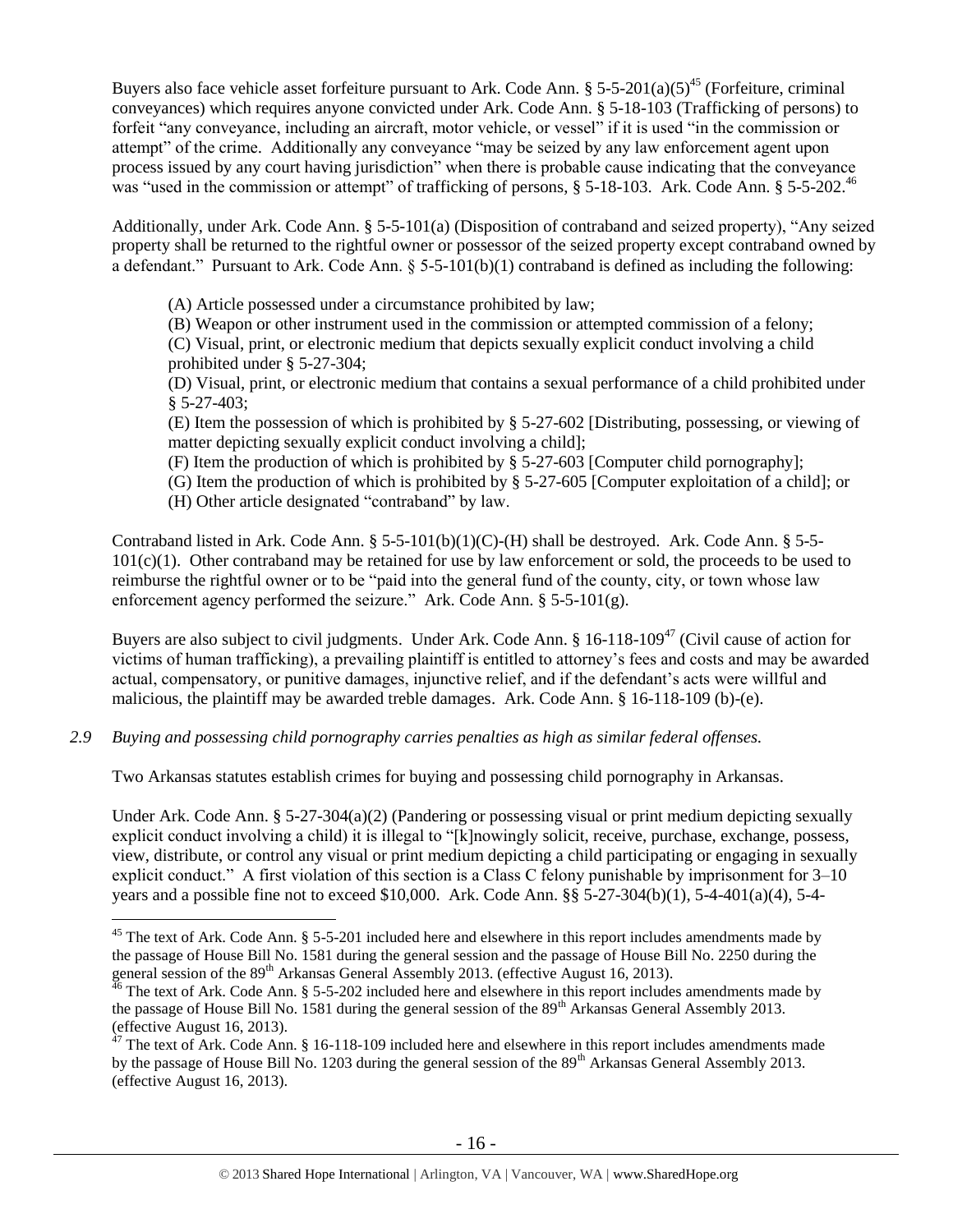Buyers also face vehicle asset forfeiture pursuant to Ark. Code Ann. § 5-5-201(a)(5)[45] (Forfeiture, criminal conveyances) which requires anyone convicted under Ark. Code Ann. § 5-18-103 (Trafficking of persons) to forfeit "any conveyance, including an aircraft, motor vehicle, or vessel" if it is used "in the commission or attempt" of the crime. Additionally any conveyance "may be seized by any law enforcement agent upon process issued by any court having jurisdiction" when there is probable cause indicating that the conveyance was "used in the commission or attempt" of trafficking of persons, § 5-18-103. Ark. Code Ann. § 5-5-202.[46]

Additionally, under Ark. Code Ann. § 5-5-101(a) (Disposition of contraband and seized property), "Any seized property shall be returned to the rightful owner or possessor of the seized property except contraband owned by a defendant." Pursuant to Ark. Code Ann. § 5-5-101(b)(1) contraband is defined as including the following:

> (A) Article possessed under a circumstance prohibited by law;
>
> (B) Weapon or other instrument used in the commission or attempted commission of a felony;
>
> (C) Visual, print, or electronic medium that depicts sexually explicit conduct involving a child prohibited under § 5-27-304;
>
> (D) Visual, print, or electronic medium that contains a sexual performance of a child prohibited under § 5-27-403;
>
> (E) Item the possession of which is prohibited by § 5-27-602 [Distributing, possessing, or viewing of matter depicting sexually explicit conduct involving a child];
>
> (F) Item the production of which is prohibited by § 5-27-603 [Computer child pornography];
>
> (G) Item the production of which is prohibited by § 5-27-605 [Computer exploitation of a child]; or
>
> (H) Other article designated "contraband" by law.

Contraband listed in Ark. Code Ann. § 5-5-101(b)(1)(C)-(H) shall be destroyed. Ark. Code Ann. § 5-5-101(c)(1). Other contraband may be retained for use by law enforcement or sold, the proceeds to be used to reimburse the rightful owner or to be "paid into the general fund of the county, city, or town whose law enforcement agency performed the seizure." Ark. Code Ann. § 5-5-101(g).

Buyers are also subject to civil judgments. Under Ark. Code Ann. § 16-118-109[47] (Civil cause of action for victims of human trafficking), a prevailing plaintiff is entitled to attorney's fees and costs and may be awarded actual, compensatory, or punitive damages, injunctive relief, and if the defendant's acts were willful and malicious, the plaintiff may be awarded treble damages. Ark. Code Ann. § 16-118-109 (b)-(e).

*2.9 Buying and possessing child pornography carries penalties as high as similar federal offenses.*

Two Arkansas statutes establish crimes for buying and possessing child pornography in Arkansas.

Under Ark. Code Ann. § 5-27-304(a)(2) (Pandering or possessing visual or print medium depicting sexually explicit conduct involving a child) it is illegal to "[k]nowingly solicit, receive, purchase, exchange, possess, view, distribute, or control any visual or print medium depicting a child participating or engaging in sexually explicit conduct." A first violation of this section is a Class C felony punishable by imprisonment for 3–10 years and a possible fine not to exceed $10,000. Ark. Code Ann. §§ 5-27-304(b)(1), 5-4-401(a)(4), 5-4-

---

[45] The text of Ark. Code Ann. § 5-5-201 included here and elsewhere in this report includes amendments made by the passage of House Bill No. 1581 during the general session and the passage of House Bill No. 2250 during the general session of the 89th Arkansas General Assembly 2013. (effective August 16, 2013).

[46] The text of Ark. Code Ann. § 5-5-202 included here and elsewhere in this report includes amendments made by the passage of House Bill No. 1581 during the general session of the 89th Arkansas General Assembly 2013. (effective August 16, 2013).

[47] The text of Ark. Code Ann. § 16-118-109 included here and elsewhere in this report includes amendments made by the passage of House Bill No. 1203 during the general session of the 89th Arkansas General Assembly 2013. (effective August 16, 2013).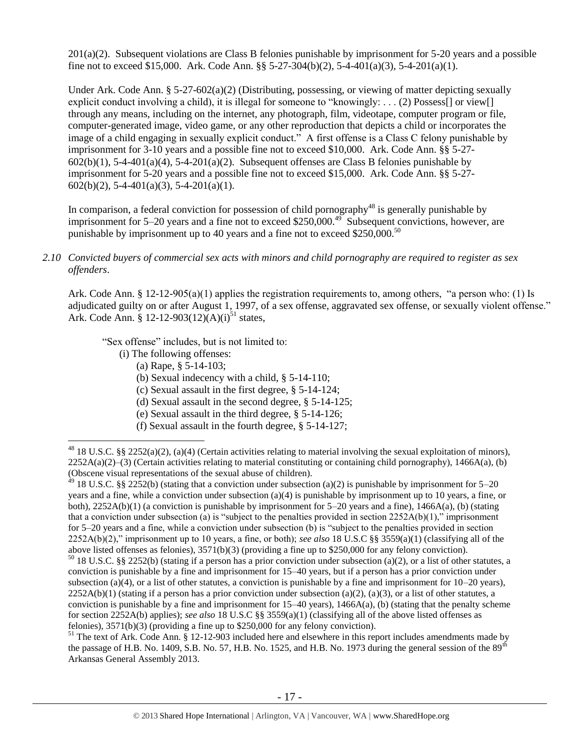201(a)(2). Subsequent violations are Class B felonies punishable by imprisonment for 5-20 years and a possible fine not to exceed $15,000. Ark. Code Ann. §§ 5-27-304(b)(2), 5-4-401(a)(3), 5-4-201(a)(1).

Under Ark. Code Ann. § 5-27-602(a)(2) (Distributing, possessing, or viewing of matter depicting sexually explicit conduct involving a child), it is illegal for someone to "knowingly: . . . (2) Possess[] or view[] through any means, including on the internet, any photograph, film, videotape, computer program or file, computer-generated image, video game, or any other reproduction that depicts a child or incorporates the image of a child engaging in sexually explicit conduct." A first offense is a Class C felony punishable by imprisonment for 3-10 years and a possible fine not to exceed $10,000. Ark. Code Ann. §§ 5-27-602(b)(1), 5-4-401(a)(4), 5-4-201(a)(2). Subsequent offenses are Class B felonies punishable by imprisonment for 5-20 years and a possible fine not to exceed $15,000. Ark. Code Ann. §§ 5-27-602(b)(2), 5-4-401(a)(3), 5-4-201(a)(1).

In comparison, a federal conviction for possession of child pornography[48] is generally punishable by imprisonment for 5–20 years and a fine not to exceed $250,000.[49] Subsequent convictions, however, are punishable by imprisonment up to 40 years and a fine not to exceed $250,000.[50]

*2.10 Convicted buyers of commercial sex acts with minors and child pornography are required to register as sex offenders*.

Ark. Code Ann. § 12-12-905(a)(1) applies the registration requirements to, among others, "a person who: (1) Is adjudicated guilty on or after August 1, 1997, of a sex offense, aggravated sex offense, or sexually violent offense." Ark. Code Ann. § 12-12-903(12)(A)(i)[51] states,

> "Sex offense" includes, but is not limited to:
> (i) The following offenses:
> (a) Rape, § 5-14-103;
> (b) Sexual indecency with a child, § 5-14-110;
> (c) Sexual assault in the first degree, § 5-14-124;
> (d) Sexual assault in the second degree, § 5-14-125;
> (e) Sexual assault in the third degree, § 5-14-126;
> (f) Sexual assault in the fourth degree, § 5-14-127;

---

[48] 18 U.S.C. §§ 2252(a)(2), (a)(4) (Certain activities relating to material involving the sexual exploitation of minors), 2252A(a)(2)–(3) (Certain activities relating to material constituting or containing child pornography), 1466A(a), (b) (Obscene visual representations of the sexual abuse of children).

[49] 18 U.S.C. §§ 2252(b) (stating that a conviction under subsection (a)(2) is punishable by imprisonment for 5–20 years and a fine, while a conviction under subsection (a)(4) is punishable by imprisonment up to 10 years, a fine, or both), 2252A(b)(1) (a conviction is punishable by imprisonment for 5–20 years and a fine), 1466A(a), (b) (stating that a conviction under subsection (a) is "subject to the penalties provided in section 2252A(b)(1)," imprisonment for 5–20 years and a fine, while a conviction under subsection (b) is "subject to the penalties provided in section 2252A(b)(2)," imprisonment up to 10 years, a fine, or both); *see also* 18 U.S.C §§ 3559(a)(1) (classifying all of the above listed offenses as felonies), 3571(b)(3) (providing a fine up to $250,000 for any felony conviction).

[50] 18 U.S.C. §§ 2252(b) (stating if a person has a prior conviction under subsection (a)(2), or a list of other statutes, a conviction is punishable by a fine and imprisonment for 15–40 years, but if a person has a prior conviction under subsection (a)(4), or a list of other statutes, a conviction is punishable by a fine and imprisonment for 10–20 years), 2252A(b)(1) (stating if a person has a prior conviction under subsection (a)(2), (a)(3), or a list of other statutes, a conviction is punishable by a fine and imprisonment for 15–40 years), 1466A(a), (b) (stating that the penalty scheme for section 2252A(b) applies); *see also* 18 U.S.C §§ 3559(a)(1) (classifying all of the above listed offenses as felonies), 3571(b)(3) (providing a fine up to $250,000 for any felony conviction).

[51] The text of Ark. Code Ann. § 12-12-903 included here and elsewhere in this report includes amendments made by the passage of H.B. No. 1409, S.B. No. 57, H.B. No. 1525, and H.B. No. 1973 during the general session of the 89th Arkansas General Assembly 2013.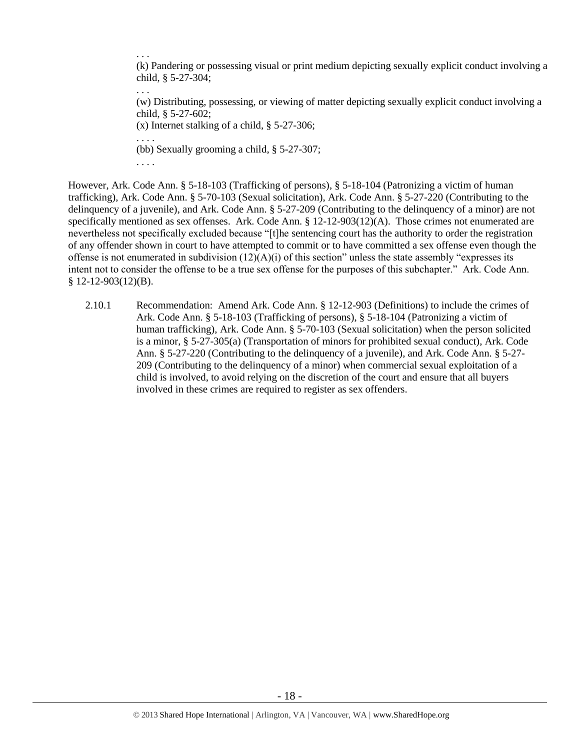. . .

(k) Pandering or possessing visual or print medium depicting sexually explicit conduct involving a child, § 5-27-304;

. . .

(w) Distributing, possessing, or viewing of matter depicting sexually explicit conduct involving a child, § 5-27-602;

(x) Internet stalking of a child, § 5-27-306;

. . . .

(bb) Sexually grooming a child, § 5-27-307;

. . . .

However, Ark. Code Ann. § 5-18-103 (Trafficking of persons), § 5-18-104 (Patronizing a victim of human trafficking), Ark. Code Ann. § 5-70-103 (Sexual solicitation), Ark. Code Ann. § 5-27-220 (Contributing to the delinquency of a juvenile), and Ark. Code Ann. § 5-27-209 (Contributing to the delinquency of a minor) are not specifically mentioned as sex offenses. Ark. Code Ann. § 12-12-903(12)(A). Those crimes not enumerated are nevertheless not specifically excluded because "[t]he sentencing court has the authority to order the registration of any offender shown in court to have attempted to commit or to have committed a sex offense even though the offense is not enumerated in subdivision (12)(A)(i) of this section" unless the state assembly "expresses its intent not to consider the offense to be a true sex offense for the purposes of this subchapter." Ark. Code Ann. § 12-12-903(12)(B).

2.10.1 Recommendation: Amend Ark. Code Ann. § 12-12-903 (Definitions) to include the crimes of Ark. Code Ann. § 5-18-103 (Trafficking of persons), § 5-18-104 (Patronizing a victim of human trafficking), Ark. Code Ann. § 5-70-103 (Sexual solicitation) when the person solicited is a minor, § 5-27-305(a) (Transportation of minors for prohibited sexual conduct), Ark. Code Ann. § 5-27-220 (Contributing to the delinquency of a juvenile), and Ark. Code Ann. § 5-27-209 (Contributing to the delinquency of a minor) when commercial sexual exploitation of a child is involved, to avoid relying on the discretion of the court and ensure that all buyers involved in these crimes are required to register as sex offenders.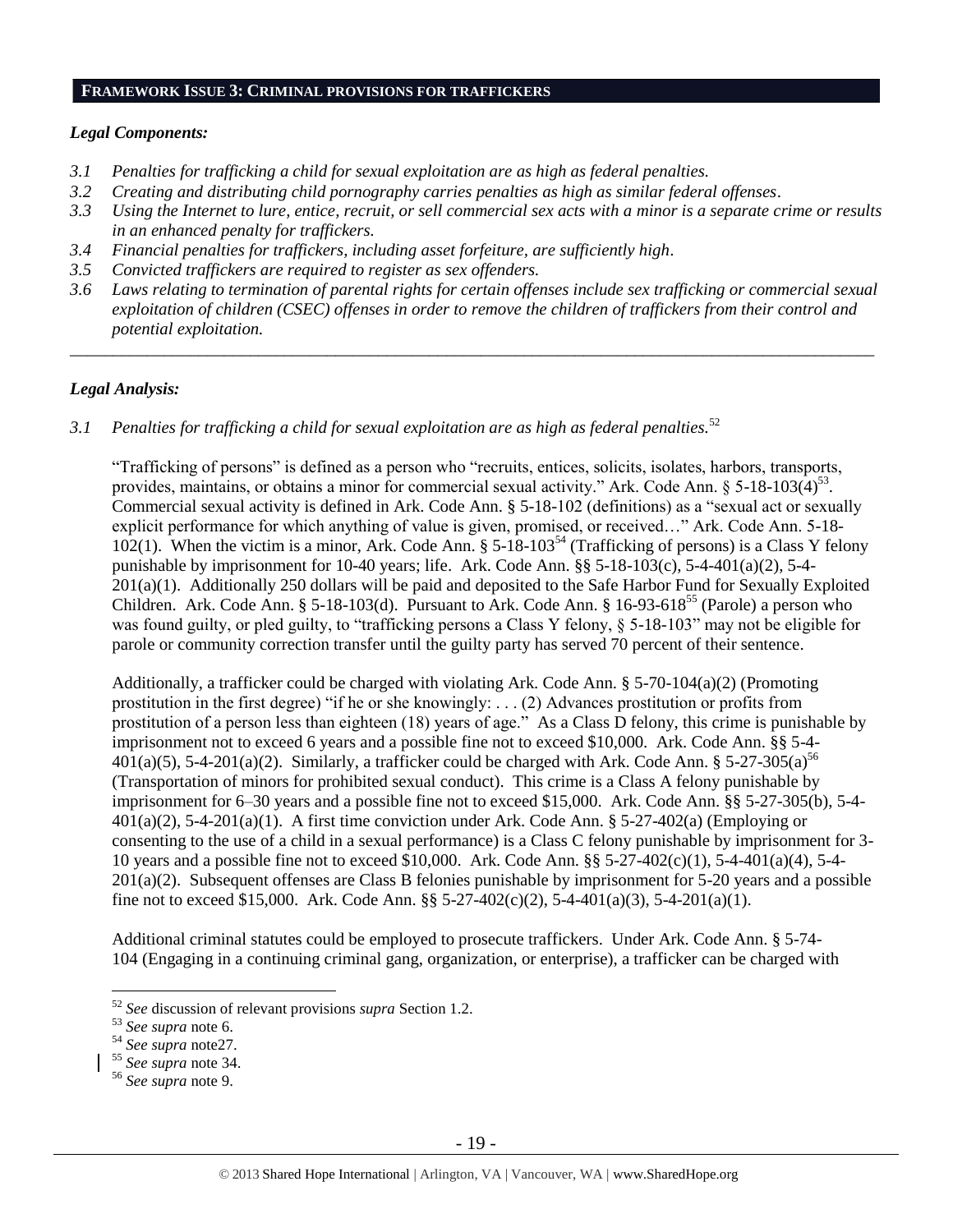## FRAMEWORK ISSUE 3: CRIMINAL PROVISIONS FOR TRAFFICKERS

### *Legal Components:*

*3.1 Penalties for trafficking a child for sexual exploitation are as high as federal penalties.*

*3.2 Creating and distributing child pornography carries penalties as high as similar federal offenses.*

*3.3 Using the Internet to lure, entice, recruit, or sell commercial sex acts with a minor is a separate crime or results in an enhanced penalty for traffickers.*

*3.4 Financial penalties for traffickers, including asset forfeiture, are sufficiently high.*

*3.5 Convicted traffickers are required to register as sex offenders.*

*3.6 Laws relating to termination of parental rights for certain offenses include sex trafficking or commercial sexual exploitation of children (CSEC) offenses in order to remove the children of traffickers from their control and potential exploitation.*

---

### *Legal Analysis:*

*3.1 Penalties for trafficking a child for sexual exploitation are as high as federal penalties.*[52]

"Trafficking of persons" is defined as a person who "recruits, entices, solicits, isolates, harbors, transports, provides, maintains, or obtains a minor for commercial sexual activity." Ark. Code Ann. § 5-18-103(4)[53]. Commercial sexual activity is defined in Ark. Code Ann. § 5-18-102 (definitions) as a "sexual act or sexually explicit performance for which anything of value is given, promised, or received…" Ark. Code Ann. 5-18-102(1). When the victim is a minor, Ark. Code Ann. § 5-18-103[54] (Trafficking of persons) is a Class Y felony punishable by imprisonment for 10-40 years; life. Ark. Code Ann. §§ 5-18-103(c), 5-4-401(a)(2), 5-4-201(a)(1). Additionally 250 dollars will be paid and deposited to the Safe Harbor Fund for Sexually Exploited Children. Ark. Code Ann. § 5-18-103(d). Pursuant to Ark. Code Ann. § 16-93-618[55] (Parole) a person who was found guilty, or pled guilty, to "trafficking persons a Class Y felony, § 5-18-103" may not be eligible for parole or community correction transfer until the guilty party has served 70 percent of their sentence.

Additionally, a trafficker could be charged with violating Ark. Code Ann. § 5-70-104(a)(2) (Promoting prostitution in the first degree) "if he or she knowingly: . . . (2) Advances prostitution or profits from prostitution of a person less than eighteen (18) years of age." As a Class D felony, this crime is punishable by imprisonment not to exceed 6 years and a possible fine not to exceed \$10,000. Ark. Code Ann. §§ 5-4-401(a)(5), 5-4-201(a)(2). Similarly, a trafficker could be charged with Ark. Code Ann. § 5-27-305(a)[56] (Transportation of minors for prohibited sexual conduct). This crime is a Class A felony punishable by imprisonment for 6–30 years and a possible fine not to exceed \$15,000. Ark. Code Ann. §§ 5-27-305(b), 5-4-401(a)(2), 5-4-201(a)(1). A first time conviction under Ark. Code Ann. § 5-27-402(a) (Employing or consenting to the use of a child in a sexual performance) is a Class C felony punishable by imprisonment for 3-10 years and a possible fine not to exceed \$10,000. Ark. Code Ann. §§ 5-27-402(c)(1), 5-4-401(a)(4), 5-4-201(a)(2). Subsequent offenses are Class B felonies punishable by imprisonment for 5-20 years and a possible fine not to exceed \$15,000. Ark. Code Ann. §§ 5-27-402(c)(2), 5-4-401(a)(3), 5-4-201(a)(1).

Additional criminal statutes could be employed to prosecute traffickers. Under Ark. Code Ann. § 5-74-104 (Engaging in a continuing criminal gang, organization, or enterprise), a trafficker can be charged with

---

[52] *See* discussion of relevant provisions *supra* Section 1.2.

[53] *See supra* note 6.

[54] *See supra* note27.

[55] *See supra* note 34.

[56] *See supra* note 9.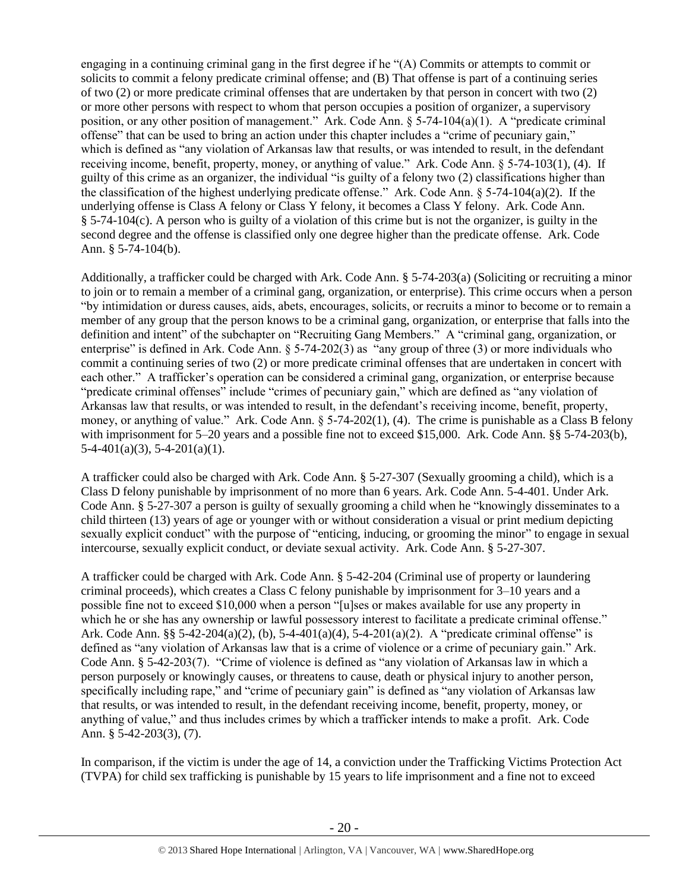engaging in a continuing criminal gang in the first degree if he "(A) Commits or attempts to commit or solicits to commit a felony predicate criminal offense; and (B) That offense is part of a continuing series of two (2) or more predicate criminal offenses that are undertaken by that person in concert with two (2) or more other persons with respect to whom that person occupies a position of organizer, a supervisory position, or any other position of management." Ark. Code Ann. § 5-74-104(a)(1). A "predicate criminal offense" that can be used to bring an action under this chapter includes a "crime of pecuniary gain," which is defined as "any violation of Arkansas law that results, or was intended to result, in the defendant receiving income, benefit, property, money, or anything of value." Ark. Code Ann. § 5-74-103(1), (4). If guilty of this crime as an organizer, the individual "is guilty of a felony two (2) classifications higher than the classification of the highest underlying predicate offense." Ark. Code Ann. § 5-74-104(a)(2). If the underlying offense is Class A felony or Class Y felony, it becomes a Class Y felony. Ark. Code Ann. § 5-74-104(c). A person who is guilty of a violation of this crime but is not the organizer, is guilty in the second degree and the offense is classified only one degree higher than the predicate offense. Ark. Code Ann. § 5-74-104(b).

Additionally, a trafficker could be charged with Ark. Code Ann. § 5-74-203(a) (Soliciting or recruiting a minor to join or to remain a member of a criminal gang, organization, or enterprise). This crime occurs when a person "by intimidation or duress causes, aids, abets, encourages, solicits, or recruits a minor to become or to remain a member of any group that the person knows to be a criminal gang, organization, or enterprise that falls into the definition and intent" of the subchapter on "Recruiting Gang Members." A "criminal gang, organization, or enterprise" is defined in Ark. Code Ann. § 5-74-202(3) as "any group of three (3) or more individuals who commit a continuing series of two (2) or more predicate criminal offenses that are undertaken in concert with each other." A trafficker's operation can be considered a criminal gang, organization, or enterprise because "predicate criminal offenses" include "crimes of pecuniary gain," which are defined as "any violation of Arkansas law that results, or was intended to result, in the defendant's receiving income, benefit, property, money, or anything of value." Ark. Code Ann. § 5-74-202(1), (4). The crime is punishable as a Class B felony with imprisonment for 5–20 years and a possible fine not to exceed $15,000. Ark. Code Ann. §§ 5-74-203(b), 5-4-401(a)(3), 5-4-201(a)(1).

A trafficker could also be charged with Ark. Code Ann. § 5-27-307 (Sexually grooming a child), which is a Class D felony punishable by imprisonment of no more than 6 years. Ark. Code Ann. 5-4-401. Under Ark. Code Ann. § 5-27-307 a person is guilty of sexually grooming a child when he "knowingly disseminates to a child thirteen (13) years of age or younger with or without consideration a visual or print medium depicting sexually explicit conduct" with the purpose of "enticing, inducing, or grooming the minor" to engage in sexual intercourse, sexually explicit conduct, or deviate sexual activity. Ark. Code Ann. § 5-27-307.

A trafficker could be charged with Ark. Code Ann. § 5-42-204 (Criminal use of property or laundering criminal proceeds), which creates a Class C felony punishable by imprisonment for 3–10 years and a possible fine not to exceed $10,000 when a person "[u]ses or makes available for use any property in which he or she has any ownership or lawful possessory interest to facilitate a predicate criminal offense." Ark. Code Ann. §§ 5-42-204(a)(2), (b), 5-4-401(a)(4), 5-4-201(a)(2). A "predicate criminal offense" is defined as "any violation of Arkansas law that is a crime of violence or a crime of pecuniary gain." Ark. Code Ann. § 5-42-203(7). "Crime of violence is defined as "any violation of Arkansas law in which a person purposely or knowingly causes, or threatens to cause, death or physical injury to another person, specifically including rape," and "crime of pecuniary gain" is defined as "any violation of Arkansas law that results, or was intended to result, in the defendant receiving income, benefit, property, money, or anything of value," and thus includes crimes by which a trafficker intends to make a profit. Ark. Code Ann. § 5-42-203(3), (7).

In comparison, if the victim is under the age of 14, a conviction under the Trafficking Victims Protection Act (TVPA) for child sex trafficking is punishable by 15 years to life imprisonment and a fine not to exceed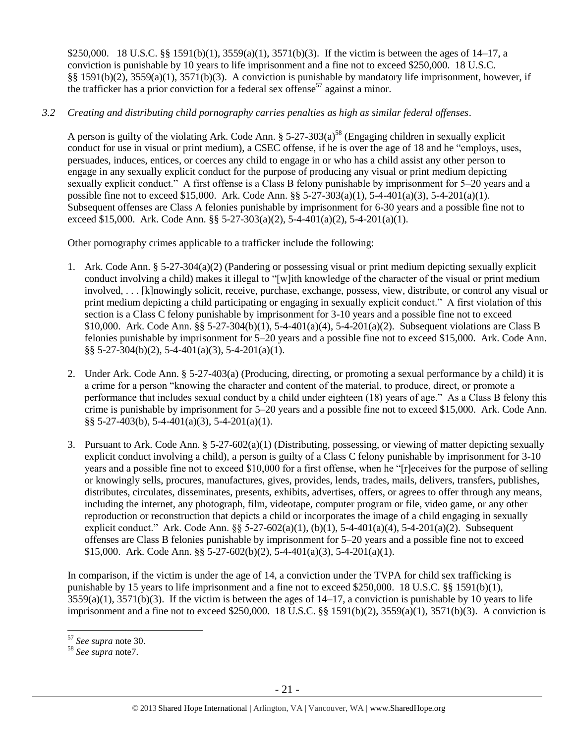$250,000. 18 U.S.C. §§ 1591(b)(1), 3559(a)(1), 3571(b)(3). If the victim is between the ages of 14–17, a conviction is punishable by 10 years to life imprisonment and a fine not to exceed $250,000. 18 U.S.C. §§ 1591(b)(2), 3559(a)(1), 3571(b)(3). A conviction is punishable by mandatory life imprisonment, however, if the trafficker has a prior conviction for a federal sex offense[57] against a minor.

*3.2 Creating and distributing child pornography carries penalties as high as similar federal offenses.*

A person is guilty of the violating Ark. Code Ann. § 5-27-303(a)[58] (Engaging children in sexually explicit conduct for use in visual or print medium), a CSEC offense, if he is over the age of 18 and he "employs, uses, persuades, induces, entices, or coerces any child to engage in or who has a child assist any other person to engage in any sexually explicit conduct for the purpose of producing any visual or print medium depicting sexually explicit conduct." A first offense is a Class B felony punishable by imprisonment for 5–20 years and a possible fine not to exceed $15,000. Ark. Code Ann. §§ 5-27-303(a)(1), 5-4-401(a)(3), 5-4-201(a)(1). Subsequent offenses are Class A felonies punishable by imprisonment for 6-30 years and a possible fine not to exceed $15,000. Ark. Code Ann. §§ 5-27-303(a)(2), 5-4-401(a)(2), 5-4-201(a)(1).

Other pornography crimes applicable to a trafficker include the following:

1. Ark. Code Ann. § 5-27-304(a)(2) (Pandering or possessing visual or print medium depicting sexually explicit conduct involving a child) makes it illegal to "[w]ith knowledge of the character of the visual or print medium involved, . . . [k]nowingly solicit, receive, purchase, exchange, possess, view, distribute, or control any visual or print medium depicting a child participating or engaging in sexually explicit conduct." A first violation of this section is a Class C felony punishable by imprisonment for 3-10 years and a possible fine not to exceed $10,000. Ark. Code Ann. §§ 5-27-304(b)(1), 5-4-401(a)(4), 5-4-201(a)(2). Subsequent violations are Class B felonies punishable by imprisonment for 5–20 years and a possible fine not to exceed $15,000. Ark. Code Ann. §§ 5-27-304(b)(2), 5-4-401(a)(3), 5-4-201(a)(1).

2. Under Ark. Code Ann. § 5-27-403(a) (Producing, directing, or promoting a sexual performance by a child) it is a crime for a person "knowing the character and content of the material, to produce, direct, or promote a performance that includes sexual conduct by a child under eighteen (18) years of age." As a Class B felony this crime is punishable by imprisonment for 5–20 years and a possible fine not to exceed $15,000. Ark. Code Ann. §§ 5-27-403(b), 5-4-401(a)(3), 5-4-201(a)(1).

3. Pursuant to Ark. Code Ann. § 5-27-602(a)(1) (Distributing, possessing, or viewing of matter depicting sexually explicit conduct involving a child), a person is guilty of a Class C felony punishable by imprisonment for 3-10 years and a possible fine not to exceed $10,000 for a first offense, when he "[r]eceives for the purpose of selling or knowingly sells, procures, manufactures, gives, provides, lends, trades, mails, delivers, transfers, publishes, distributes, circulates, disseminates, presents, exhibits, advertises, offers, or agrees to offer through any means, including the internet, any photograph, film, videotape, computer program or file, video game, or any other reproduction or reconstruction that depicts a child or incorporates the image of a child engaging in sexually explicit conduct." Ark. Code Ann. §§ 5-27-602(a)(1), (b)(1), 5-4-401(a)(4), 5-4-201(a)(2). Subsequent offenses are Class B felonies punishable by imprisonment for 5–20 years and a possible fine not to exceed $15,000. Ark. Code Ann. §§ 5-27-602(b)(2), 5-4-401(a)(3), 5-4-201(a)(1).

In comparison, if the victim is under the age of 14, a conviction under the TVPA for child sex trafficking is punishable by 15 years to life imprisonment and a fine not to exceed $250,000. 18 U.S.C. §§ 1591(b)(1), 3559(a)(1), 3571(b)(3). If the victim is between the ages of 14–17, a conviction is punishable by 10 years to life imprisonment and a fine not to exceed $250,000. 18 U.S.C. §§ 1591(b)(2), 3559(a)(1), 3571(b)(3). A conviction is

[57] *See supra* note 30.

[58] *See supra* note7.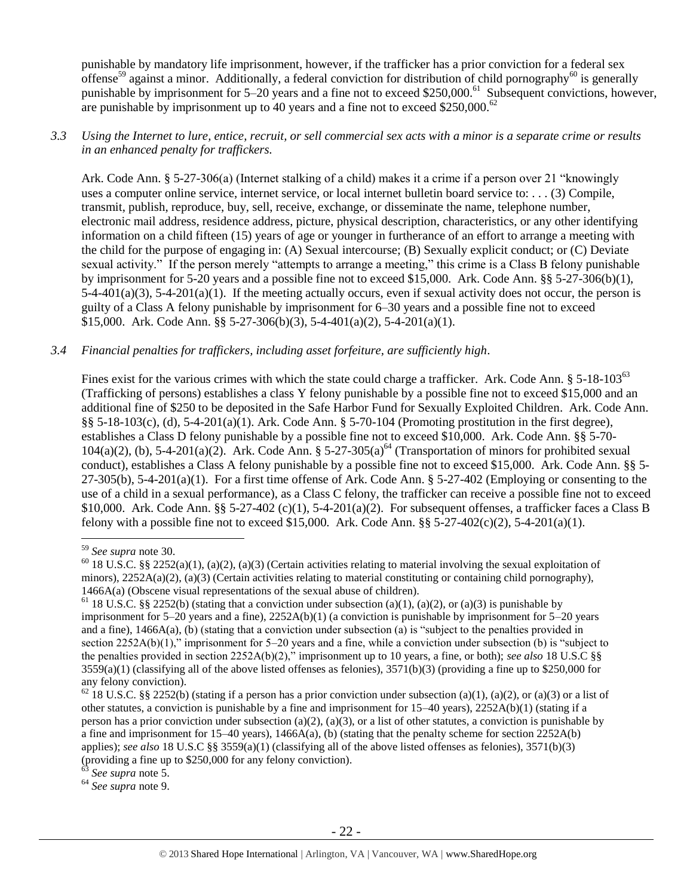punishable by mandatory life imprisonment, however, if the trafficker has a prior conviction for a federal sex offense[59] against a minor. Additionally, a federal conviction for distribution of child pornography[60] is generally punishable by imprisonment for 5–20 years and a fine not to exceed $250,000.[61] Subsequent convictions, however, are punishable by imprisonment up to 40 years and a fine not to exceed $250,000.[62]

*3.3 Using the Internet to lure, entice, recruit, or sell commercial sex acts with a minor is a separate crime or results in an enhanced penalty for traffickers.*

Ark. Code Ann. § 5-27-306(a) (Internet stalking of a child) makes it a crime if a person over 21 "knowingly uses a computer online service, internet service, or local internet bulletin board service to: . . . (3) Compile, transmit, publish, reproduce, buy, sell, receive, exchange, or disseminate the name, telephone number, electronic mail address, residence address, picture, physical description, characteristics, or any other identifying information on a child fifteen (15) years of age or younger in furtherance of an effort to arrange a meeting with the child for the purpose of engaging in: (A) Sexual intercourse; (B) Sexually explicit conduct; or (C) Deviate sexual activity." If the person merely "attempts to arrange a meeting," this crime is a Class B felony punishable by imprisonment for 5-20 years and a possible fine not to exceed $15,000. Ark. Code Ann. §§ 5-27-306(b)(1), 5-4-401(a)(3), 5-4-201(a)(1). If the meeting actually occurs, even if sexual activity does not occur, the person is guilty of a Class A felony punishable by imprisonment for 6–30 years and a possible fine not to exceed $15,000. Ark. Code Ann. §§ 5-27-306(b)(3), 5-4-401(a)(2), 5-4-201(a)(1).

*3.4 Financial penalties for traffickers, including asset forfeiture, are sufficiently high.*

Fines exist for the various crimes with which the state could charge a trafficker. Ark. Code Ann. § 5-18-103[63] (Trafficking of persons) establishes a class Y felony punishable by a possible fine not to exceed $15,000 and an additional fine of $250 to be deposited in the Safe Harbor Fund for Sexually Exploited Children. Ark. Code Ann. §§ 5-18-103(c), (d), 5-4-201(a)(1). Ark. Code Ann. § 5-70-104 (Promoting prostitution in the first degree), establishes a Class D felony punishable by a possible fine not to exceed $10,000. Ark. Code Ann. §§ 5-70-104(a)(2), (b), 5-4-201(a)(2). Ark. Code Ann. § 5-27-305(a)[64] (Transportation of minors for prohibited sexual conduct), establishes a Class A felony punishable by a possible fine not to exceed $15,000. Ark. Code Ann. §§ 5-27-305(b), 5-4-201(a)(1). For a first time offense of Ark. Code Ann. § 5-27-402 (Employing or consenting to the use of a child in a sexual performance), as a Class C felony, the trafficker can receive a possible fine not to exceed $10,000. Ark. Code Ann. §§ 5-27-402 (c)(1), 5-4-201(a)(2). For subsequent offenses, a trafficker faces a Class B felony with a possible fine not to exceed $15,000. Ark. Code Ann. §§ 5-27-402(c)(2), 5-4-201(a)(1).

---

[59] *See supra* note 30.

[60] 18 U.S.C. §§ 2252(a)(1), (a)(2), (a)(3) (Certain activities relating to material involving the sexual exploitation of minors), 2252A(a)(2), (a)(3) (Certain activities relating to material constituting or containing child pornography), 1466A(a) (Obscene visual representations of the sexual abuse of children).

[61] 18 U.S.C. §§ 2252(b) (stating that a conviction under subsection (a)(1), (a)(2), or (a)(3) is punishable by imprisonment for 5–20 years and a fine), 2252A(b)(1) (a conviction is punishable by imprisonment for 5–20 years and a fine), 1466A(a), (b) (stating that a conviction under subsection (a) is "subject to the penalties provided in section 2252A(b)(1)," imprisonment for 5–20 years and a fine, while a conviction under subsection (b) is "subject to the penalties provided in section 2252A(b)(2)," imprisonment up to 10 years, a fine, or both); *see also* 18 U.S.C §§ 3559(a)(1) (classifying all of the above listed offenses as felonies), 3571(b)(3) (providing a fine up to $250,000 for any felony conviction).

[62] 18 U.S.C. §§ 2252(b) (stating if a person has a prior conviction under subsection (a)(1), (a)(2), or (a)(3) or a list of other statutes, a conviction is punishable by a fine and imprisonment for 15–40 years), 2252A(b)(1) (stating if a person has a prior conviction under subsection (a)(2), (a)(3), or a list of other statutes, a conviction is punishable by a fine and imprisonment for 15–40 years), 1466A(a), (b) (stating that the penalty scheme for section 2252A(b) applies); *see also* 18 U.S.C §§ 3559(a)(1) (classifying all of the above listed offenses as felonies), 3571(b)(3) (providing a fine up to $250,000 for any felony conviction).

[63] *See supra* note 5.

[64] *See supra* note 9.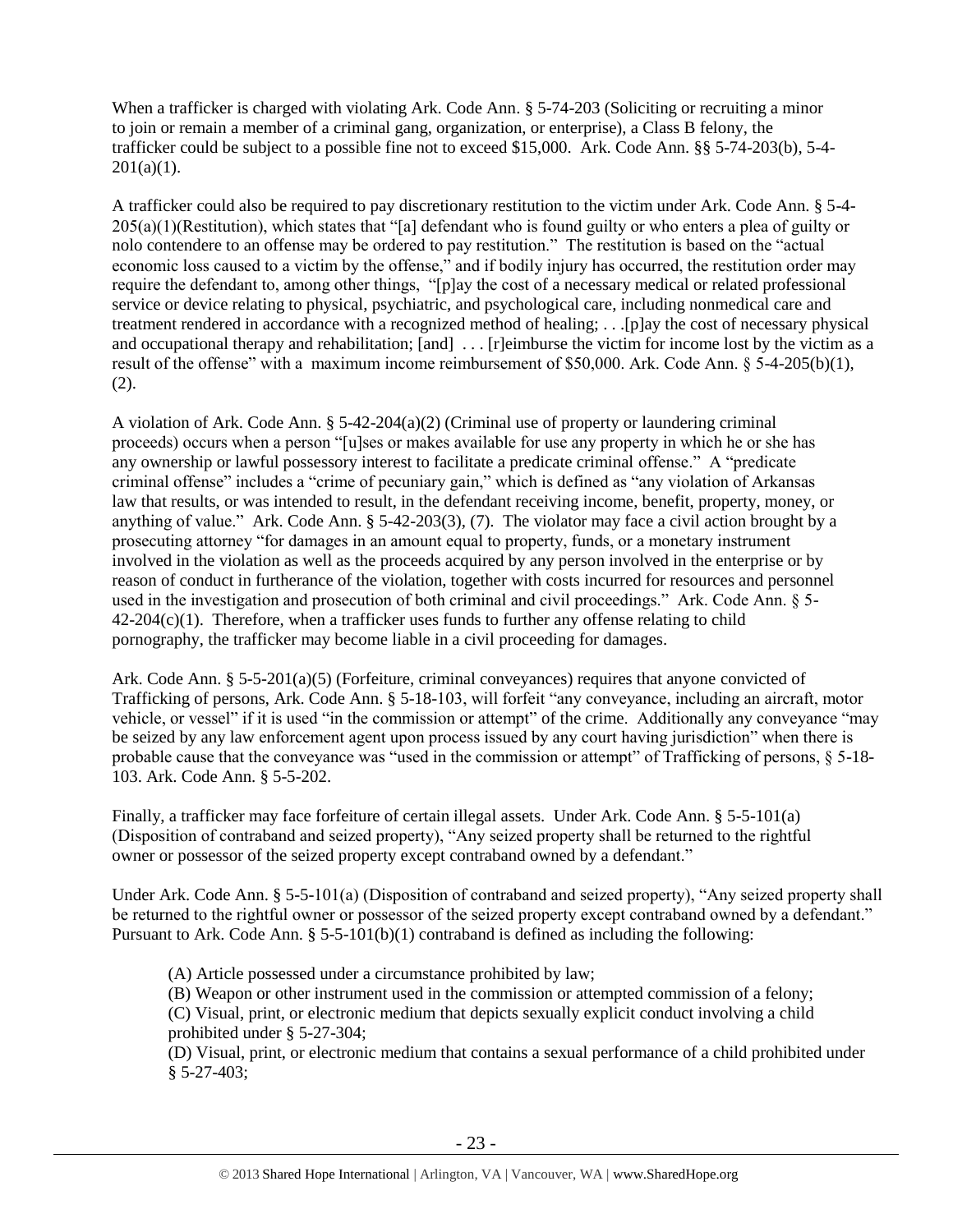When a trafficker is charged with violating Ark. Code Ann. § 5-74-203 (Soliciting or recruiting a minor to join or remain a member of a criminal gang, organization, or enterprise), a Class B felony, the trafficker could be subject to a possible fine not to exceed $15,000. Ark. Code Ann. §§ 5-74-203(b), 5-4-201(a)(1).

A trafficker could also be required to pay discretionary restitution to the victim under Ark. Code Ann. § 5-4-205(a)(1)(Restitution), which states that "[a] defendant who is found guilty or who enters a plea of guilty or nolo contendere to an offense may be ordered to pay restitution." The restitution is based on the "actual economic loss caused to a victim by the offense," and if bodily injury has occurred, the restitution order may require the defendant to, among other things, "[p]ay the cost of a necessary medical or related professional service or device relating to physical, psychiatric, and psychological care, including nonmedical care and treatment rendered in accordance with a recognized method of healing; . . .[p]ay the cost of necessary physical and occupational therapy and rehabilitation; [and] . . . [r]eimburse the victim for income lost by the victim as a result of the offense" with a maximum income reimbursement of $50,000. Ark. Code Ann. § 5-4-205(b)(1), (2).

A violation of Ark. Code Ann. § 5-42-204(a)(2) (Criminal use of property or laundering criminal proceeds) occurs when a person "[u]ses or makes available for use any property in which he or she has any ownership or lawful possessory interest to facilitate a predicate criminal offense." A "predicate criminal offense" includes a "crime of pecuniary gain," which is defined as "any violation of Arkansas law that results, or was intended to result, in the defendant receiving income, benefit, property, money, or anything of value." Ark. Code Ann. § 5-42-203(3), (7). The violator may face a civil action brought by a prosecuting attorney "for damages in an amount equal to property, funds, or a monetary instrument involved in the violation as well as the proceeds acquired by any person involved in the enterprise or by reason of conduct in furtherance of the violation, together with costs incurred for resources and personnel used in the investigation and prosecution of both criminal and civil proceedings." Ark. Code Ann. § 5-42-204(c)(1). Therefore, when a trafficker uses funds to further any offense relating to child pornography, the trafficker may become liable in a civil proceeding for damages.

Ark. Code Ann. § 5-5-201(a)(5) (Forfeiture, criminal conveyances) requires that anyone convicted of Trafficking of persons, Ark. Code Ann. § 5-18-103, will forfeit "any conveyance, including an aircraft, motor vehicle, or vessel" if it is used "in the commission or attempt" of the crime. Additionally any conveyance "may be seized by any law enforcement agent upon process issued by any court having jurisdiction" when there is probable cause that the conveyance was "used in the commission or attempt" of Trafficking of persons, § 5-18-103. Ark. Code Ann. § 5-5-202.

Finally, a trafficker may face forfeiture of certain illegal assets. Under Ark. Code Ann. § 5-5-101(a) (Disposition of contraband and seized property), "Any seized property shall be returned to the rightful owner or possessor of the seized property except contraband owned by a defendant."

Under Ark. Code Ann. § 5-5-101(a) (Disposition of contraband and seized property), "Any seized property shall be returned to the rightful owner or possessor of the seized property except contraband owned by a defendant." Pursuant to Ark. Code Ann. § 5-5-101(b)(1) contraband is defined as including the following:

(A) Article possessed under a circumstance prohibited by law;
(B) Weapon or other instrument used in the commission or attempted commission of a felony;
(C) Visual, print, or electronic medium that depicts sexually explicit conduct involving a child prohibited under § 5-27-304;
(D) Visual, print, or electronic medium that contains a sexual performance of a child prohibited under § 5-27-403;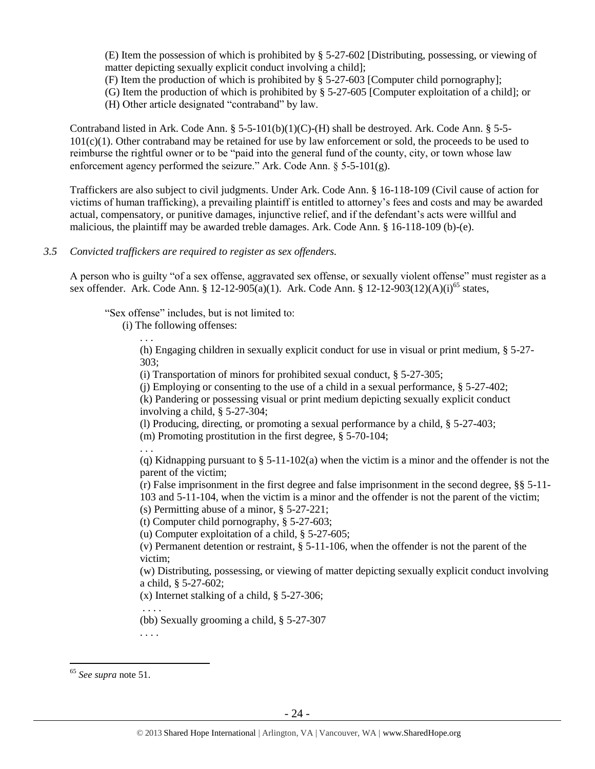(E) Item the possession of which is prohibited by § 5-27-602 [Distributing, possessing, or viewing of matter depicting sexually explicit conduct involving a child];
(F) Item the production of which is prohibited by § 5-27-603 [Computer child pornography];
(G) Item the production of which is prohibited by § 5-27-605 [Computer exploitation of a child]; or
(H) Other article designated "contraband" by law.

Contraband listed in Ark. Code Ann. § 5-5-101(b)(1)(C)-(H) shall be destroyed. Ark. Code Ann. § 5-5-101(c)(1). Other contraband may be retained for use by law enforcement or sold, the proceeds to be used to reimburse the rightful owner or to be "paid into the general fund of the county, city, or town whose law enforcement agency performed the seizure." Ark. Code Ann. § 5-5-101(g).

Traffickers are also subject to civil judgments. Under Ark. Code Ann. § 16-118-109 (Civil cause of action for victims of human trafficking), a prevailing plaintiff is entitled to attorney's fees and costs and may be awarded actual, compensatory, or punitive damages, injunctive relief, and if the defendant's acts were willful and malicious, the plaintiff may be awarded treble damages. Ark. Code Ann. § 16-118-109 (b)-(e).

*3.5 Convicted traffickers are required to register as sex offenders.*

A person who is guilty "of a sex offense, aggravated sex offense, or sexually violent offense" must register as a sex offender. Ark. Code Ann. § 12-12-905(a)(1). Ark. Code Ann. § 12-12-903(12)(A)(i)[65] states,

"Sex offense" includes, but is not limited to:
(i) The following offenses:
. . .
(h) Engaging children in sexually explicit conduct for use in visual or print medium, § 5-27-303;
(i) Transportation of minors for prohibited sexual conduct, § 5-27-305;
(j) Employing or consenting to the use of a child in a sexual performance, § 5-27-402;
(k) Pandering or possessing visual or print medium depicting sexually explicit conduct involving a child, § 5-27-304;
(l) Producing, directing, or promoting a sexual performance by a child, § 5-27-403;
(m) Promoting prostitution in the first degree, § 5-70-104;
. . .
(q) Kidnapping pursuant to § 5-11-102(a) when the victim is a minor and the offender is not the parent of the victim;
(r) False imprisonment in the first degree and false imprisonment in the second degree, §§ 5-11-103 and 5-11-104, when the victim is a minor and the offender is not the parent of the victim;
(s) Permitting abuse of a minor, § 5-27-221;
(t) Computer child pornography, § 5-27-603;
(u) Computer exploitation of a child, § 5-27-605;
(v) Permanent detention or restraint, § 5-11-106, when the offender is not the parent of the victim;
(w) Distributing, possessing, or viewing of matter depicting sexually explicit conduct involving a child, § 5-27-602;
(x) Internet stalking of a child, § 5-27-306;
. . . .
(bb) Sexually grooming a child, § 5-27-307
. . . .

[65] *See supra* note 51.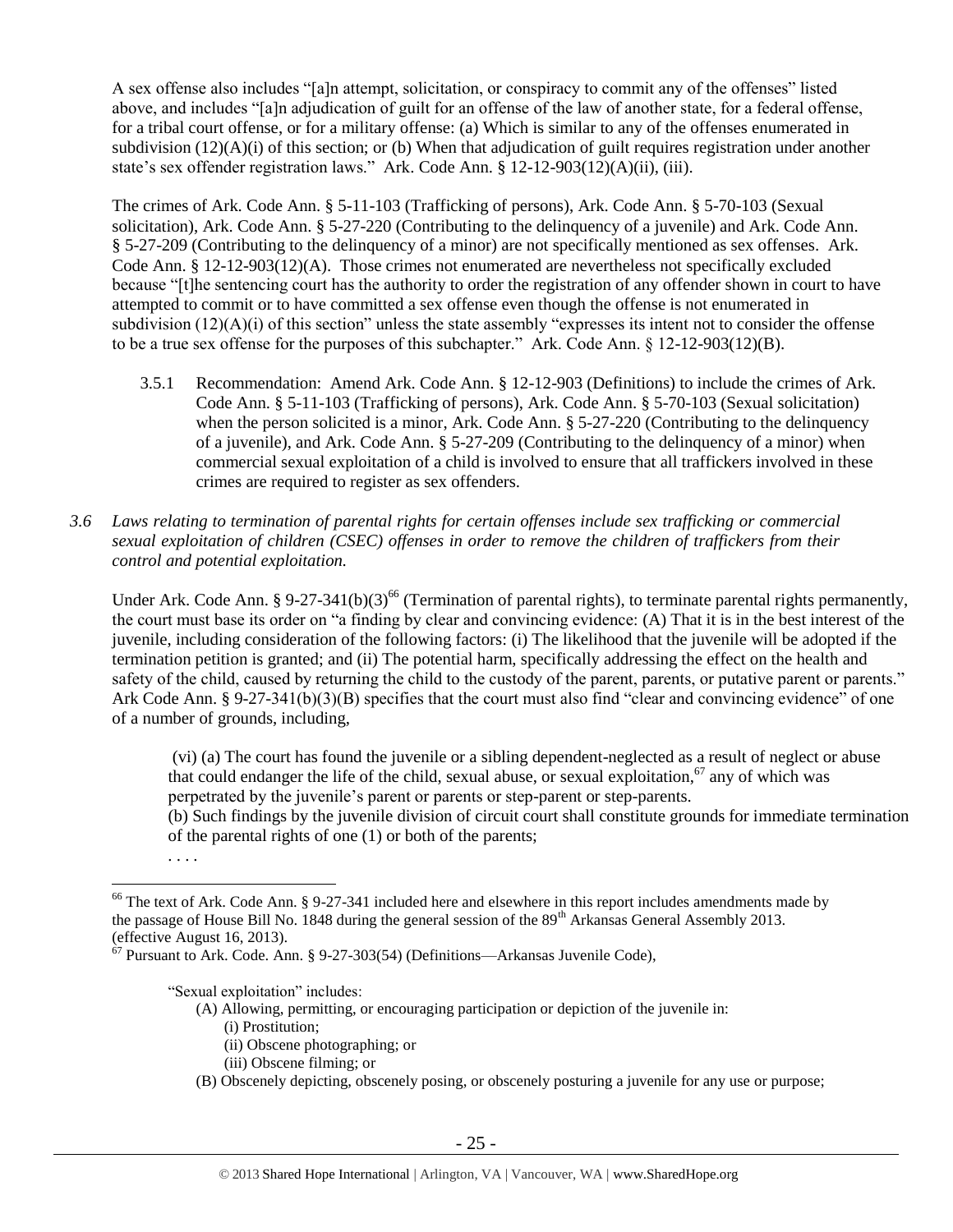A sex offense also includes "[a]n attempt, solicitation, or conspiracy to commit any of the offenses" listed above, and includes "[a]n adjudication of guilt for an offense of the law of another state, for a federal offense, for a tribal court offense, or for a military offense: (a) Which is similar to any of the offenses enumerated in subdivision (12)(A)(i) of this section; or (b) When that adjudication of guilt requires registration under another state's sex offender registration laws." Ark. Code Ann. § 12-12-903(12)(A)(ii), (iii).

The crimes of Ark. Code Ann. § 5-11-103 (Trafficking of persons), Ark. Code Ann. § 5-70-103 (Sexual solicitation), Ark. Code Ann. § 5-27-220 (Contributing to the delinquency of a juvenile) and Ark. Code Ann. § 5-27-209 (Contributing to the delinquency of a minor) are not specifically mentioned as sex offenses. Ark. Code Ann. § 12-12-903(12)(A). Those crimes not enumerated are nevertheless not specifically excluded because "[t]he sentencing court has the authority to order the registration of any offender shown in court to have attempted to commit or to have committed a sex offense even though the offense is not enumerated in subdivision (12)(A)(i) of this section" unless the state assembly "expresses its intent not to consider the offense to be a true sex offense for the purposes of this subchapter." Ark. Code Ann. § 12-12-903(12)(B).

3.5.1 Recommendation: Amend Ark. Code Ann. § 12-12-903 (Definitions) to include the crimes of Ark. Code Ann. § 5-11-103 (Trafficking of persons), Ark. Code Ann. § 5-70-103 (Sexual solicitation) when the person solicited is a minor, Ark. Code Ann. § 5-27-220 (Contributing to the delinquency of a juvenile), and Ark. Code Ann. § 5-27-209 (Contributing to the delinquency of a minor) when commercial sexual exploitation of a child is involved to ensure that all traffickers involved in these crimes are required to register as sex offenders.

*3.6 Laws relating to termination of parental rights for certain offenses include sex trafficking or commercial sexual exploitation of children (CSEC) offenses in order to remove the children of traffickers from their control and potential exploitation.*

Under Ark. Code Ann. § 9-27-341(b)(3)[66] (Termination of parental rights), to terminate parental rights permanently, the court must base its order on "a finding by clear and convincing evidence: (A) That it is in the best interest of the juvenile, including consideration of the following factors: (i) The likelihood that the juvenile will be adopted if the termination petition is granted; and (ii) The potential harm, specifically addressing the effect on the health and safety of the child, caused by returning the child to the custody of the parent, parents, or putative parent or parents." Ark Code Ann. § 9-27-341(b)(3)(B) specifies that the court must also find "clear and convincing evidence" of one of a number of grounds, including,

> (vi) (a) The court has found the juvenile or a sibling dependent-neglected as a result of neglect or abuse that could endanger the life of the child, sexual abuse, or sexual exploitation,[67] any of which was perpetrated by the juvenile's parent or parents or step-parent or step-parents.
> (b) Such findings by the juvenile division of circuit court shall constitute grounds for immediate termination of the parental rights of one (1) or both of the parents;
> . . . .

---

[66] The text of Ark. Code Ann. § 9-27-341 included here and elsewhere in this report includes amendments made by the passage of House Bill No. 1848 during the general session of the 89th Arkansas General Assembly 2013. (effective August 16, 2013).

[67] Pursuant to Ark. Code. Ann. § 9-27-303(54) (Definitions—Arkansas Juvenile Code),

> "Sexual exploitation" includes:
> (A) Allowing, permitting, or encouraging participation or depiction of the juvenile in:
> (i) Prostitution;
> (ii) Obscene photographing; or
> (iii) Obscene filming; or
> (B) Obscenely depicting, obscenely posing, or obscenely posturing a juvenile for any use or purpose;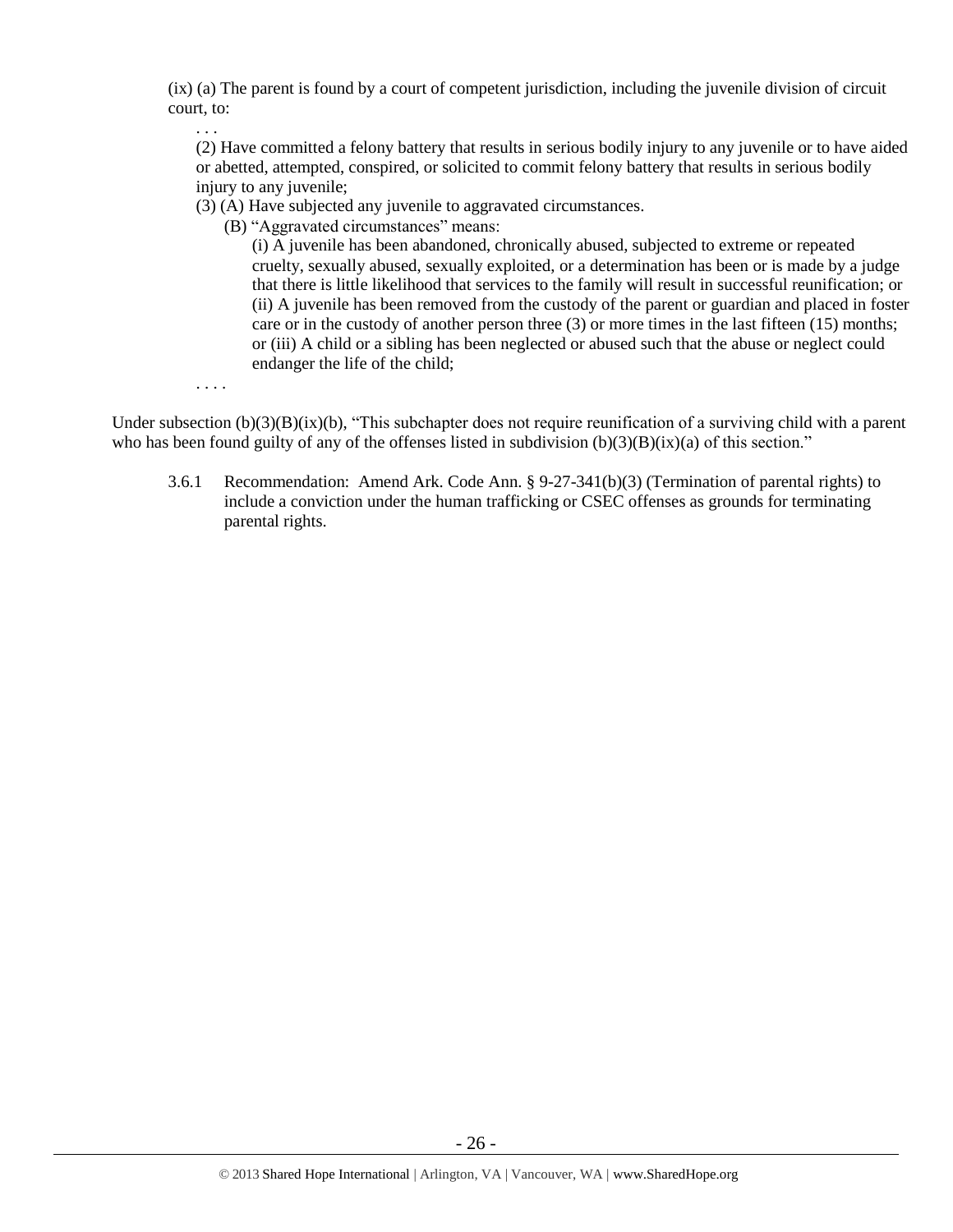(ix) (a) The parent is found by a court of competent jurisdiction, including the juvenile division of circuit court, to:

. . .

(2) Have committed a felony battery that results in serious bodily injury to any juvenile or to have aided or abetted, attempted, conspired, or solicited to commit felony battery that results in serious bodily injury to any juvenile;

(3) (A) Have subjected any juvenile to aggravated circumstances.

(B) "Aggravated circumstances" means:

(i) A juvenile has been abandoned, chronically abused, subjected to extreme or repeated cruelty, sexually abused, sexually exploited, or a determination has been or is made by a judge that there is little likelihood that services to the family will result in successful reunification; or
(ii) A juvenile has been removed from the custody of the parent or guardian and placed in foster care or in the custody of another person three (3) or more times in the last fifteen (15) months; or (iii) A child or a sibling has been neglected or abused such that the abuse or neglect could endanger the life of the child;

. . . .

Under subsection (b)(3)(B)(ix)(b), "This subchapter does not require reunification of a surviving child with a parent who has been found guilty of any of the offenses listed in subdivision (b)(3)(B)(ix)(a) of this section."

3.6.1 Recommendation: Amend Ark. Code Ann. § 9-27-341(b)(3) (Termination of parental rights) to include a conviction under the human trafficking or CSEC offenses as grounds for terminating parental rights.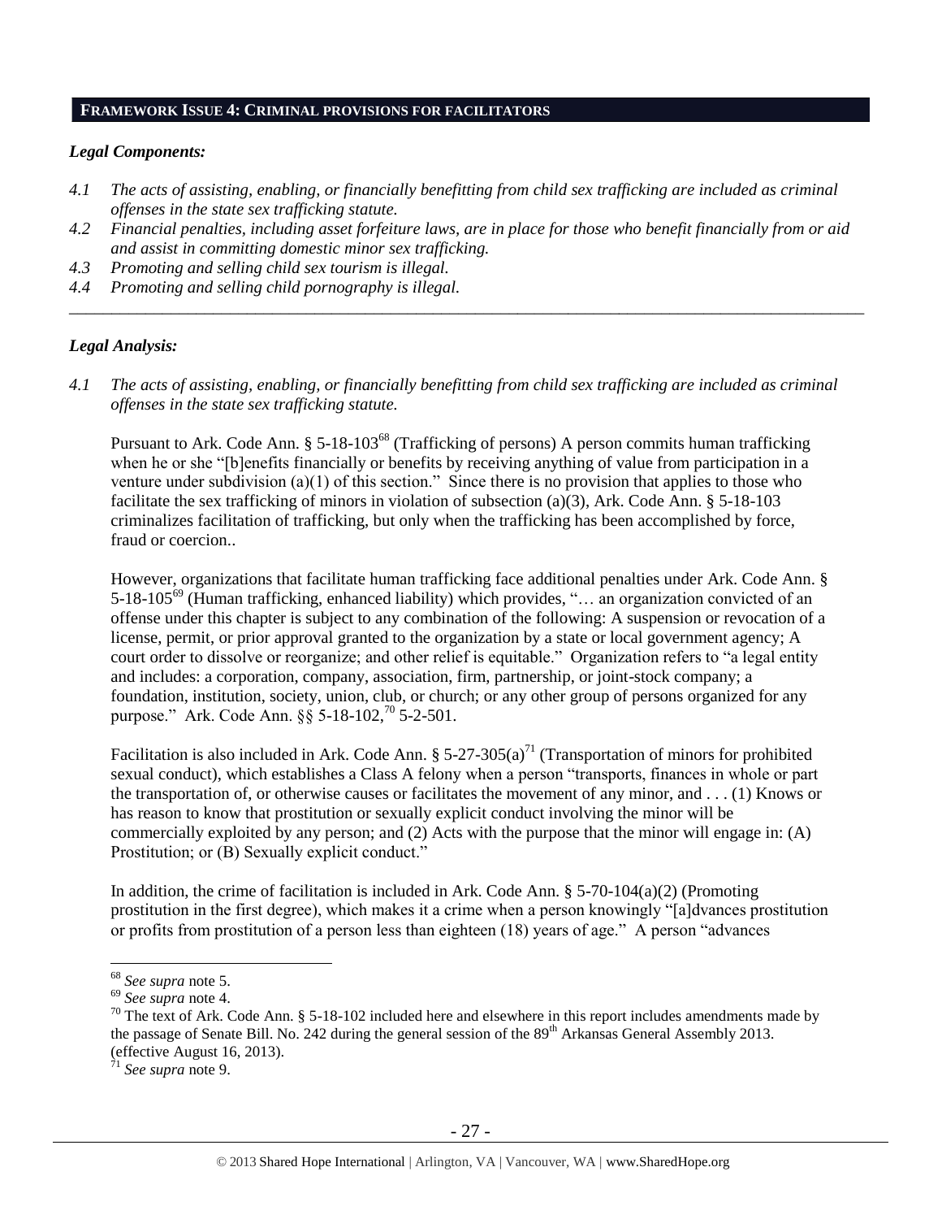## FRAMEWORK ISSUE 4: CRIMINAL PROVISIONS FOR FACILITATORS

### *Legal Components:*

*4.1 The acts of assisting, enabling, or financially benefitting from child sex trafficking are included as criminal offenses in the state sex trafficking statute.*

*4.2 Financial penalties, including asset forfeiture laws, are in place for those who benefit financially from or aid and assist in committing domestic minor sex trafficking.*

*4.3 Promoting and selling child sex tourism is illegal.*

*4.4 Promoting and selling child pornography is illegal.*

---

### *Legal Analysis:*

*4.1 The acts of assisting, enabling, or financially benefitting from child sex trafficking are included as criminal offenses in the state sex trafficking statute.*

Pursuant to Ark. Code Ann. § 5-18-103[68] (Trafficking of persons) A person commits human trafficking when he or she "[b]enefits financially or benefits by receiving anything of value from participation in a venture under subdivision (a)(1) of this section." Since there is no provision that applies to those who facilitate the sex trafficking of minors in violation of subsection (a)(3), Ark. Code Ann. § 5-18-103 criminalizes facilitation of trafficking, but only when the trafficking has been accomplished by force, fraud or coercion..

However, organizations that facilitate human trafficking face additional penalties under Ark. Code Ann. § 5-18-105[69] (Human trafficking, enhanced liability) which provides, "… an organization convicted of an offense under this chapter is subject to any combination of the following: A suspension or revocation of a license, permit, or prior approval granted to the organization by a state or local government agency; A court order to dissolve or reorganize; and other relief is equitable." Organization refers to "a legal entity and includes: a corporation, company, association, firm, partnership, or joint-stock company; a foundation, institution, society, union, club, or church; or any other group of persons organized for any purpose." Ark. Code Ann. §§ 5-18-102,[70] 5-2-501.

Facilitation is also included in Ark. Code Ann. § 5-27-305(a)[71] (Transportation of minors for prohibited sexual conduct), which establishes a Class A felony when a person "transports, finances in whole or part the transportation of, or otherwise causes or facilitates the movement of any minor, and . . . (1) Knows or has reason to know that prostitution or sexually explicit conduct involving the minor will be commercially exploited by any person; and (2) Acts with the purpose that the minor will engage in: (A) Prostitution; or (B) Sexually explicit conduct."

In addition, the crime of facilitation is included in Ark. Code Ann. § 5-70-104(a)(2) (Promoting prostitution in the first degree), which makes it a crime when a person knowingly "[a]dvances prostitution or profits from prostitution of a person less than eighteen (18) years of age." A person "advances

---

[68] *See supra* note 5.

[69] *See supra* note 4.

[70] The text of Ark. Code Ann. § 5-18-102 included here and elsewhere in this report includes amendments made by the passage of Senate Bill. No. 242 during the general session of the 89th Arkansas General Assembly 2013. (effective August 16, 2013).

[71] *See supra* note 9.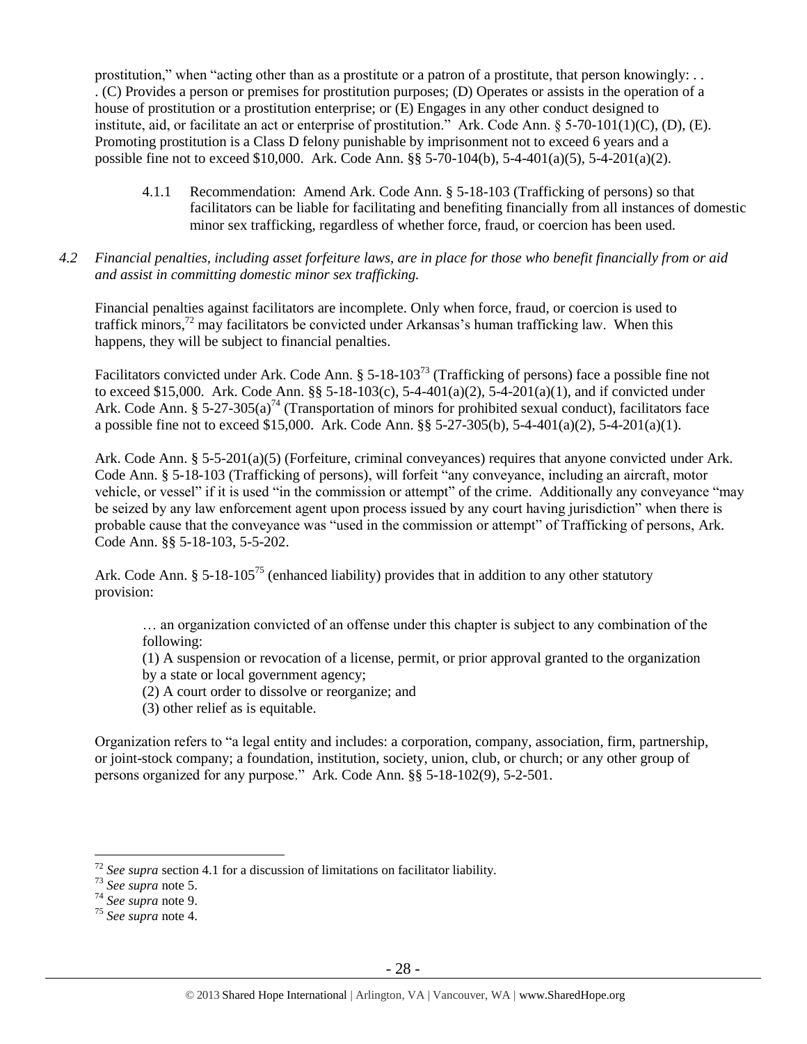prostitution," when "acting other than as a prostitute or a patron of a prostitute, that person knowingly: . . . (C) Provides a person or premises for prostitution purposes; (D) Operates or assists in the operation of a house of prostitution or a prostitution enterprise; or (E) Engages in any other conduct designed to institute, aid, or facilitate an act or enterprise of prostitution." Ark. Code Ann. § 5-70-101(1)(C), (D), (E). Promoting prostitution is a Class D felony punishable by imprisonment not to exceed 6 years and a possible fine not to exceed $10,000. Ark. Code Ann. §§ 5-70-104(b), 5-4-401(a)(5), 5-4-201(a)(2).

> 4.1.1 Recommendation: Amend Ark. Code Ann. § 5-18-103 (Trafficking of persons) so that facilitators can be liable for facilitating and benefiting financially from all instances of domestic minor sex trafficking, regardless of whether force, fraud, or coercion has been used.

*4.2 Financial penalties, including asset forfeiture laws, are in place for those who benefit financially from or aid and assist in committing domestic minor sex trafficking.*

Financial penalties against facilitators are incomplete. Only when force, fraud, or coercion is used to traffick minors,[72] may facilitators be convicted under Arkansas's human trafficking law. When this happens, they will be subject to financial penalties.

Facilitators convicted under Ark. Code Ann. § 5-18-103[73] (Trafficking of persons) face a possible fine not to exceed $15,000. Ark. Code Ann. §§ 5-18-103(c), 5-4-401(a)(2), 5-4-201(a)(1), and if convicted under Ark. Code Ann. § 5-27-305(a)[74] (Transportation of minors for prohibited sexual conduct), facilitators face a possible fine not to exceed $15,000. Ark. Code Ann. §§ 5-27-305(b), 5-4-401(a)(2), 5-4-201(a)(1).

Ark. Code Ann. § 5-5-201(a)(5) (Forfeiture, criminal conveyances) requires that anyone convicted under Ark. Code Ann. § 5-18-103 (Trafficking of persons), will forfeit "any conveyance, including an aircraft, motor vehicle, or vessel" if it is used "in the commission or attempt" of the crime. Additionally any conveyance "may be seized by any law enforcement agent upon process issued by any court having jurisdiction" when there is probable cause that the conveyance was "used in the commission or attempt" of Trafficking of persons, Ark. Code Ann. §§ 5-18-103, 5-5-202.

Ark. Code Ann. § 5-18-105[75] (enhanced liability) provides that in addition to any other statutory provision:

> … an organization convicted of an offense under this chapter is subject to any combination of the following:
> (1) A suspension or revocation of a license, permit, or prior approval granted to the organization by a state or local government agency;
> (2) A court order to dissolve or reorganize; and
> (3) other relief as is equitable.

Organization refers to "a legal entity and includes: a corporation, company, association, firm, partnership, or joint-stock company; a foundation, institution, society, union, club, or church; or any other group of persons organized for any purpose." Ark. Code Ann. §§ 5-18-102(9), 5-2-501.

---

[72] *See supra* section 4.1 for a discussion of limitations on facilitator liability.
[73] *See supra* note 5.
[74] *See supra* note 9.
[75] *See supra* note 4.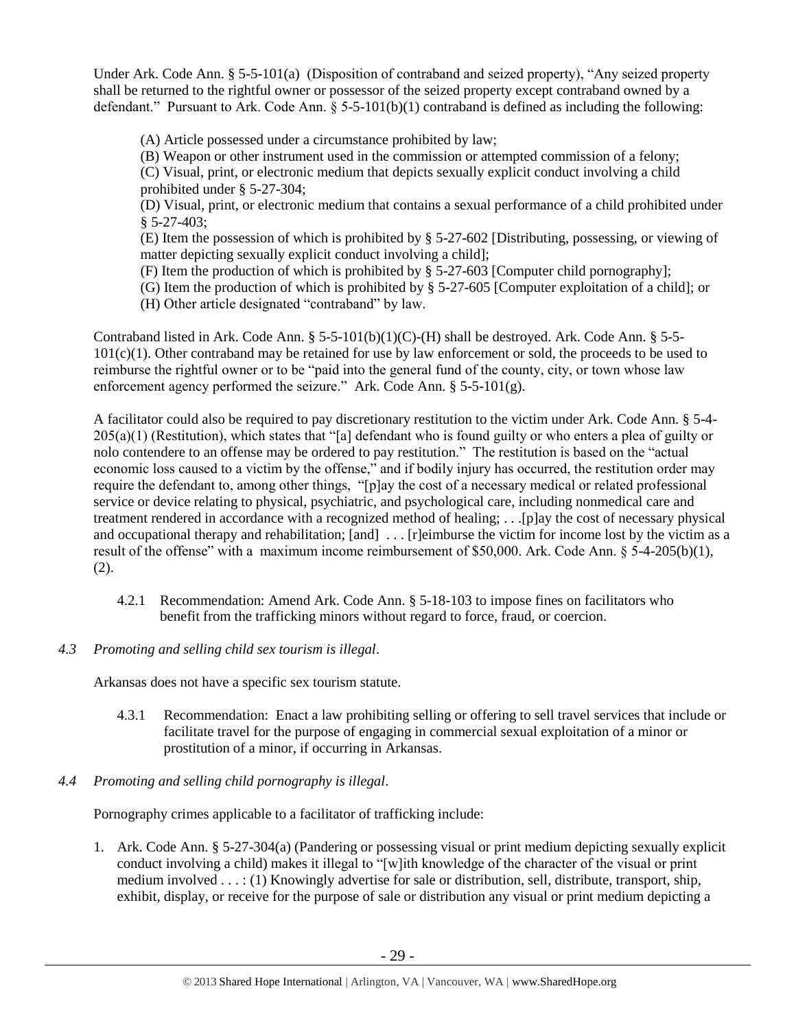Under Ark. Code Ann. § 5-5-101(a) (Disposition of contraband and seized property), "Any seized property shall be returned to the rightful owner or possessor of the seized property except contraband owned by a defendant." Pursuant to Ark. Code Ann. § 5-5-101(b)(1) contraband is defined as including the following:

(A) Article possessed under a circumstance prohibited by law;
(B) Weapon or other instrument used in the commission or attempted commission of a felony;
(C) Visual, print, or electronic medium that depicts sexually explicit conduct involving a child prohibited under § 5-27-304;
(D) Visual, print, or electronic medium that contains a sexual performance of a child prohibited under § 5-27-403;
(E) Item the possession of which is prohibited by § 5-27-602 [Distributing, possessing, or viewing of matter depicting sexually explicit conduct involving a child];
(F) Item the production of which is prohibited by § 5-27-603 [Computer child pornography];
(G) Item the production of which is prohibited by § 5-27-605 [Computer exploitation of a child]; or
(H) Other article designated "contraband" by law.

Contraband listed in Ark. Code Ann. § 5-5-101(b)(1)(C)-(H) shall be destroyed. Ark. Code Ann. § 5-5-101(c)(1). Other contraband may be retained for use by law enforcement or sold, the proceeds to be used to reimburse the rightful owner or to be "paid into the general fund of the county, city, or town whose law enforcement agency performed the seizure." Ark. Code Ann. § 5-5-101(g).

A facilitator could also be required to pay discretionary restitution to the victim under Ark. Code Ann. § 5-4-205(a)(1) (Restitution), which states that "[a] defendant who is found guilty or who enters a plea of guilty or nolo contendere to an offense may be ordered to pay restitution." The restitution is based on the "actual economic loss caused to a victim by the offense," and if bodily injury has occurred, the restitution order may require the defendant to, among other things, "[p]ay the cost of a necessary medical or related professional service or device relating to physical, psychiatric, and psychological care, including nonmedical care and treatment rendered in accordance with a recognized method of healing; . . .[p]ay the cost of necessary physical and occupational therapy and rehabilitation; [and] . . . [r]eimburse the victim for income lost by the victim as a result of the offense" with a maximum income reimbursement of $50,000. Ark. Code Ann. § 5-4-205(b)(1), (2).

4.2.1 Recommendation: Amend Ark. Code Ann. § 5-18-103 to impose fines on facilitators who benefit from the trafficking minors without regard to force, fraud, or coercion.

*4.3 Promoting and selling child sex tourism is illegal.*

Arkansas does not have a specific sex tourism statute.

4.3.1 Recommendation: Enact a law prohibiting selling or offering to sell travel services that include or facilitate travel for the purpose of engaging in commercial sexual exploitation of a minor or prostitution of a minor, if occurring in Arkansas.

*4.4 Promoting and selling child pornography is illegal.*

Pornography crimes applicable to a facilitator of trafficking include:

1. Ark. Code Ann. § 5-27-304(a) (Pandering or possessing visual or print medium depicting sexually explicit conduct involving a child) makes it illegal to "[w]ith knowledge of the character of the visual or print medium involved . . . : (1) Knowingly advertise for sale or distribution, sell, distribute, transport, ship, exhibit, display, or receive for the purpose of sale or distribution any visual or print medium depicting a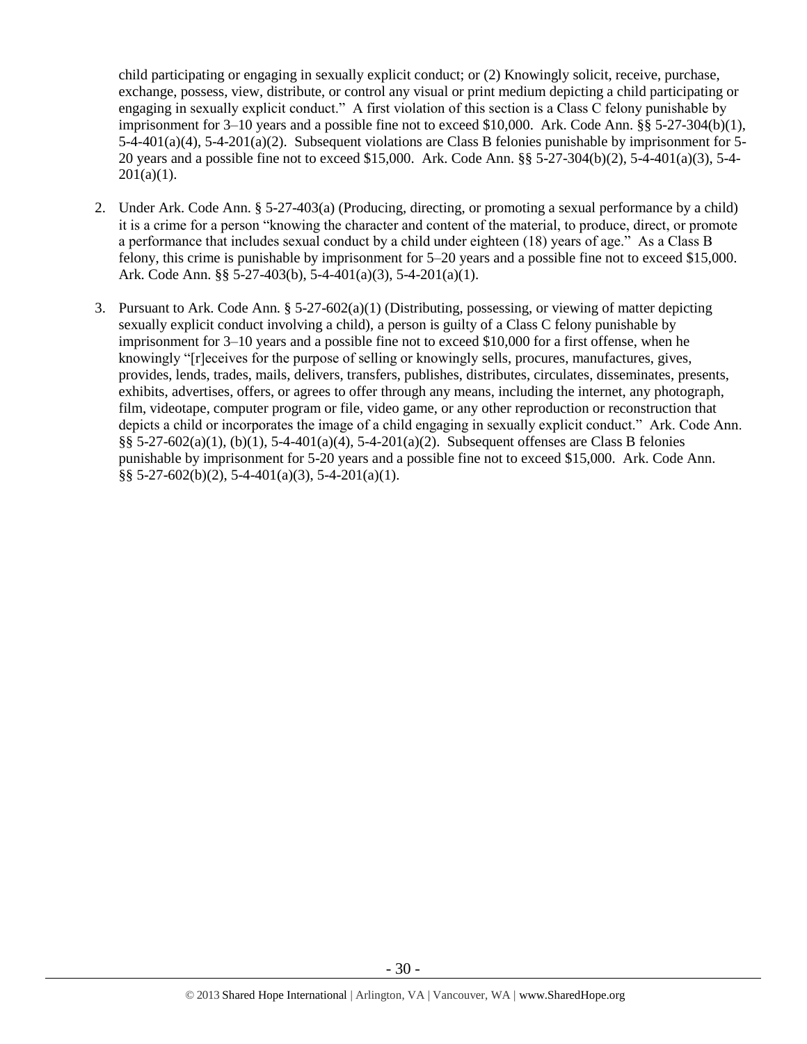child participating or engaging in sexually explicit conduct; or (2) Knowingly solicit, receive, purchase, exchange, possess, view, distribute, or control any visual or print medium depicting a child participating or engaging in sexually explicit conduct." A first violation of this section is a Class C felony punishable by imprisonment for 3–10 years and a possible fine not to exceed $10,000. Ark. Code Ann. §§ 5-27-304(b)(1), 5-4-401(a)(4), 5-4-201(a)(2). Subsequent violations are Class B felonies punishable by imprisonment for 5-20 years and a possible fine not to exceed $15,000. Ark. Code Ann. §§ 5-27-304(b)(2), 5-4-401(a)(3), 5-4-201(a)(1).

2. Under Ark. Code Ann. § 5-27-403(a) (Producing, directing, or promoting a sexual performance by a child) it is a crime for a person "knowing the character and content of the material, to produce, direct, or promote a performance that includes sexual conduct by a child under eighteen (18) years of age." As a Class B felony, this crime is punishable by imprisonment for 5–20 years and a possible fine not to exceed $15,000. Ark. Code Ann. §§ 5-27-403(b), 5-4-401(a)(3), 5-4-201(a)(1).

3. Pursuant to Ark. Code Ann. § 5-27-602(a)(1) (Distributing, possessing, or viewing of matter depicting sexually explicit conduct involving a child), a person is guilty of a Class C felony punishable by imprisonment for 3–10 years and a possible fine not to exceed $10,000 for a first offense, when he knowingly "[r]eceives for the purpose of selling or knowingly sells, procures, manufactures, gives, provides, lends, trades, mails, delivers, transfers, publishes, distributes, circulates, disseminates, presents, exhibits, advertises, offers, or agrees to offer through any means, including the internet, any photograph, film, videotape, computer program or file, video game, or any other reproduction or reconstruction that depicts a child or incorporates the image of a child engaging in sexually explicit conduct." Ark. Code Ann. §§ 5-27-602(a)(1), (b)(1), 5-4-401(a)(4), 5-4-201(a)(2). Subsequent offenses are Class B felonies punishable by imprisonment for 5-20 years and a possible fine not to exceed $15,000. Ark. Code Ann. §§ 5-27-602(b)(2), 5-4-401(a)(3), 5-4-201(a)(1).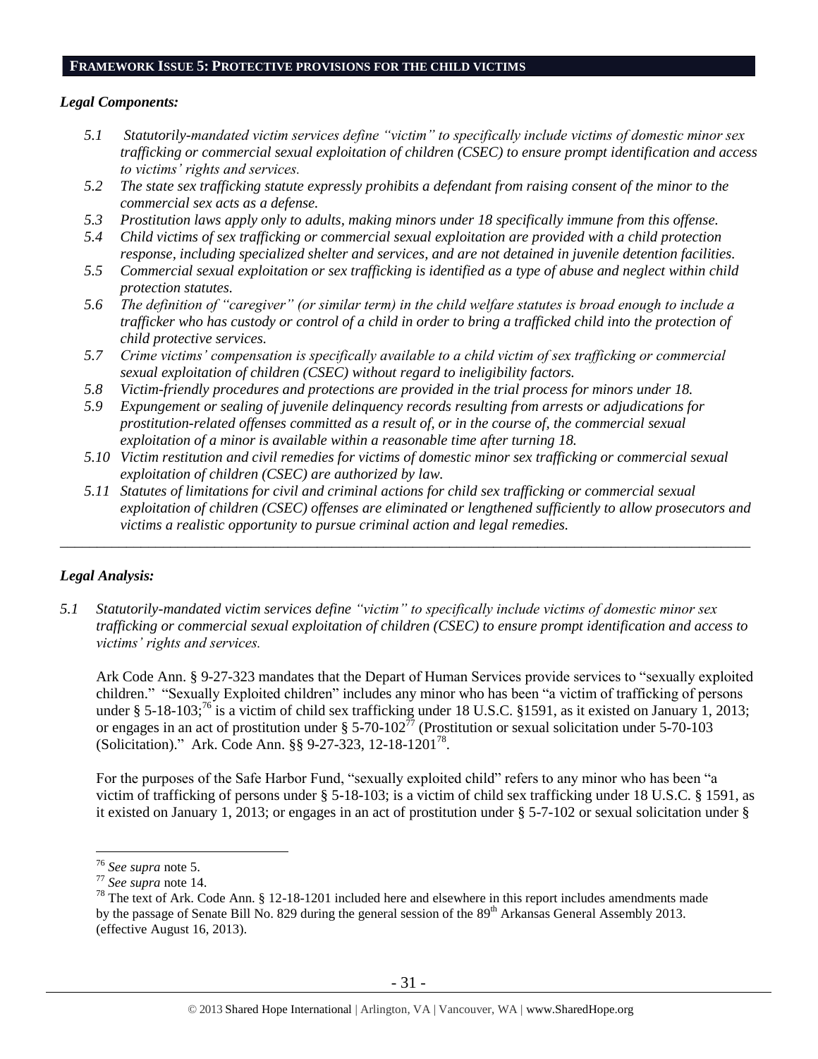## FRAMEWORK ISSUE 5: PROTECTIVE PROVISIONS FOR THE CHILD VICTIMS

### *Legal Components:*

*5.1 Statutorily-mandated victim services define "victim" to specifically include victims of domestic minor sex trafficking or commercial sexual exploitation of children (CSEC) to ensure prompt identification and access to victims' rights and services.*

*5.2 The state sex trafficking statute expressly prohibits a defendant from raising consent of the minor to the commercial sex acts as a defense.*

*5.3 Prostitution laws apply only to adults, making minors under 18 specifically immune from this offense.*

*5.4 Child victims of sex trafficking or commercial sexual exploitation are provided with a child protection response, including specialized shelter and services, and are not detained in juvenile detention facilities.*

*5.5 Commercial sexual exploitation or sex trafficking is identified as a type of abuse and neglect within child protection statutes.*

*5.6 The definition of "caregiver" (or similar term) in the child welfare statutes is broad enough to include a trafficker who has custody or control of a child in order to bring a trafficked child into the protection of child protective services.*

*5.7 Crime victims' compensation is specifically available to a child victim of sex trafficking or commercial sexual exploitation of children (CSEC) without regard to ineligibility factors.*

*5.8 Victim-friendly procedures and protections are provided in the trial process for minors under 18.*

*5.9 Expungement or sealing of juvenile delinquency records resulting from arrests or adjudications for prostitution-related offenses committed as a result of, or in the course of, the commercial sexual exploitation of a minor is available within a reasonable time after turning 18.*

*5.10 Victim restitution and civil remedies for victims of domestic minor sex trafficking or commercial sexual exploitation of children (CSEC) are authorized by law.*

*5.11 Statutes of limitations for civil and criminal actions for child sex trafficking or commercial sexual exploitation of children (CSEC) offenses are eliminated or lengthened sufficiently to allow prosecutors and victims a realistic opportunity to pursue criminal action and legal remedies.*

---

### *Legal Analysis:*

*5.1 Statutorily-mandated victim services define "victim" to specifically include victims of domestic minor sex trafficking or commercial sexual exploitation of children (CSEC) to ensure prompt identification and access to victims' rights and services.*

Ark Code Ann. § 9-27-323 mandates that the Depart of Human Services provide services to "sexually exploited children." "Sexually Exploited children" includes any minor who has been "a victim of trafficking of persons under § 5-18-103;[76] is a victim of child sex trafficking under 18 U.S.C. §1591, as it existed on January 1, 2013; or engages in an act of prostitution under § 5-70-102[77] (Prostitution or sexual solicitation under 5-70-103 (Solicitation)." Ark. Code Ann. §§ 9-27-323, 12-18-1201[78].

For the purposes of the Safe Harbor Fund, "sexually exploited child" refers to any minor who has been "a victim of trafficking of persons under § 5-18-103; is a victim of child sex trafficking under 18 U.S.C. § 1591, as it existed on January 1, 2013; or engages in an act of prostitution under § 5-7-102 or sexual solicitation under §

---

[76] *See supra* note 5.

[77] *See supra* note 14.

[78] The text of Ark. Code Ann. § 12-18-1201 included here and elsewhere in this report includes amendments made by the passage of Senate Bill No. 829 during the general session of the 89th Arkansas General Assembly 2013. (effective August 16, 2013).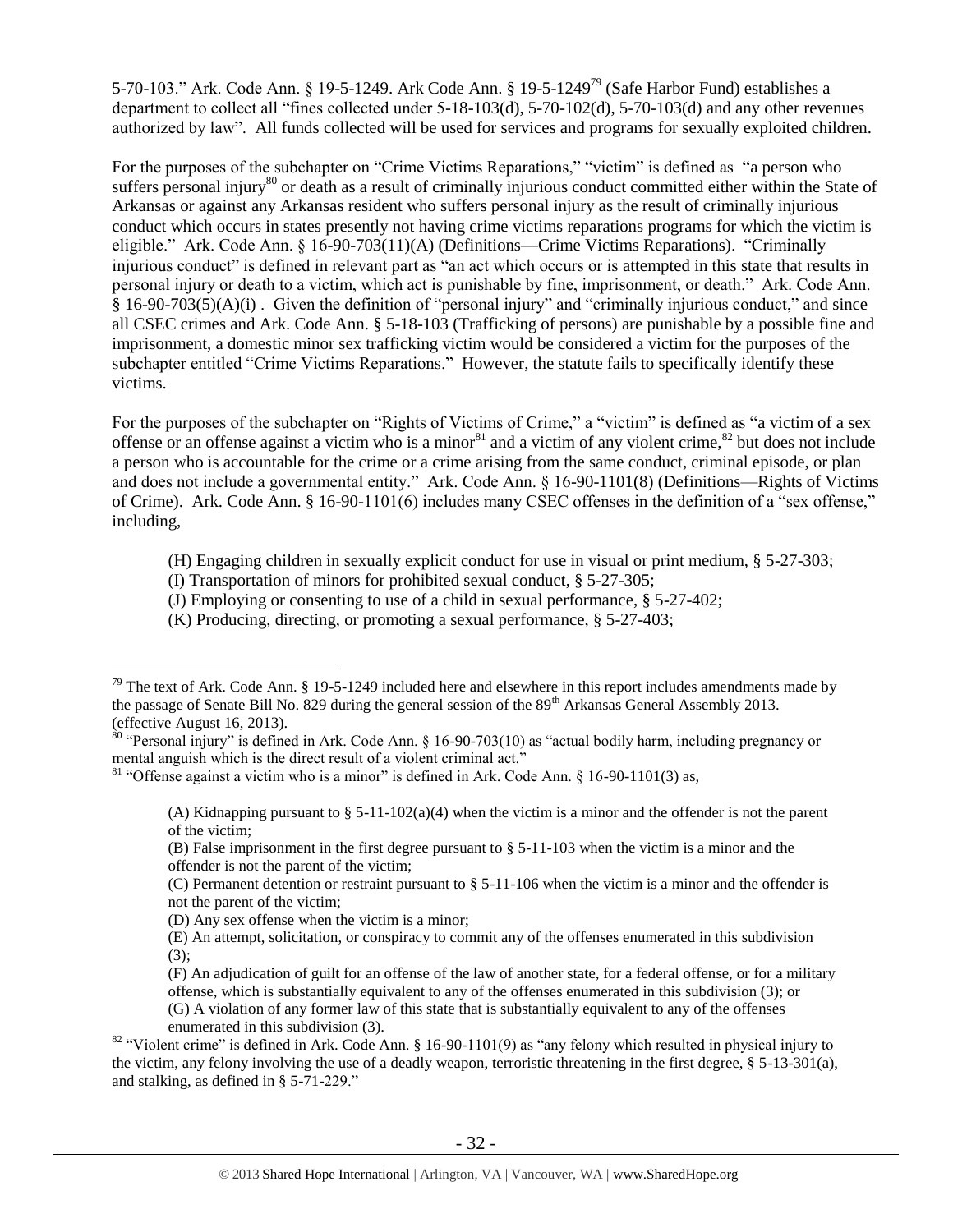5-70-103." Ark. Code Ann. § 19-5-1249. Ark Code Ann. § 19-5-1249[79] (Safe Harbor Fund) establishes a department to collect all "fines collected under 5-18-103(d), 5-70-102(d), 5-70-103(d) and any other revenues authorized by law". All funds collected will be used for services and programs for sexually exploited children.

For the purposes of the subchapter on "Crime Victims Reparations," "victim" is defined as "a person who suffers personal injury[80] or death as a result of criminally injurious conduct committed either within the State of Arkansas or against any Arkansas resident who suffers personal injury as the result of criminally injurious conduct which occurs in states presently not having crime victims reparations programs for which the victim is eligible." Ark. Code Ann. § 16-90-703(11)(A) (Definitions—Crime Victims Reparations). "Criminally injurious conduct" is defined in relevant part as "an act which occurs or is attempted in this state that results in personal injury or death to a victim, which act is punishable by fine, imprisonment, or death." Ark. Code Ann. § 16-90-703(5)(A)(i) . Given the definition of "personal injury" and "criminally injurious conduct," and since all CSEC crimes and Ark. Code Ann. § 5-18-103 (Trafficking of persons) are punishable by a possible fine and imprisonment, a domestic minor sex trafficking victim would be considered a victim for the purposes of the subchapter entitled "Crime Victims Reparations." However, the statute fails to specifically identify these victims.

For the purposes of the subchapter on "Rights of Victims of Crime," a "victim" is defined as "a victim of a sex offense or an offense against a victim who is a minor[81] and a victim of any violent crime,[82] but does not include a person who is accountable for the crime or a crime arising from the same conduct, criminal episode, or plan and does not include a governmental entity." Ark. Code Ann. § 16-90-1101(8) (Definitions—Rights of Victims of Crime). Ark. Code Ann. § 16-90-1101(6) includes many CSEC offenses in the definition of a "sex offense," including,

> (H) Engaging children in sexually explicit conduct for use in visual or print medium, § 5-27-303;
> (I) Transportation of minors for prohibited sexual conduct, § 5-27-305;
> (J) Employing or consenting to use of a child in sexual performance, § 5-27-402;
> (K) Producing, directing, or promoting a sexual performance, § 5-27-403;

---

[79] The text of Ark. Code Ann. § 19-5-1249 included here and elsewhere in this report includes amendments made by the passage of Senate Bill No. 829 during the general session of the 89th Arkansas General Assembly 2013. (effective August 16, 2013).

[80] "Personal injury" is defined in Ark. Code Ann. § 16-90-703(10) as "actual bodily harm, including pregnancy or mental anguish which is the direct result of a violent criminal act."

[81] "Offense against a victim who is a minor" is defined in Ark. Code Ann. § 16-90-1101(3) as,

> (A) Kidnapping pursuant to § 5-11-102(a)(4) when the victim is a minor and the offender is not the parent of the victim;
> (B) False imprisonment in the first degree pursuant to § 5-11-103 when the victim is a minor and the offender is not the parent of the victim;
> (C) Permanent detention or restraint pursuant to § 5-11-106 when the victim is a minor and the offender is not the parent of the victim;
> (D) Any sex offense when the victim is a minor;
> (E) An attempt, solicitation, or conspiracy to commit any of the offenses enumerated in this subdivision (3);
> (F) An adjudication of guilt for an offense of the law of another state, for a federal offense, or for a military offense, which is substantially equivalent to any of the offenses enumerated in this subdivision (3); or
> (G) A violation of any former law of this state that is substantially equivalent to any of the offenses enumerated in this subdivision (3).

[82] "Violent crime" is defined in Ark. Code Ann. § 16-90-1101(9) as "any felony which resulted in physical injury to the victim, any felony involving the use of a deadly weapon, terroristic threatening in the first degree, § 5-13-301(a), and stalking, as defined in § 5-71-229."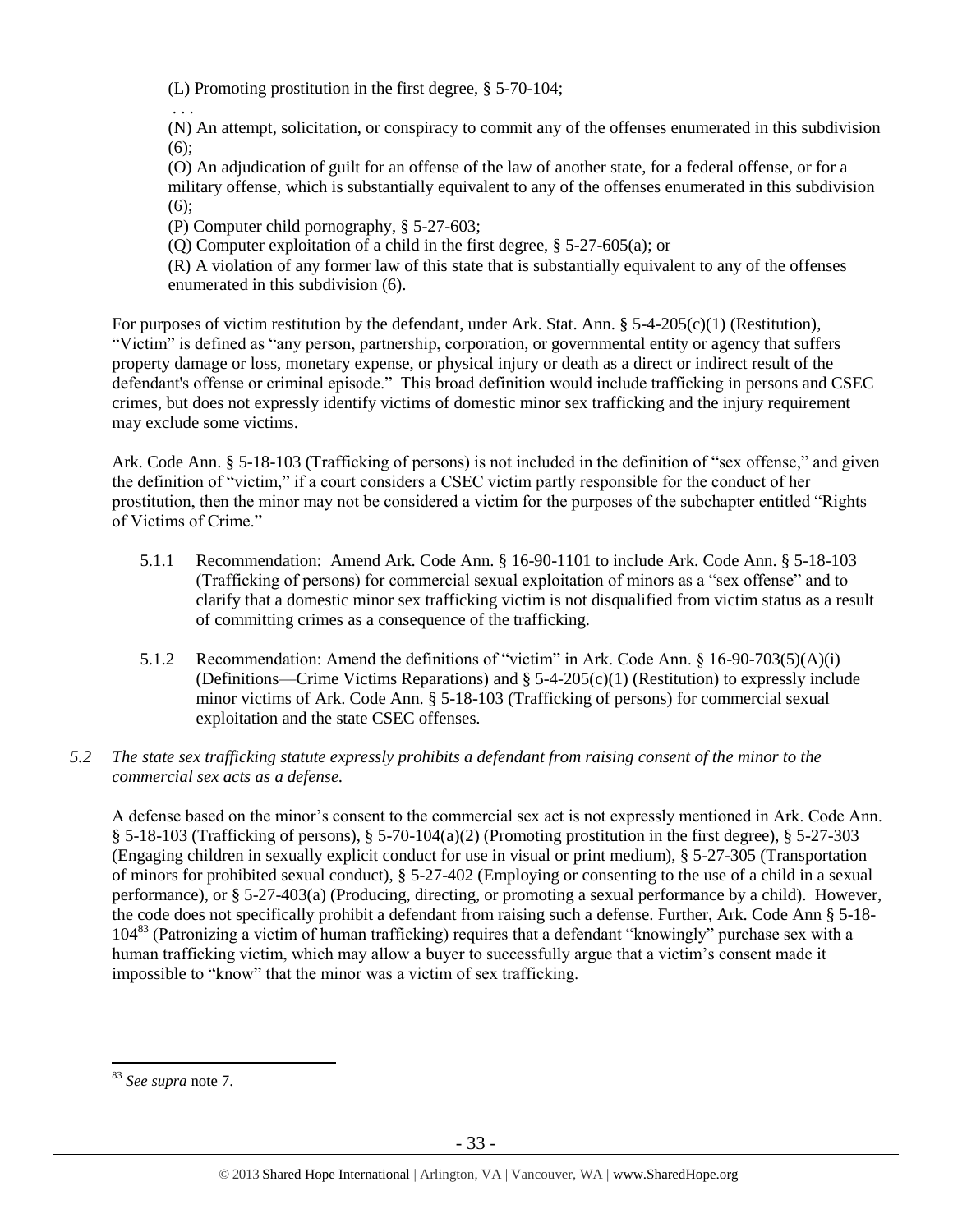(L) Promoting prostitution in the first degree, § 5-70-104;

. . .

(N) An attempt, solicitation, or conspiracy to commit any of the offenses enumerated in this subdivision (6);

(O) An adjudication of guilt for an offense of the law of another state, for a federal offense, or for a military offense, which is substantially equivalent to any of the offenses enumerated in this subdivision (6);

(P) Computer child pornography, § 5-27-603;

(Q) Computer exploitation of a child in the first degree, § 5-27-605(a); or

(R) A violation of any former law of this state that is substantially equivalent to any of the offenses enumerated in this subdivision (6).

For purposes of victim restitution by the defendant, under Ark. Stat. Ann. § 5-4-205(c)(1) (Restitution), "Victim" is defined as "any person, partnership, corporation, or governmental entity or agency that suffers property damage or loss, monetary expense, or physical injury or death as a direct or indirect result of the defendant's offense or criminal episode." This broad definition would include trafficking in persons and CSEC crimes, but does not expressly identify victims of domestic minor sex trafficking and the injury requirement may exclude some victims.

Ark. Code Ann. § 5-18-103 (Trafficking of persons) is not included in the definition of "sex offense," and given the definition of "victim," if a court considers a CSEC victim partly responsible for the conduct of her prostitution, then the minor may not be considered a victim for the purposes of the subchapter entitled "Rights of Victims of Crime."

5.1.1 Recommendation: Amend Ark. Code Ann. § 16-90-1101 to include Ark. Code Ann. § 5-18-103 (Trafficking of persons) for commercial sexual exploitation of minors as a "sex offense" and to clarify that a domestic minor sex trafficking victim is not disqualified from victim status as a result of committing crimes as a consequence of the trafficking.

5.1.2 Recommendation: Amend the definitions of "victim" in Ark. Code Ann. § 16-90-703(5)(A)(i) (Definitions—Crime Victims Reparations) and § 5-4-205(c)(1) (Restitution) to expressly include minor victims of Ark. Code Ann. § 5-18-103 (Trafficking of persons) for commercial sexual exploitation and the state CSEC offenses.

*5.2 The state sex trafficking statute expressly prohibits a defendant from raising consent of the minor to the commercial sex acts as a defense.*

A defense based on the minor's consent to the commercial sex act is not expressly mentioned in Ark. Code Ann. § 5-18-103 (Trafficking of persons), § 5-70-104(a)(2) (Promoting prostitution in the first degree), § 5-27-303 (Engaging children in sexually explicit conduct for use in visual or print medium), § 5-27-305 (Transportation of minors for prohibited sexual conduct), § 5-27-402 (Employing or consenting to the use of a child in a sexual performance), or § 5-27-403(a) (Producing, directing, or promoting a sexual performance by a child). However, the code does not specifically prohibit a defendant from raising such a defense. Further, Ark. Code Ann § 5-18-104[83] (Patronizing a victim of human trafficking) requires that a defendant "knowingly" purchase sex with a human trafficking victim, which may allow a buyer to successfully argue that a victim's consent made it impossible to "know" that the minor was a victim of sex trafficking.

[83] *See supra* note 7.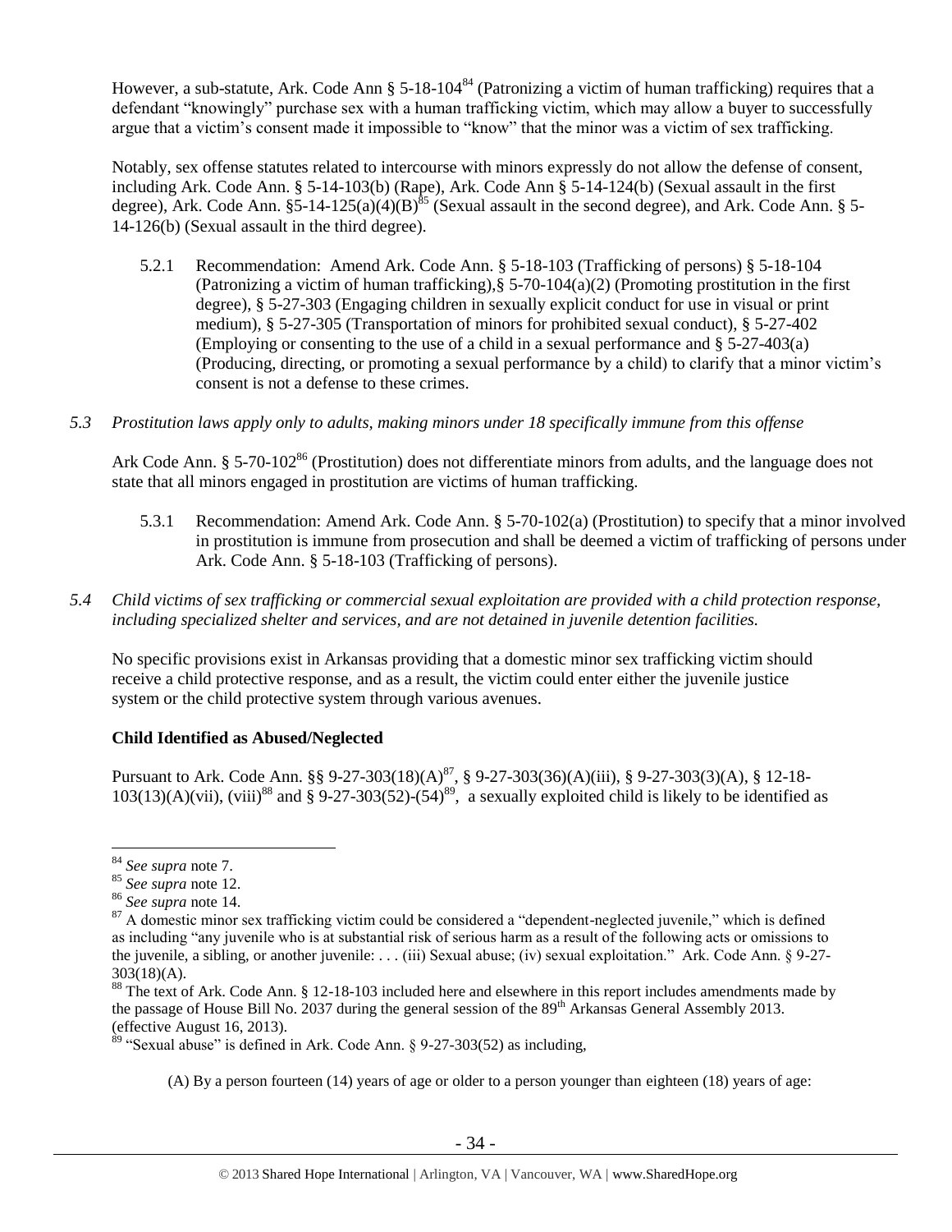However, a sub-statute, Ark. Code Ann § 5-18-104[84] (Patronizing a victim of human trafficking) requires that a defendant "knowingly" purchase sex with a human trafficking victim, which may allow a buyer to successfully argue that a victim's consent made it impossible to "know" that the minor was a victim of sex trafficking.

Notably, sex offense statutes related to intercourse with minors expressly do not allow the defense of consent, including Ark. Code Ann. § 5-14-103(b) (Rape), Ark. Code Ann § 5-14-124(b) (Sexual assault in the first degree), Ark. Code Ann. §5-14-125(a)(4)(B)[85] (Sexual assault in the second degree), and Ark. Code Ann. § 5-14-126(b) (Sexual assault in the third degree).

5.2.1 Recommendation: Amend Ark. Code Ann. § 5-18-103 (Trafficking of persons) § 5-18-104 (Patronizing a victim of human trafficking),§ 5-70-104(a)(2) (Promoting prostitution in the first degree), § 5-27-303 (Engaging children in sexually explicit conduct for use in visual or print medium), § 5-27-305 (Transportation of minors for prohibited sexual conduct), § 5-27-402 (Employing or consenting to the use of a child in a sexual performance and § 5-27-403(a) (Producing, directing, or promoting a sexual performance by a child) to clarify that a minor victim's consent is not a defense to these crimes.

*5.3 Prostitution laws apply only to adults, making minors under 18 specifically immune from this offense*

Ark Code Ann. § 5-70-102[86] (Prostitution) does not differentiate minors from adults, and the language does not state that all minors engaged in prostitution are victims of human trafficking.

5.3.1 Recommendation: Amend Ark. Code Ann. § 5-70-102(a) (Prostitution) to specify that a minor involved in prostitution is immune from prosecution and shall be deemed a victim of trafficking of persons under Ark. Code Ann. § 5-18-103 (Trafficking of persons).

*5.4 Child victims of sex trafficking or commercial sexual exploitation are provided with a child protection response, including specialized shelter and services, and are not detained in juvenile detention facilities.*

No specific provisions exist in Arkansas providing that a domestic minor sex trafficking victim should receive a child protective response, and as a result, the victim could enter either the juvenile justice system or the child protective system through various avenues.

**Child Identified as Abused/Neglected**

Pursuant to Ark. Code Ann. §§ 9-27-303(18)(A)[87], § 9-27-303(36)(A)(iii), § 9-27-303(3)(A), § 12-18-103(13)(A)(vii), (viii)[88] and § 9-27-303(52)-(54)[89], a sexually exploited child is likely to be identified as

---

[84] *See supra* note 7.

[85] *See supra* note 12.

[86] *See supra* note 14.

[87] A domestic minor sex trafficking victim could be considered a "dependent-neglected juvenile," which is defined as including "any juvenile who is at substantial risk of serious harm as a result of the following acts or omissions to the juvenile, a sibling, or another juvenile: . . . (iii) Sexual abuse; (iv) sexual exploitation." Ark. Code Ann. § 9-27-303(18)(A).

[88] The text of Ark. Code Ann. § 12-18-103 included here and elsewhere in this report includes amendments made by the passage of House Bill No. 2037 during the general session of the 89th Arkansas General Assembly 2013. (effective August 16, 2013).

[89] "Sexual abuse" is defined in Ark. Code Ann. § 9-27-303(52) as including,

(A) By a person fourteen (14) years of age or older to a person younger than eighteen (18) years of age: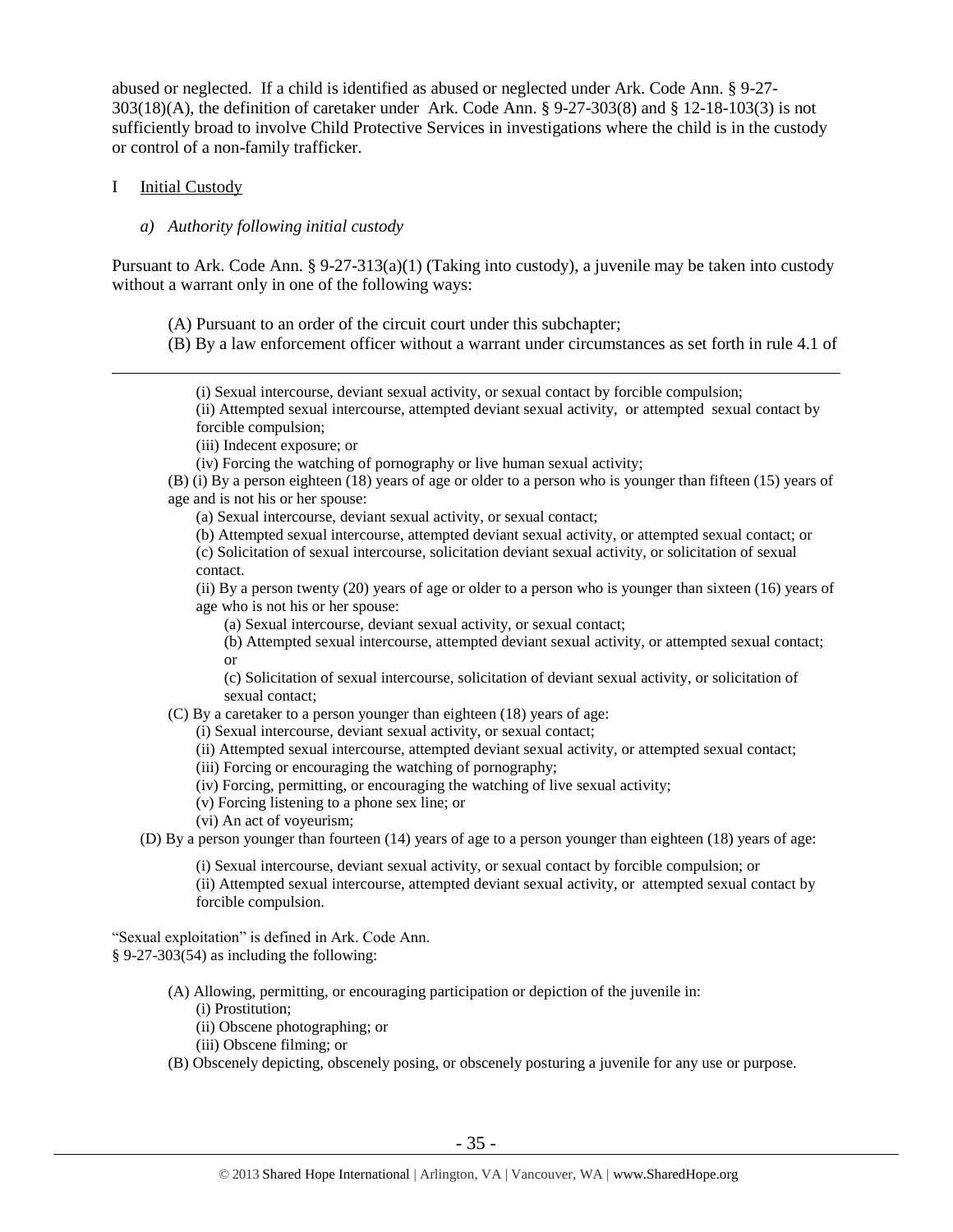abused or neglected. If a child is identified as abused or neglected under Ark. Code Ann. § 9-27-303(18)(A), the definition of caretaker under Ark. Code Ann. § 9-27-303(8) and § 12-18-103(3) is not sufficiently broad to involve Child Protective Services in investigations where the child is in the custody or control of a non-family trafficker.

I Initial Custody

*a) Authority following initial custody*

Pursuant to Ark. Code Ann. § 9-27-313(a)(1) (Taking into custody), a juvenile may be taken into custody without a warrant only in one of the following ways:

> (A) Pursuant to an order of the circuit court under this subchapter;
> (B) By a law enforcement officer without a warrant under circumstances as set forth in rule 4.1 of

---

> (i) Sexual intercourse, deviant sexual activity, or sexual contact by forcible compulsion;
> (ii) Attempted sexual intercourse, attempted deviant sexual activity, or attempted sexual contact by forcible compulsion;
> (iii) Indecent exposure; or
> (iv) Forcing the watching of pornography or live human sexual activity;
>
> (B) (i) By a person eighteen (18) years of age or older to a person who is younger than fifteen (15) years of age and is not his or her spouse:
> (a) Sexual intercourse, deviant sexual activity, or sexual contact;
> (b) Attempted sexual intercourse, attempted deviant sexual activity, or attempted sexual contact; or
> (c) Solicitation of sexual intercourse, solicitation deviant sexual activity, or solicitation of sexual contact.
>
> (ii) By a person twenty (20) years of age or older to a person who is younger than sixteen (16) years of age who is not his or her spouse:
> (a) Sexual intercourse, deviant sexual activity, or sexual contact;
> (b) Attempted sexual intercourse, attempted deviant sexual activity, or attempted sexual contact; or
> (c) Solicitation of sexual intercourse, solicitation of deviant sexual activity, or solicitation of sexual contact;
>
> (C) By a caretaker to a person younger than eighteen (18) years of age:
> (i) Sexual intercourse, deviant sexual activity, or sexual contact;
> (ii) Attempted sexual intercourse, attempted deviant sexual activity, or attempted sexual contact;
> (iii) Forcing or encouraging the watching of pornography;
> (iv) Forcing, permitting, or encouraging the watching of live sexual activity;
> (v) Forcing listening to a phone sex line; or
> (vi) An act of voyeurism;
>
> (D) By a person younger than fourteen (14) years of age to a person younger than eighteen (18) years of age:
> (i) Sexual intercourse, deviant sexual activity, or sexual contact by forcible compulsion; or
> (ii) Attempted sexual intercourse, attempted deviant sexual activity, or attempted sexual contact by forcible compulsion.

"Sexual exploitation" is defined in Ark. Code Ann. § 9-27-303(54) as including the following:

> (A) Allowing, permitting, or encouraging participation or depiction of the juvenile in:
> (i) Prostitution;
> (ii) Obscene photographing; or
> (iii) Obscene filming; or
>
> (B) Obscenely depicting, obscenely posing, or obscenely posturing a juvenile for any use or purpose.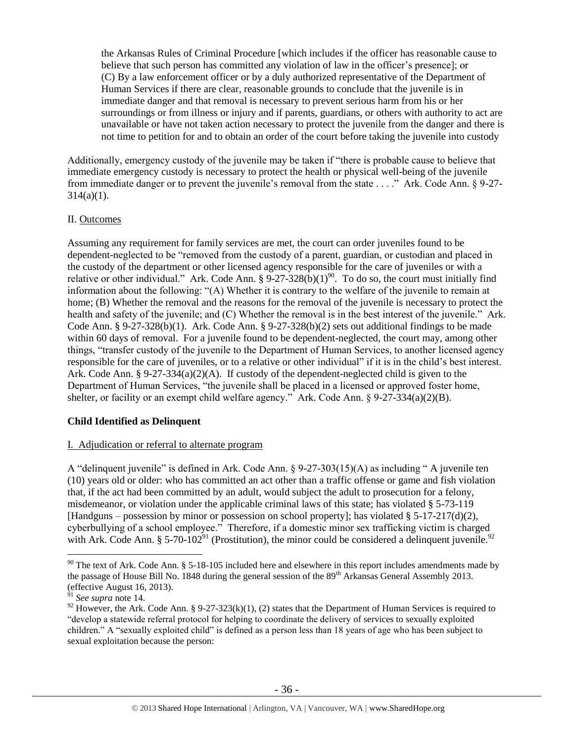the Arkansas Rules of Criminal Procedure [which includes if the officer has reasonable cause to believe that such person has committed any violation of law in the officer's presence]; or
(C) By a law enforcement officer or by a duly authorized representative of the Department of Human Services if there are clear, reasonable grounds to conclude that the juvenile is in immediate danger and that removal is necessary to prevent serious harm from his or her surroundings or from illness or injury and if parents, guardians, or others with authority to act are unavailable or have not taken action necessary to protect the juvenile from the danger and there is not time to petition for and to obtain an order of the court before taking the juvenile into custody

Additionally, emergency custody of the juvenile may be taken if "there is probable cause to believe that immediate emergency custody is necessary to protect the health or physical well-being of the juvenile from immediate danger or to prevent the juvenile's removal from the state . . . ." Ark. Code Ann. § 9-27-314(a)(1).

II. Outcomes

Assuming any requirement for family services are met, the court can order juveniles found to be dependent-neglected to be "removed from the custody of a parent, guardian, or custodian and placed in the custody of the department or other licensed agency responsible for the care of juveniles or with a relative or other individual." Ark. Code Ann. § 9-27-328(b)(1)[90]. To do so, the court must initially find information about the following: "(A) Whether it is contrary to the welfare of the juvenile to remain at home; (B) Whether the removal and the reasons for the removal of the juvenile is necessary to protect the health and safety of the juvenile; and (C) Whether the removal is in the best interest of the juvenile." Ark. Code Ann. § 9-27-328(b)(1). Ark. Code Ann. § 9-27-328(b)(2) sets out additional findings to be made within 60 days of removal. For a juvenile found to be dependent-neglected, the court may, among other things, "transfer custody of the juvenile to the Department of Human Services, to another licensed agency responsible for the care of juveniles, or to a relative or other individual" if it is in the child's best interest. Ark. Code Ann. § 9-27-334(a)(2)(A). If custody of the dependent-neglected child is given to the Department of Human Services, "the juvenile shall be placed in a licensed or approved foster home, shelter, or facility or an exempt child welfare agency." Ark. Code Ann. § 9-27-334(a)(2)(B).

**Child Identified as Delinquent**

I. Adjudication or referral to alternate program

A "delinquent juvenile" is defined in Ark. Code Ann. § 9-27-303(15)(A) as including " A juvenile ten (10) years old or older: who has committed an act other than a traffic offense or game and fish violation that, if the act had been committed by an adult, would subject the adult to prosecution for a felony, misdemeanor, or violation under the applicable criminal laws of this state; has violated § 5-73-119 [Handguns – possession by minor or possession on school property]; has violated § 5-17-217(d)(2), cyberbullying of a school employee." Therefore, if a domestic minor sex trafficking victim is charged with Ark. Code Ann. § 5-70-102[91] (Prostitution), the minor could be considered a delinquent juvenile.[92]

---

[90] The text of Ark. Code Ann. § 5-18-105 included here and elsewhere in this report includes amendments made by the passage of House Bill No. 1848 during the general session of the 89th Arkansas General Assembly 2013. (effective August 16, 2013).

[91] *See supra* note 14.

[92] However, the Ark. Code Ann. § 9-27-323(k)(1), (2) states that the Department of Human Services is required to "develop a statewide referral protocol for helping to coordinate the delivery of services to sexually exploited children." A "sexually exploited child" is defined as a person less than 18 years of age who has been subject to sexual exploitation because the person: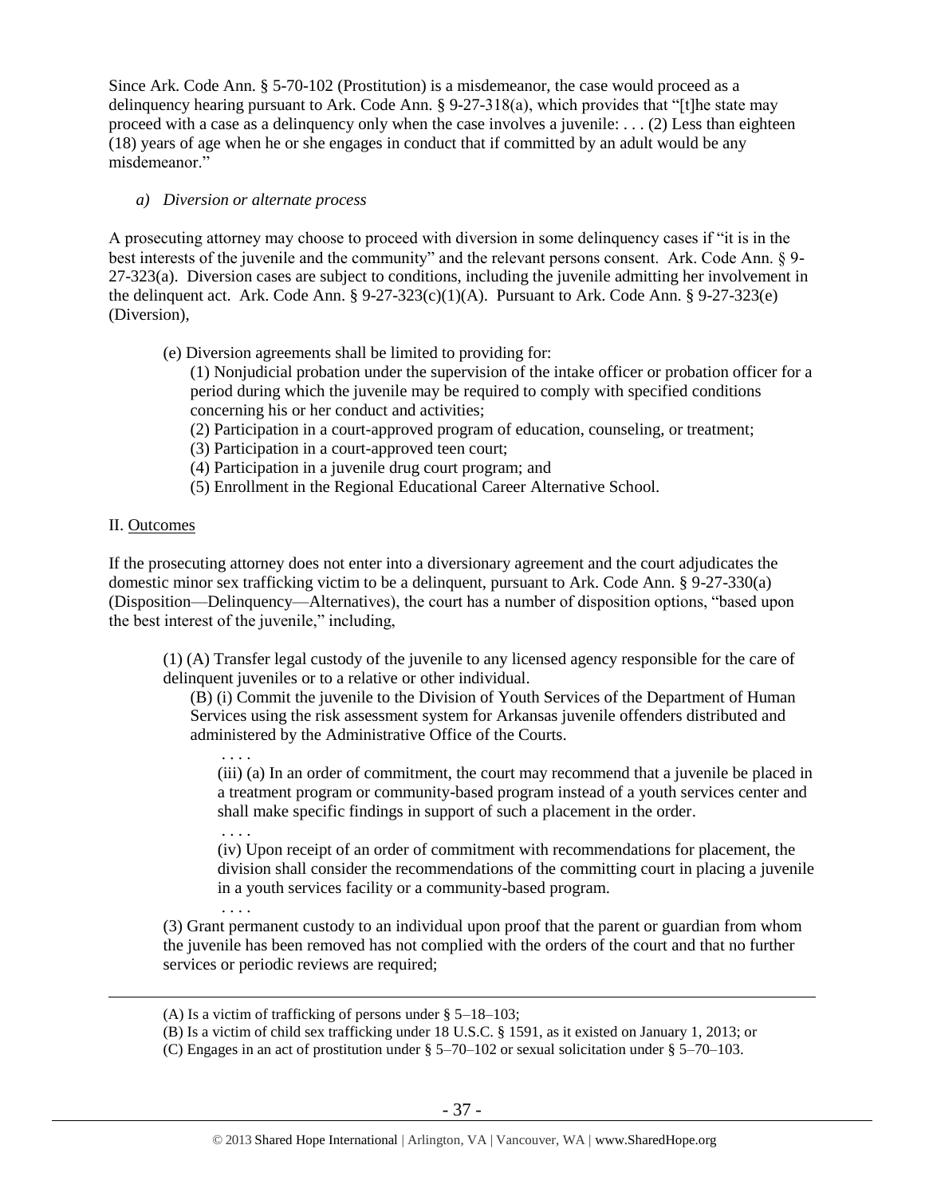Since Ark. Code Ann. § 5-70-102 (Prostitution) is a misdemeanor, the case would proceed as a delinquency hearing pursuant to Ark. Code Ann. § 9-27-318(a), which provides that "[t]he state may proceed with a case as a delinquency only when the case involves a juvenile: . . . (2) Less than eighteen (18) years of age when he or she engages in conduct that if committed by an adult would be any misdemeanor."

*a) Diversion or alternate process*

A prosecuting attorney may choose to proceed with diversion in some delinquency cases if "it is in the best interests of the juvenile and the community" and the relevant persons consent. Ark. Code Ann. § 9-27-323(a). Diversion cases are subject to conditions, including the juvenile admitting her involvement in the delinquent act. Ark. Code Ann. § 9-27-323(c)(1)(A). Pursuant to Ark. Code Ann. § 9-27-323(e) (Diversion),

> (e) Diversion agreements shall be limited to providing for:
>
> (1) Nonjudicial probation under the supervision of the intake officer or probation officer for a period during which the juvenile may be required to comply with specified conditions concerning his or her conduct and activities;
> (2) Participation in a court-approved program of education, counseling, or treatment;
> (3) Participation in a court-approved teen court;
> (4) Participation in a juvenile drug court program; and
> (5) Enrollment in the Regional Educational Career Alternative School.

II. Outcomes

If the prosecuting attorney does not enter into a diversionary agreement and the court adjudicates the domestic minor sex trafficking victim to be a delinquent, pursuant to Ark. Code Ann. § 9-27-330(a) (Disposition—Delinquency—Alternatives), the court has a number of disposition options, "based upon the best interest of the juvenile," including,

> (1) (A) Transfer legal custody of the juvenile to any licensed agency responsible for the care of delinquent juveniles or to a relative or other individual.
>
> (B) (i) Commit the juvenile to the Division of Youth Services of the Department of Human Services using the risk assessment system for Arkansas juvenile offenders distributed and administered by the Administrative Office of the Courts.
>
> . . . .
>
> (iii) (a) In an order of commitment, the court may recommend that a juvenile be placed in a treatment program or community-based program instead of a youth services center and shall make specific findings in support of such a placement in the order.
>
> . . . .
>
> (iv) Upon receipt of an order of commitment with recommendations for placement, the division shall consider the recommendations of the committing court in placing a juvenile in a youth services facility or a community-based program.
>
> . . . .
>
> (3) Grant permanent custody to an individual upon proof that the parent or guardian from whom the juvenile has been removed has not complied with the orders of the court and that no further services or periodic reviews are required;

---

(A) Is a victim of trafficking of persons under § 5–18–103;
(B) Is a victim of child sex trafficking under 18 U.S.C. § 1591, as it existed on January 1, 2013; or
(C) Engages in an act of prostitution under § 5–70–102 or sexual solicitation under § 5–70–103.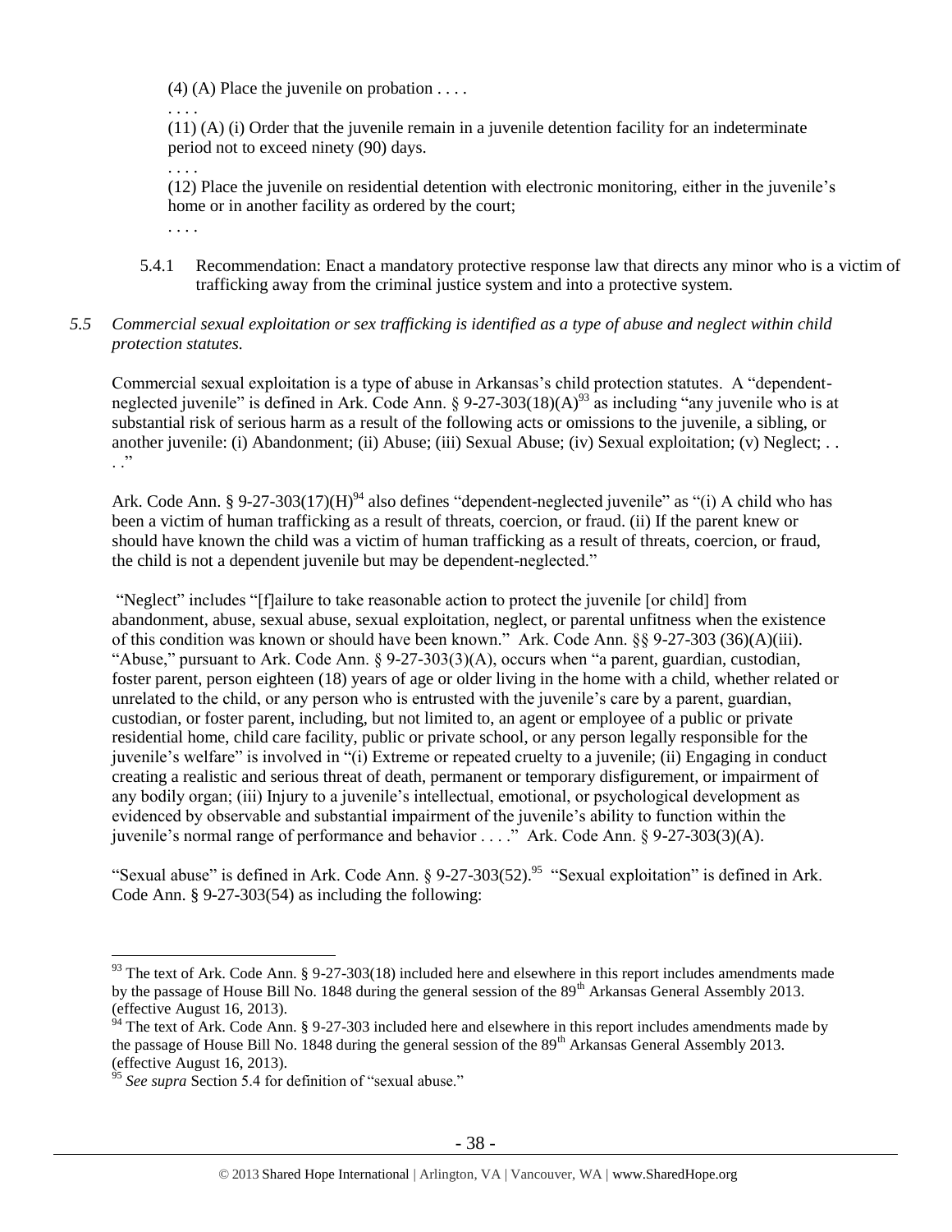(4) (A) Place the juvenile on probation . . . .

. . . .

(11) (A) (i) Order that the juvenile remain in a juvenile detention facility for an indeterminate period not to exceed ninety (90) days.

. . . .

(12) Place the juvenile on residential detention with electronic monitoring, either in the juvenile's home or in another facility as ordered by the court;

. . . .

5.4.1 Recommendation: Enact a mandatory protective response law that directs any minor who is a victim of trafficking away from the criminal justice system and into a protective system.

*5.5 Commercial sexual exploitation or sex trafficking is identified as a type of abuse and neglect within child protection statutes.*

Commercial sexual exploitation is a type of abuse in Arkansas's child protection statutes. A "dependent-neglected juvenile" is defined in Ark. Code Ann. § 9-27-303(18)(A)[93] as including "any juvenile who is at substantial risk of serious harm as a result of the following acts or omissions to the juvenile, a sibling, or another juvenile: (i) Abandonment; (ii) Abuse; (iii) Sexual Abuse; (iv) Sexual exploitation; (v) Neglect; . . . ."

Ark. Code Ann. § 9-27-303(17)(H)[94] also defines "dependent-neglected juvenile" as "(i) A child who has been a victim of human trafficking as a result of threats, coercion, or fraud. (ii) If the parent knew or should have known the child was a victim of human trafficking as a result of threats, coercion, or fraud, the child is not a dependent juvenile but may be dependent-neglected."

"Neglect" includes "[f]ailure to take reasonable action to protect the juvenile [or child] from abandonment, abuse, sexual abuse, sexual exploitation, neglect, or parental unfitness when the existence of this condition was known or should have been known." Ark. Code Ann. §§ 9-27-303 (36)(A)(iii). "Abuse," pursuant to Ark. Code Ann. § 9-27-303(3)(A), occurs when "a parent, guardian, custodian, foster parent, person eighteen (18) years of age or older living in the home with a child, whether related or unrelated to the child, or any person who is entrusted with the juvenile's care by a parent, guardian, custodian, or foster parent, including, but not limited to, an agent or employee of a public or private residential home, child care facility, public or private school, or any person legally responsible for the juvenile's welfare" is involved in "(i) Extreme or repeated cruelty to a juvenile; (ii) Engaging in conduct creating a realistic and serious threat of death, permanent or temporary disfigurement, or impairment of any bodily organ; (iii) Injury to a juvenile's intellectual, emotional, or psychological development as evidenced by observable and substantial impairment of the juvenile's ability to function within the juvenile's normal range of performance and behavior . . . ." Ark. Code Ann. § 9-27-303(3)(A).

"Sexual abuse" is defined in Ark. Code Ann. § 9-27-303(52).[95] "Sexual exploitation" is defined in Ark. Code Ann. § 9-27-303(54) as including the following:

---

[93] The text of Ark. Code Ann. § 9-27-303(18) included here and elsewhere in this report includes amendments made by the passage of House Bill No. 1848 during the general session of the 89th Arkansas General Assembly 2013. (effective August 16, 2013).

[94] The text of Ark. Code Ann. § 9-27-303 included here and elsewhere in this report includes amendments made by the passage of House Bill No. 1848 during the general session of the 89th Arkansas General Assembly 2013. (effective August 16, 2013).

[95] *See supra* Section 5.4 for definition of "sexual abuse."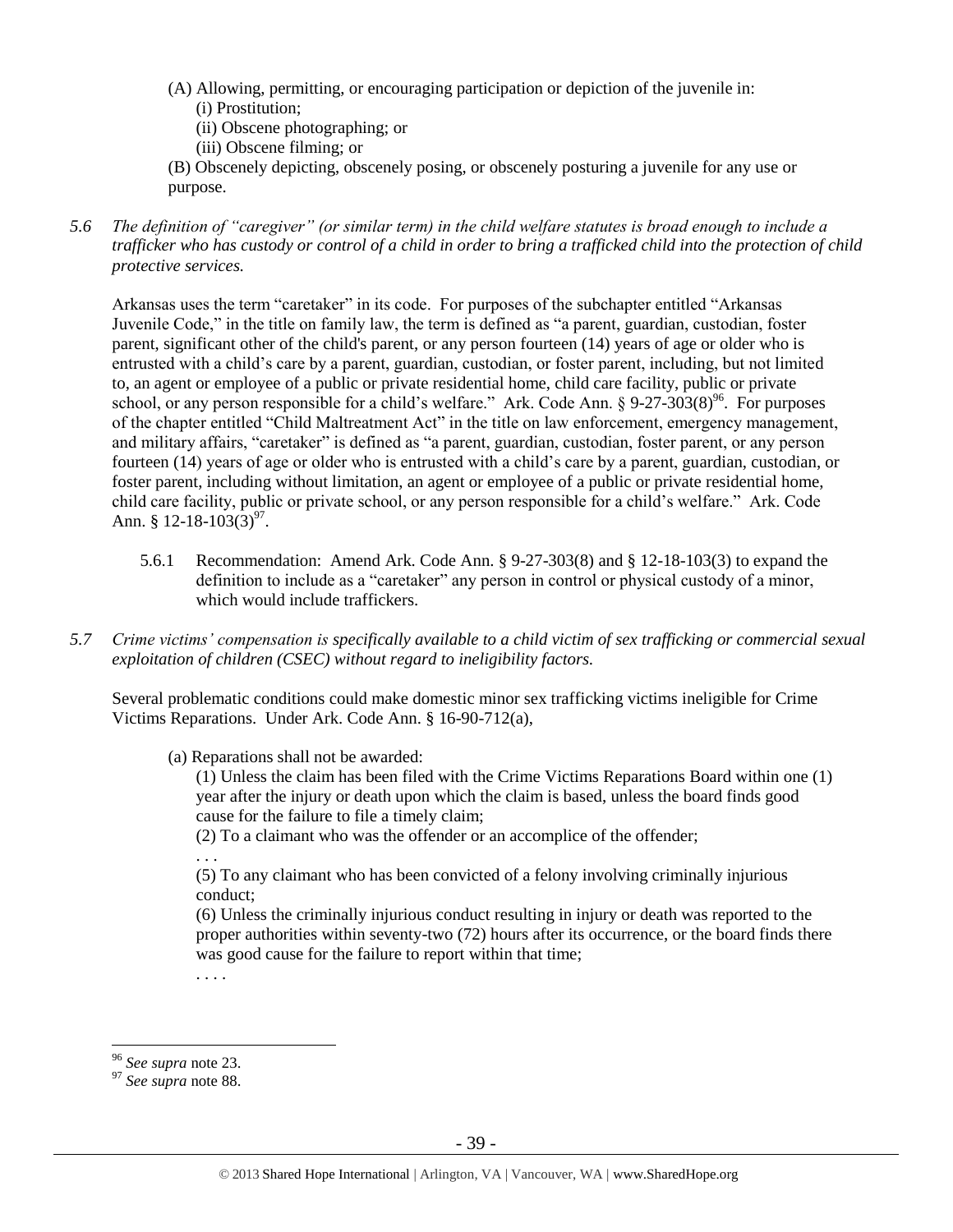(A) Allowing, permitting, or encouraging participation or depiction of the juvenile in:
  (i) Prostitution;
  (ii) Obscene photographing; or
  (iii) Obscene filming; or

(B) Obscenely depicting, obscenely posing, or obscenely posturing a juvenile for any use or purpose.

*5.6 The definition of "caregiver" (or similar term) in the child welfare statutes is broad enough to include a trafficker who has custody or control of a child in order to bring a trafficked child into the protection of child protective services.*

Arkansas uses the term "caretaker" in its code. For purposes of the subchapter entitled "Arkansas Juvenile Code," in the title on family law, the term is defined as "a parent, guardian, custodian, foster parent, significant other of the child's parent, or any person fourteen (14) years of age or older who is entrusted with a child's care by a parent, guardian, custodian, or foster parent, including, but not limited to, an agent or employee of a public or private residential home, child care facility, public or private school, or any person responsible for a child's welfare." Ark. Code Ann. § 9-27-303(8)[96]. For purposes of the chapter entitled "Child Maltreatment Act" in the title on law enforcement, emergency management, and military affairs, "caretaker" is defined as "a parent, guardian, custodian, foster parent, or any person fourteen (14) years of age or older who is entrusted with a child's care by a parent, guardian, custodian, or foster parent, including without limitation, an agent or employee of a public or private residential home, child care facility, public or private school, or any person responsible for a child's welfare." Ark. Code Ann. § 12-18-103(3)[97].

5.6.1 Recommendation: Amend Ark. Code Ann. § 9-27-303(8) and § 12-18-103(3) to expand the definition to include as a "caretaker" any person in control or physical custody of a minor, which would include traffickers.

*5.7 Crime victims' compensation is specifically available to a child victim of sex trafficking or commercial sexual exploitation of children (CSEC) without regard to ineligibility factors.*

Several problematic conditions could make domestic minor sex trafficking victims ineligible for Crime Victims Reparations. Under Ark. Code Ann. § 16-90-712(a),

(a) Reparations shall not be awarded:

(1) Unless the claim has been filed with the Crime Victims Reparations Board within one (1) year after the injury or death upon which the claim is based, unless the board finds good cause for the failure to file a timely claim;

(2) To a claimant who was the offender or an accomplice of the offender;

. . .

(5) To any claimant who has been convicted of a felony involving criminally injurious conduct;

(6) Unless the criminally injurious conduct resulting in injury or death was reported to the proper authorities within seventy-two (72) hours after its occurrence, or the board finds there was good cause for the failure to report within that time;

. . . .

---

[96] *See supra* note 23.

[97] *See supra* note 88.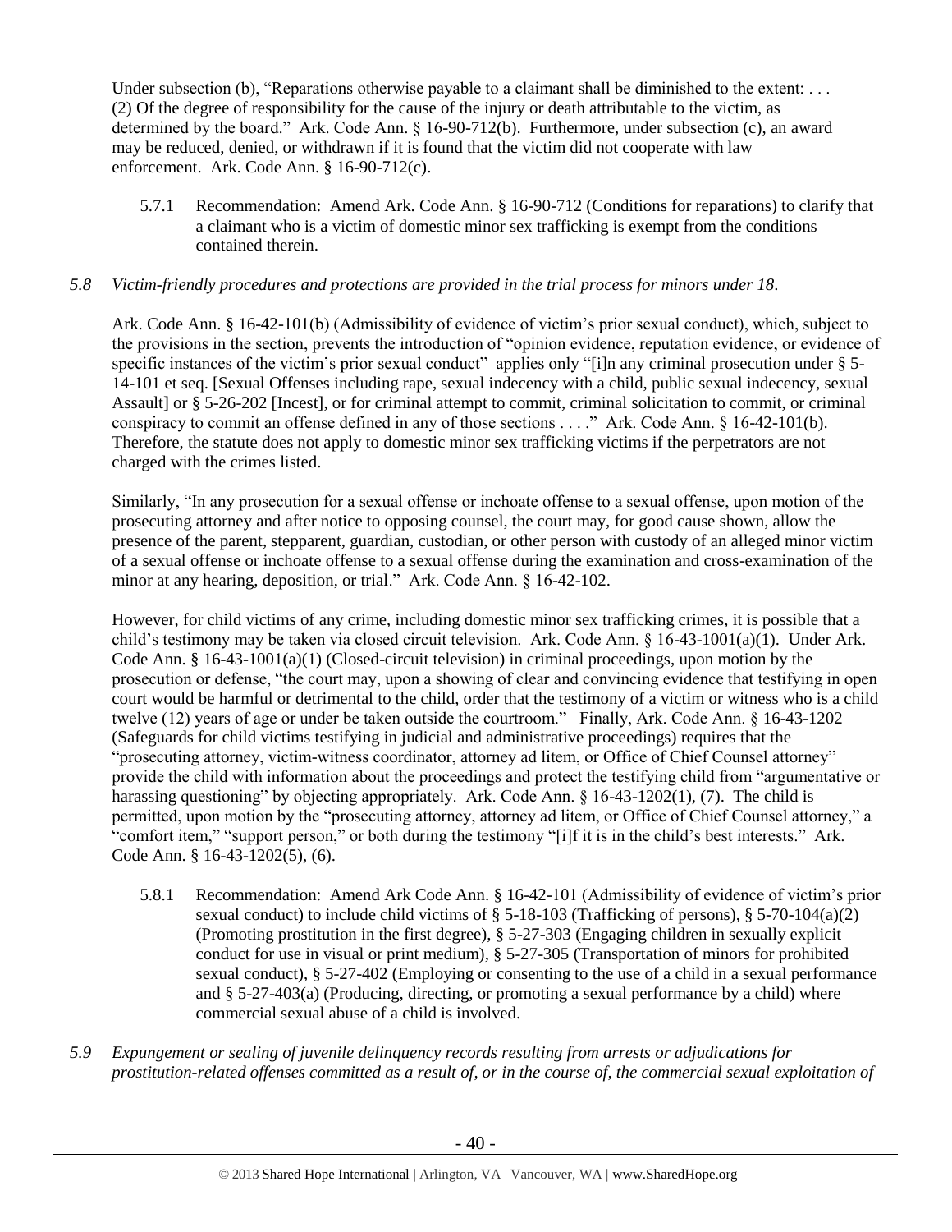Under subsection (b), "Reparations otherwise payable to a claimant shall be diminished to the extent: . . . (2) Of the degree of responsibility for the cause of the injury or death attributable to the victim, as determined by the board." Ark. Code Ann. § 16-90-712(b). Furthermore, under subsection (c), an award may be reduced, denied, or withdrawn if it is found that the victim did not cooperate with law enforcement. Ark. Code Ann. § 16-90-712(c).

5.7.1 Recommendation: Amend Ark. Code Ann. § 16-90-712 (Conditions for reparations) to clarify that a claimant who is a victim of domestic minor sex trafficking is exempt from the conditions contained therein.

*5.8 Victim-friendly procedures and protections are provided in the trial process for minors under 18.*

Ark. Code Ann. § 16-42-101(b) (Admissibility of evidence of victim's prior sexual conduct), which, subject to the provisions in the section, prevents the introduction of "opinion evidence, reputation evidence, or evidence of specific instances of the victim's prior sexual conduct" applies only "[i]n any criminal prosecution under § 5-14-101 et seq. [Sexual Offenses including rape, sexual indecency with a child, public sexual indecency, sexual Assault] or § 5-26-202 [Incest], or for criminal attempt to commit, criminal solicitation to commit, or criminal conspiracy to commit an offense defined in any of those sections . . . ." Ark. Code Ann. § 16-42-101(b). Therefore, the statute does not apply to domestic minor sex trafficking victims if the perpetrators are not charged with the crimes listed.

Similarly, "In any prosecution for a sexual offense or inchoate offense to a sexual offense, upon motion of the prosecuting attorney and after notice to opposing counsel, the court may, for good cause shown, allow the presence of the parent, stepparent, guardian, custodian, or other person with custody of an alleged minor victim of a sexual offense or inchoate offense to a sexual offense during the examination and cross-examination of the minor at any hearing, deposition, or trial." Ark. Code Ann. § 16-42-102.

However, for child victims of any crime, including domestic minor sex trafficking crimes, it is possible that a child's testimony may be taken via closed circuit television. Ark. Code Ann. § 16-43-1001(a)(1). Under Ark. Code Ann. § 16-43-1001(a)(1) (Closed-circuit television) in criminal proceedings, upon motion by the prosecution or defense, "the court may, upon a showing of clear and convincing evidence that testifying in open court would be harmful or detrimental to the child, order that the testimony of a victim or witness who is a child twelve (12) years of age or under be taken outside the courtroom." Finally, Ark. Code Ann. § 16-43-1202 (Safeguards for child victims testifying in judicial and administrative proceedings) requires that the "prosecuting attorney, victim-witness coordinator, attorney ad litem, or Office of Chief Counsel attorney" provide the child with information about the proceedings and protect the testifying child from "argumentative or harassing questioning" by objecting appropriately. Ark. Code Ann. § 16-43-1202(1), (7). The child is permitted, upon motion by the "prosecuting attorney, attorney ad litem, or Office of Chief Counsel attorney," a "comfort item," "support person," or both during the testimony "[i]f it is in the child's best interests." Ark. Code Ann. § 16-43-1202(5), (6).

5.8.1 Recommendation: Amend Ark Code Ann. § 16-42-101 (Admissibility of evidence of victim's prior sexual conduct) to include child victims of § 5-18-103 (Trafficking of persons), § 5-70-104(a)(2) (Promoting prostitution in the first degree), § 5-27-303 (Engaging children in sexually explicit conduct for use in visual or print medium), § 5-27-305 (Transportation of minors for prohibited sexual conduct), § 5-27-402 (Employing or consenting to the use of a child in a sexual performance and § 5-27-403(a) (Producing, directing, or promoting a sexual performance by a child) where commercial sexual abuse of a child is involved.

*5.9 Expungement or sealing of juvenile delinquency records resulting from arrests or adjudications for prostitution-related offenses committed as a result of, or in the course of, the commercial sexual exploitation of*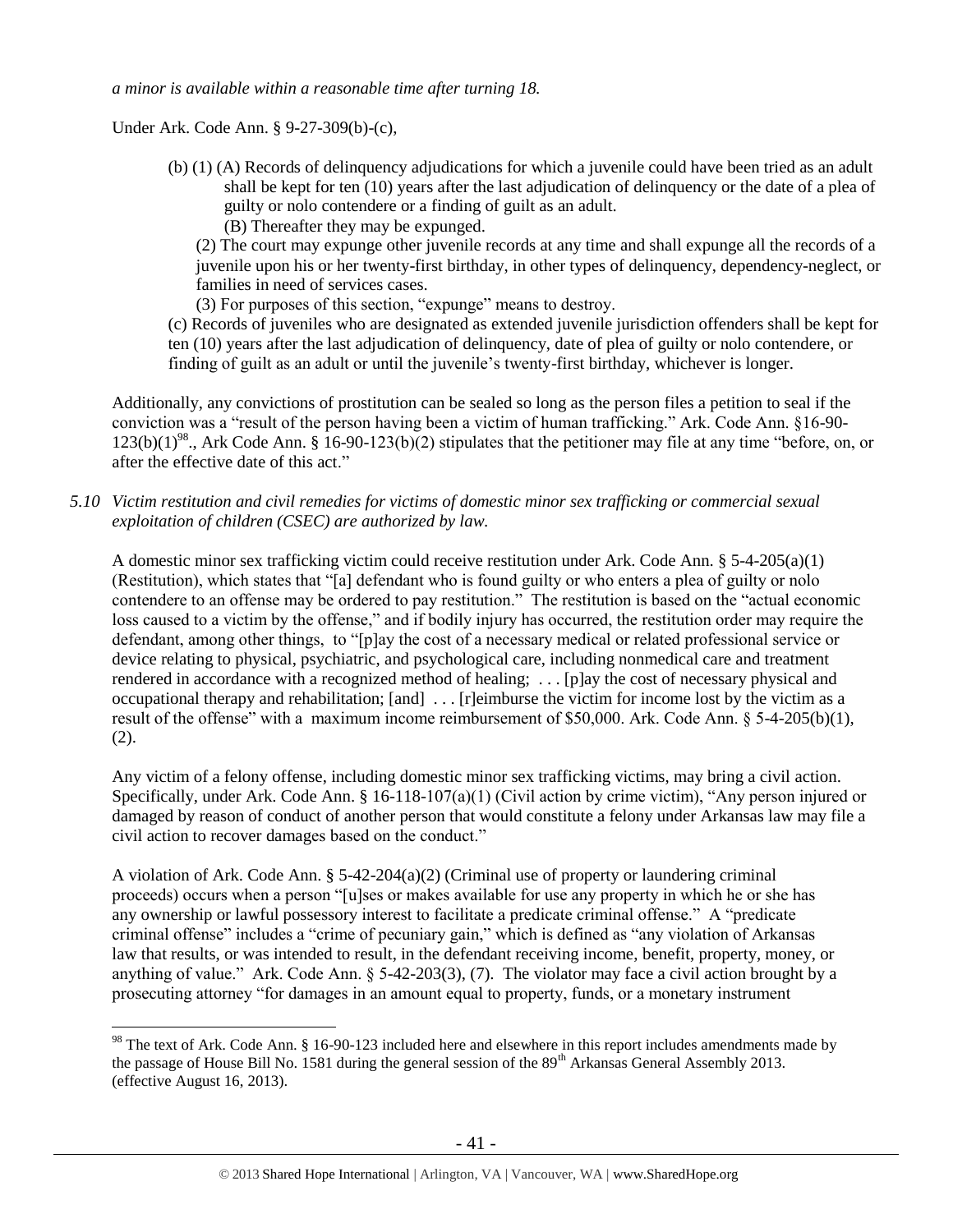*a minor is available within a reasonable time after turning 18.*

Under Ark. Code Ann. § 9-27-309(b)-(c),

> (b) (1) (A) Records of delinquency adjudications for which a juvenile could have been tried as an adult shall be kept for ten (10) years after the last adjudication of delinquency or the date of a plea of guilty or nolo contendere or a finding of guilt as an adult.
> (B) Thereafter they may be expunged.
> (2) The court may expunge other juvenile records at any time and shall expunge all the records of a juvenile upon his or her twenty-first birthday, in other types of delinquency, dependency-neglect, or families in need of services cases.
> (3) For purposes of this section, "expunge" means to destroy.
> (c) Records of juveniles who are designated as extended juvenile jurisdiction offenders shall be kept for ten (10) years after the last adjudication of delinquency, date of plea of guilty or nolo contendere, or finding of guilt as an adult or until the juvenile's twenty-first birthday, whichever is longer.

Additionally, any convictions of prostitution can be sealed so long as the person files a petition to seal if the conviction was a "result of the person having been a victim of human trafficking." Ark. Code Ann. §16-90-123(b)(1)[98]., Ark Code Ann. § 16-90-123(b)(2) stipulates that the petitioner may file at any time "before, on, or after the effective date of this act."

*5.10 Victim restitution and civil remedies for victims of domestic minor sex trafficking or commercial sexual exploitation of children (CSEC) are authorized by law.*

A domestic minor sex trafficking victim could receive restitution under Ark. Code Ann. § 5-4-205(a)(1) (Restitution), which states that "[a] defendant who is found guilty or who enters a plea of guilty or nolo contendere to an offense may be ordered to pay restitution." The restitution is based on the "actual economic loss caused to a victim by the offense," and if bodily injury has occurred, the restitution order may require the defendant, among other things, to "[p]ay the cost of a necessary medical or related professional service or device relating to physical, psychiatric, and psychological care, including nonmedical care and treatment rendered in accordance with a recognized method of healing; . . . [p]ay the cost of necessary physical and occupational therapy and rehabilitation; [and] . . . [r]eimburse the victim for income lost by the victim as a result of the offense" with a maximum income reimbursement of $50,000. Ark. Code Ann. § 5-4-205(b)(1), (2).

Any victim of a felony offense, including domestic minor sex trafficking victims, may bring a civil action. Specifically, under Ark. Code Ann. § 16-118-107(a)(1) (Civil action by crime victim), "Any person injured or damaged by reason of conduct of another person that would constitute a felony under Arkansas law may file a civil action to recover damages based on the conduct."

A violation of Ark. Code Ann. § 5-42-204(a)(2) (Criminal use of property or laundering criminal proceeds) occurs when a person "[u]ses or makes available for use any property in which he or she has any ownership or lawful possessory interest to facilitate a predicate criminal offense." A "predicate criminal offense" includes a "crime of pecuniary gain," which is defined as "any violation of Arkansas law that results, or was intended to result, in the defendant receiving income, benefit, property, money, or anything of value." Ark. Code Ann. § 5-42-203(3), (7). The violator may face a civil action brought by a prosecuting attorney "for damages in an amount equal to property, funds, or a monetary instrument

---

[98] The text of Ark. Code Ann. § 16-90-123 included here and elsewhere in this report includes amendments made by the passage of House Bill No. 1581 during the general session of the 89th Arkansas General Assembly 2013. (effective August 16, 2013).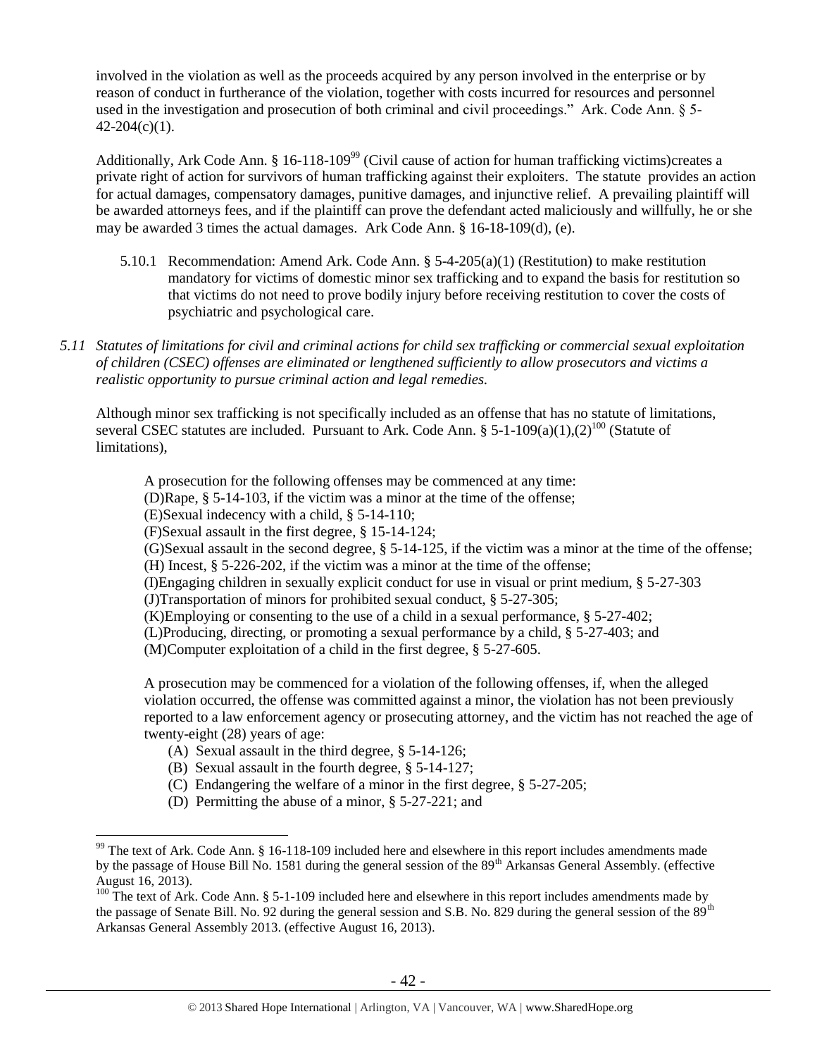involved in the violation as well as the proceeds acquired by any person involved in the enterprise or by reason of conduct in furtherance of the violation, together with costs incurred for resources and personnel used in the investigation and prosecution of both criminal and civil proceedings." Ark. Code Ann. § 5-42-204(c)(1).

Additionally, Ark Code Ann. § 16-118-109[99] (Civil cause of action for human trafficking victims)creates a private right of action for survivors of human trafficking against their exploiters. The statute provides an action for actual damages, compensatory damages, punitive damages, and injunctive relief. A prevailing plaintiff will be awarded attorneys fees, and if the plaintiff can prove the defendant acted maliciously and willfully, he or she may be awarded 3 times the actual damages. Ark Code Ann. § 16-18-109(d), (e).

5.10.1 Recommendation: Amend Ark. Code Ann. § 5-4-205(a)(1) (Restitution) to make restitution mandatory for victims of domestic minor sex trafficking and to expand the basis for restitution so that victims do not need to prove bodily injury before receiving restitution to cover the costs of psychiatric and psychological care.

*5.11 Statutes of limitations for civil and criminal actions for child sex trafficking or commercial sexual exploitation of children (CSEC) offenses are eliminated or lengthened sufficiently to allow prosecutors and victims a realistic opportunity to pursue criminal action and legal remedies.*

Although minor sex trafficking is not specifically included as an offense that has no statute of limitations, several CSEC statutes are included. Pursuant to Ark. Code Ann. § 5-1-109(a)(1),(2)[100] (Statute of limitations),

> A prosecution for the following offenses may be commenced at any time:
> (D)Rape, § 5-14-103, if the victim was a minor at the time of the offense;
> (E)Sexual indecency with a child, § 5-14-110;
> (F)Sexual assault in the first degree, § 15-14-124;
> (G)Sexual assault in the second degree, § 5-14-125, if the victim was a minor at the time of the offense;
> (H) Incest, § 5-226-202, if the victim was a minor at the time of the offense;
> (I)Engaging children in sexually explicit conduct for use in visual or print medium, § 5-27-303
> (J)Transportation of minors for prohibited sexual conduct, § 5-27-305;
> (K)Employing or consenting to the use of a child in a sexual performance, § 5-27-402;
> (L)Producing, directing, or promoting a sexual performance by a child, § 5-27-403; and
> (M)Computer exploitation of a child in the first degree, § 5-27-605.
>
> A prosecution may be commenced for a violation of the following offenses, if, when the alleged violation occurred, the offense was committed against a minor, the violation has not been previously reported to a law enforcement agency or prosecuting attorney, and the victim has not reached the age of twenty-eight (28) years of age:
> (A) Sexual assault in the third degree, § 5-14-126;
> (B) Sexual assault in the fourth degree, § 5-14-127;
> (C) Endangering the welfare of a minor in the first degree, § 5-27-205;
> (D) Permitting the abuse of a minor, § 5-27-221; and

---

[99] The text of Ark. Code Ann. § 16-118-109 included here and elsewhere in this report includes amendments made by the passage of House Bill No. 1581 during the general session of the 89th Arkansas General Assembly. (effective August 16, 2013).

[100] The text of Ark. Code Ann. § 5-1-109 included here and elsewhere in this report includes amendments made by the passage of Senate Bill. No. 92 during the general session and S.B. No. 829 during the general session of the 89th Arkansas General Assembly 2013. (effective August 16, 2013).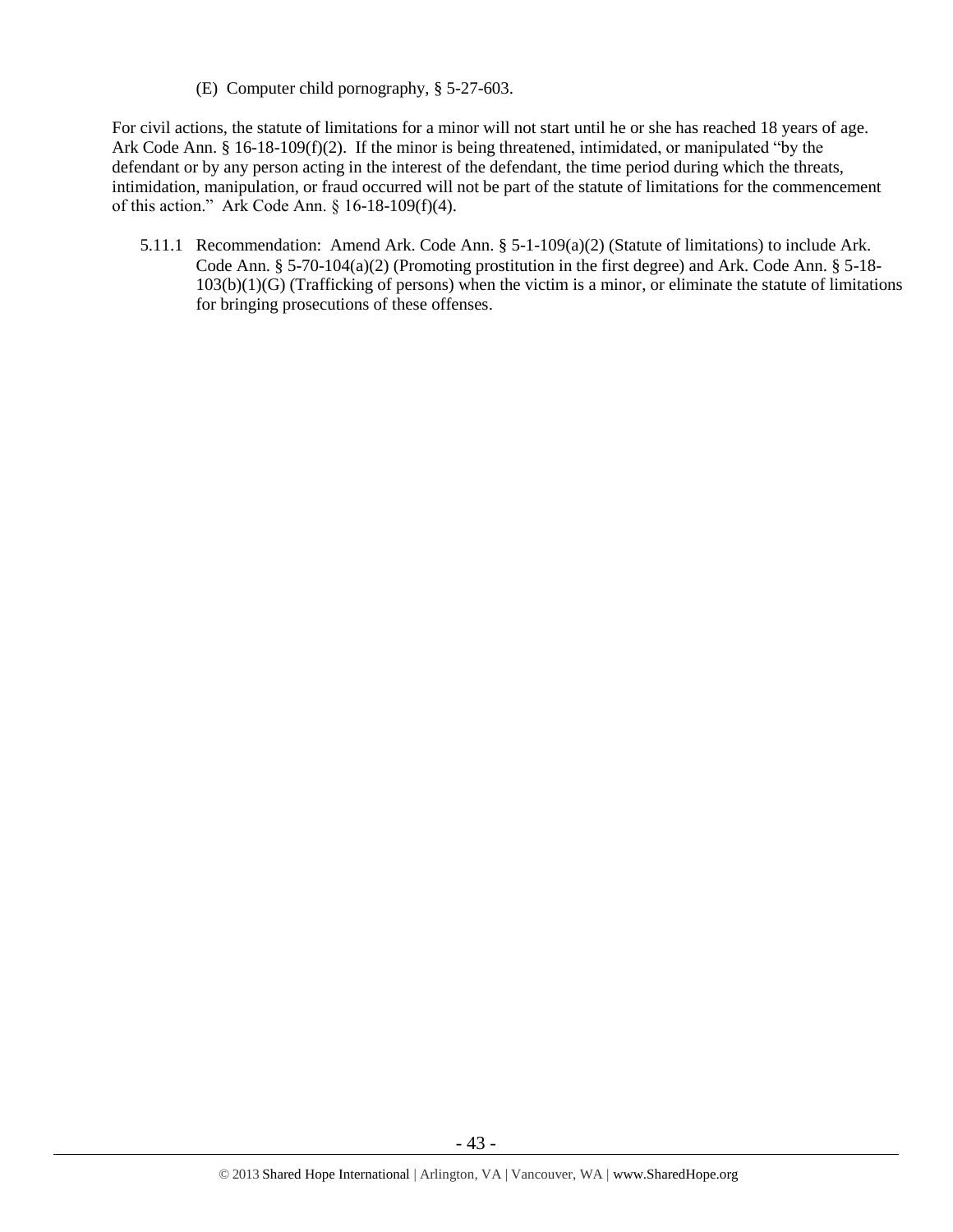(E) Computer child pornography, § 5-27-603.

For civil actions, the statute of limitations for a minor will not start until he or she has reached 18 years of age. Ark Code Ann. § 16-18-109(f)(2). If the minor is being threatened, intimidated, or manipulated "by the defendant or by any person acting in the interest of the defendant, the time period during which the threats, intimidation, manipulation, or fraud occurred will not be part of the statute of limitations for the commencement of this action." Ark Code Ann. § 16-18-109(f)(4).

5.11.1 Recommendation: Amend Ark. Code Ann. § 5-1-109(a)(2) (Statute of limitations) to include Ark. Code Ann. § 5-70-104(a)(2) (Promoting prostitution in the first degree) and Ark. Code Ann. § 5-18-103(b)(1)(G) (Trafficking of persons) when the victim is a minor, or eliminate the statute of limitations for bringing prosecutions of these offenses.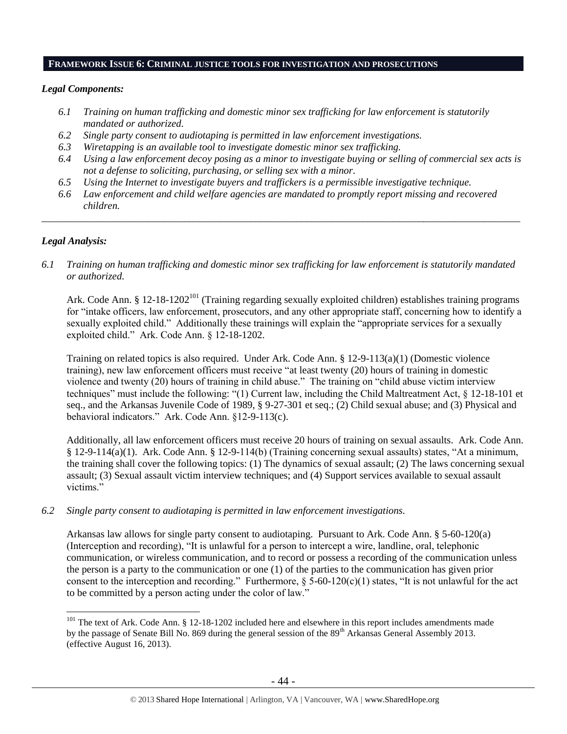## FRAMEWORK ISSUE 6: CRIMINAL JUSTICE TOOLS FOR INVESTIGATION AND PROSECUTIONS

### *Legal Components:*

*6.1 Training on human trafficking and domestic minor sex trafficking for law enforcement is statutorily mandated or authorized.*

*6.2 Single party consent to audiotaping is permitted in law enforcement investigations.*

*6.3 Wiretapping is an available tool to investigate domestic minor sex trafficking.*

*6.4 Using a law enforcement decoy posing as a minor to investigate buying or selling of commercial sex acts is not a defense to soliciting, purchasing, or selling sex with a minor.*

*6.5 Using the Internet to investigate buyers and traffickers is a permissible investigative technique.*

*6.6 Law enforcement and child welfare agencies are mandated to promptly report missing and recovered children.*

---

### *Legal Analysis:*

*6.1 Training on human trafficking and domestic minor sex trafficking for law enforcement is statutorily mandated or authorized.*

Ark. Code Ann. § 12-18-1202[101] (Training regarding sexually exploited children) establishes training programs for "intake officers, law enforcement, prosecutors, and any other appropriate staff, concerning how to identify a sexually exploited child." Additionally these trainings will explain the "appropriate services for a sexually exploited child." Ark. Code Ann. § 12-18-1202.

Training on related topics is also required. Under Ark. Code Ann. § 12-9-113(a)(1) (Domestic violence training), new law enforcement officers must receive "at least twenty (20) hours of training in domestic violence and twenty (20) hours of training in child abuse." The training on "child abuse victim interview techniques" must include the following: "(1) Current law, including the Child Maltreatment Act, § 12-18-101 et seq., and the Arkansas Juvenile Code of 1989, § 9-27-301 et seq.; (2) Child sexual abuse; and (3) Physical and behavioral indicators." Ark. Code Ann. §12-9-113(c).

Additionally, all law enforcement officers must receive 20 hours of training on sexual assaults. Ark. Code Ann. § 12-9-114(a)(1). Ark. Code Ann. § 12-9-114(b) (Training concerning sexual assaults) states, "At a minimum, the training shall cover the following topics: (1) The dynamics of sexual assault; (2) The laws concerning sexual assault; (3) Sexual assault victim interview techniques; and (4) Support services available to sexual assault victims."

*6.2 Single party consent to audiotaping is permitted in law enforcement investigations.*

Arkansas law allows for single party consent to audiotaping. Pursuant to Ark. Code Ann. § 5-60-120(a) (Interception and recording), "It is unlawful for a person to intercept a wire, landline, oral, telephonic communication, or wireless communication, and to record or possess a recording of the communication unless the person is a party to the communication or one (1) of the parties to the communication has given prior consent to the interception and recording." Furthermore, § 5-60-120(c)(1) states, "It is not unlawful for the act to be committed by a person acting under the color of law."

---

[101] The text of Ark. Code Ann. § 12-18-1202 included here and elsewhere in this report includes amendments made by the passage of Senate Bill No. 869 during the general session of the 89th Arkansas General Assembly 2013. (effective August 16, 2013).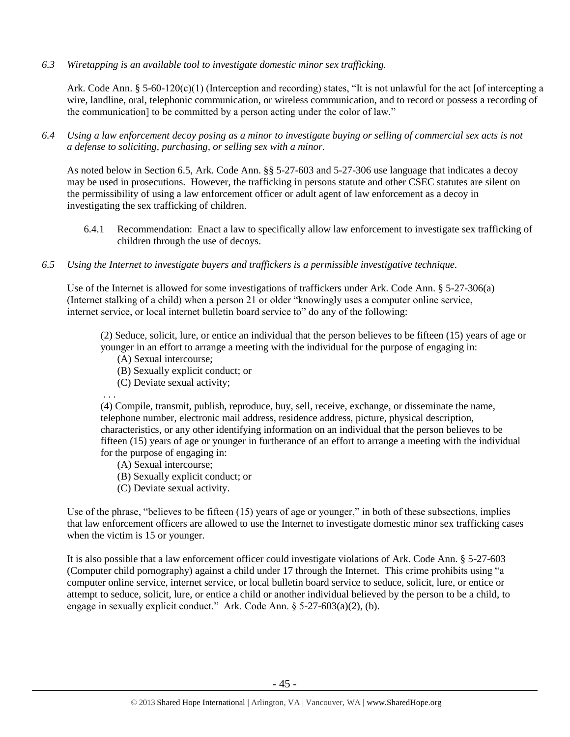*6.3 Wiretapping is an available tool to investigate domestic minor sex trafficking.*

Ark. Code Ann. § 5-60-120(c)(1) (Interception and recording) states, "It is not unlawful for the act [of intercepting a wire, landline, oral, telephonic communication, or wireless communication, and to record or possess a recording of the communication] to be committed by a person acting under the color of law."

*6.4 Using a law enforcement decoy posing as a minor to investigate buying or selling of commercial sex acts is not a defense to soliciting, purchasing, or selling sex with a minor.*

As noted below in Section 6.5, Ark. Code Ann. §§ 5-27-603 and 5-27-306 use language that indicates a decoy may be used in prosecutions. However, the trafficking in persons statute and other CSEC statutes are silent on the permissibility of using a law enforcement officer or adult agent of law enforcement as a decoy in investigating the sex trafficking of children.

6.4.1 Recommendation: Enact a law to specifically allow law enforcement to investigate sex trafficking of children through the use of decoys.

*6.5 Using the Internet to investigate buyers and traffickers is a permissible investigative technique.*

Use of the Internet is allowed for some investigations of traffickers under Ark. Code Ann. § 5-27-306(a) (Internet stalking of a child) when a person 21 or older "knowingly uses a computer online service, internet service, or local internet bulletin board service to" do any of the following:

> (2) Seduce, solicit, lure, or entice an individual that the person believes to be fifteen (15) years of age or younger in an effort to arrange a meeting with the individual for the purpose of engaging in:
> (A) Sexual intercourse;
> (B) Sexually explicit conduct; or
> (C) Deviate sexual activity;
> . . .
> (4) Compile, transmit, publish, reproduce, buy, sell, receive, exchange, or disseminate the name, telephone number, electronic mail address, residence address, picture, physical description, characteristics, or any other identifying information on an individual that the person believes to be fifteen (15) years of age or younger in furtherance of an effort to arrange a meeting with the individual for the purpose of engaging in:
> (A) Sexual intercourse;
> (B) Sexually explicit conduct; or
> (C) Deviate sexual activity.

Use of the phrase, "believes to be fifteen (15) years of age or younger," in both of these subsections, implies that law enforcement officers are allowed to use the Internet to investigate domestic minor sex trafficking cases when the victim is 15 or younger.

It is also possible that a law enforcement officer could investigate violations of Ark. Code Ann. § 5-27-603 (Computer child pornography) against a child under 17 through the Internet. This crime prohibits using "a computer online service, internet service, or local bulletin board service to seduce, solicit, lure, or entice or attempt to seduce, solicit, lure, or entice a child or another individual believed by the person to be a child, to engage in sexually explicit conduct." Ark. Code Ann. § 5-27-603(a)(2), (b).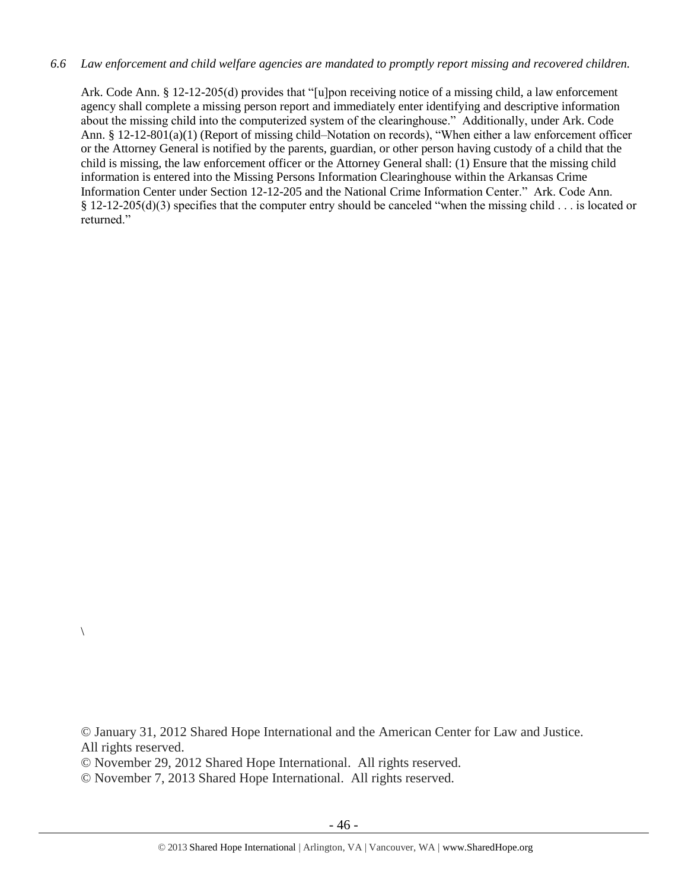*6.6 Law enforcement and child welfare agencies are mandated to promptly report missing and recovered children.*

Ark. Code Ann. § 12-12-205(d) provides that "[u]pon receiving notice of a missing child, a law enforcement agency shall complete a missing person report and immediately enter identifying and descriptive information about the missing child into the computerized system of the clearinghouse." Additionally, under Ark. Code Ann. § 12-12-801(a)(1) (Report of missing child–Notation on records), "When either a law enforcement officer or the Attorney General is notified by the parents, guardian, or other person having custody of a child that the child is missing, the law enforcement officer or the Attorney General shall: (1) Ensure that the missing child information is entered into the Missing Persons Information Clearinghouse within the Arkansas Crime Information Center under Section 12-12-205 and the National Crime Information Center." Ark. Code Ann. § 12-12-205(d)(3) specifies that the computer entry should be canceled "when the missing child . . . is located or returned."

\

© January 31, 2012 Shared Hope International and the American Center for Law and Justice. All rights reserved.
© November 29, 2012 Shared Hope International. All rights reserved.
© November 7, 2013 Shared Hope International. All rights reserved.